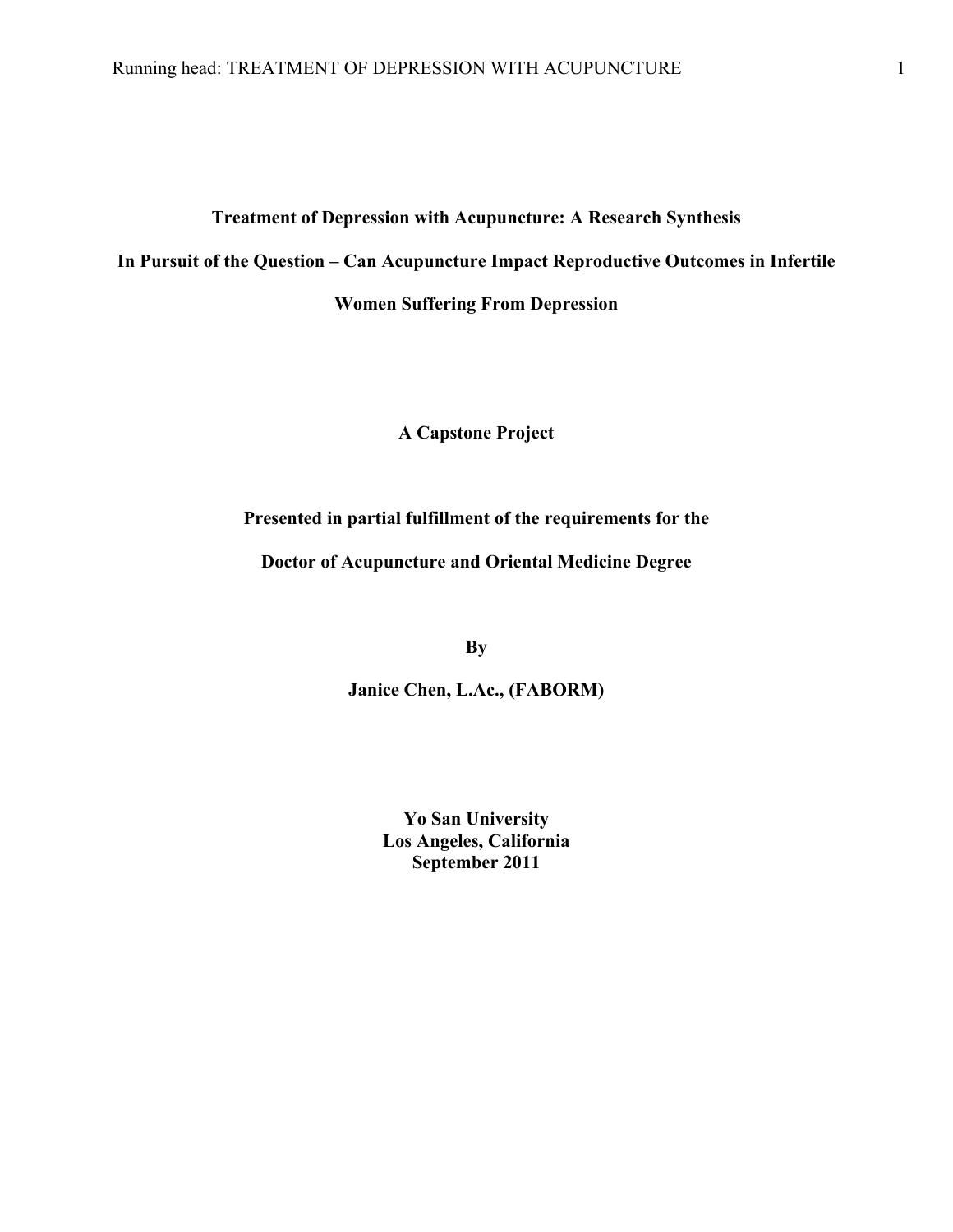# Treatment of Depression with Acupuncture: A Research Synthesis

## In Pursuit of the Question – Can Acupuncture Impact Reproductive Outcomes in Infertile Women Suffering From Depression

**A Capstone Project**

**Presented in partial fulfillment of the requirements for the**

**Doctor of Acupuncture and Oriental Medicine Degree**

**By**

**Janice Chen, L.Ac., (FABORM)**

**Yo San University**
**Los Angeles, California**
**September 2011**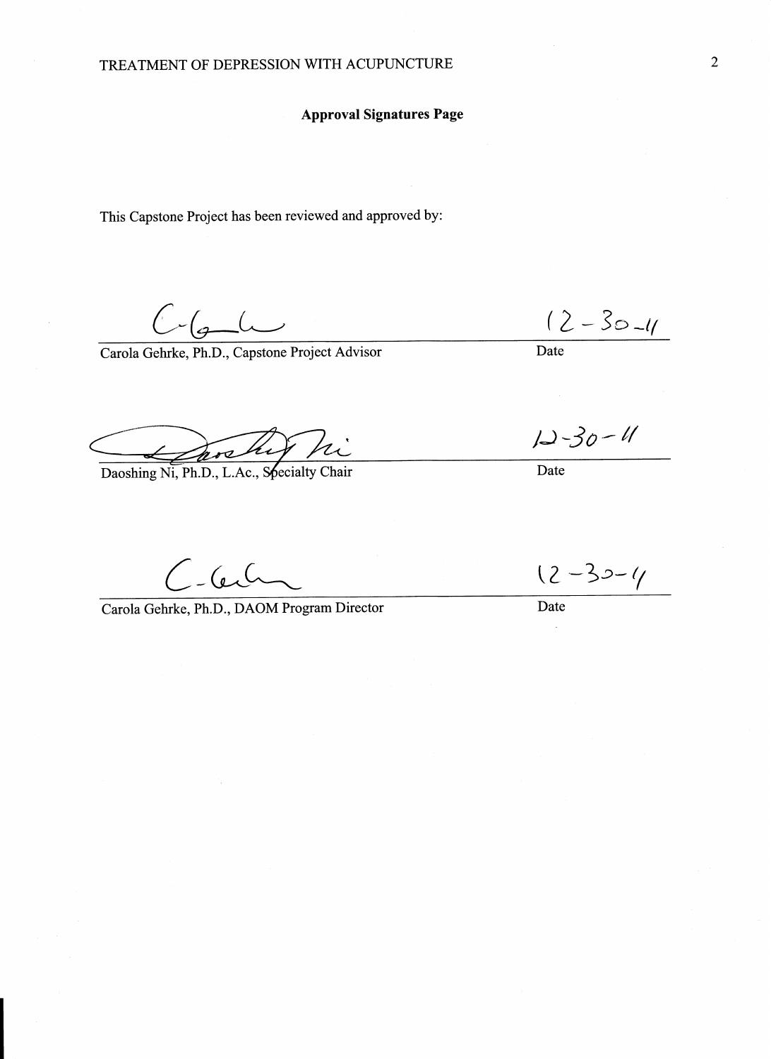## Approval Signatures Page

This Capstone Project has been reviewed and approved by:

Carola Gehrke, Ph.D., Capstone Project Advisor — Date: 12-30-11

Daoshing Ni, Ph.D., L.Ac., Specialty Chair — Date: 12-30-11

Carola Gehrke, Ph.D., DAOM Program Director — Date: 12-30-11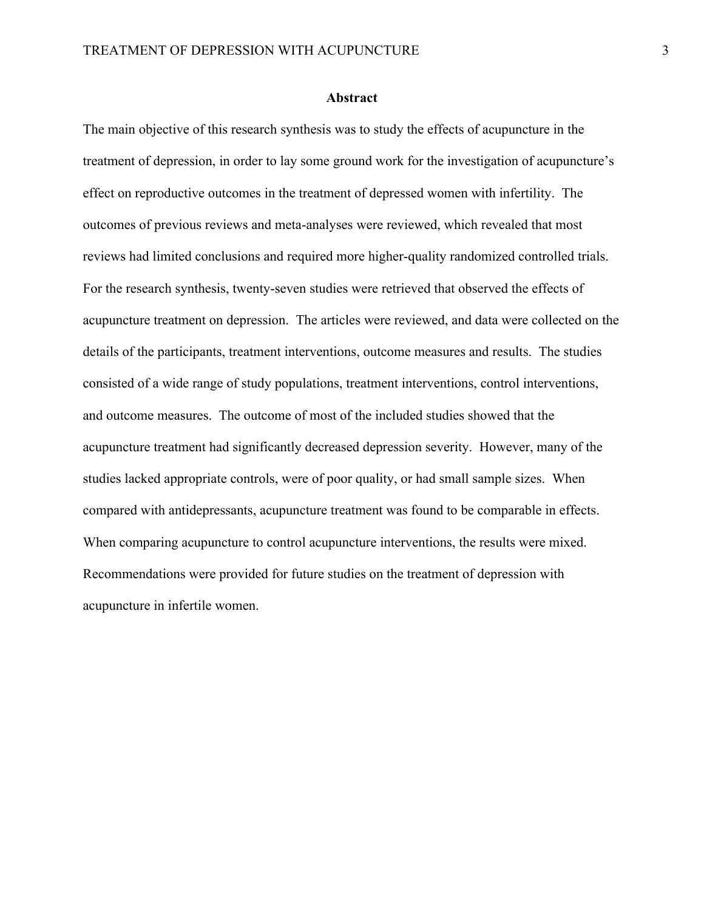## Abstract

The main objective of this research synthesis was to study the effects of acupuncture in the treatment of depression, in order to lay some ground work for the investigation of acupuncture's effect on reproductive outcomes in the treatment of depressed women with infertility. The outcomes of previous reviews and meta-analyses were reviewed, which revealed that most reviews had limited conclusions and required more higher-quality randomized controlled trials. For the research synthesis, twenty-seven studies were retrieved that observed the effects of acupuncture treatment on depression. The articles were reviewed, and data were collected on the details of the participants, treatment interventions, outcome measures and results. The studies consisted of a wide range of study populations, treatment interventions, control interventions, and outcome measures. The outcome of most of the included studies showed that the acupuncture treatment had significantly decreased depression severity. However, many of the studies lacked appropriate controls, were of poor quality, or had small sample sizes. When compared with antidepressants, acupuncture treatment was found to be comparable in effects. When comparing acupuncture to control acupuncture interventions, the results were mixed. Recommendations were provided for future studies on the treatment of depression with acupuncture in infertile women.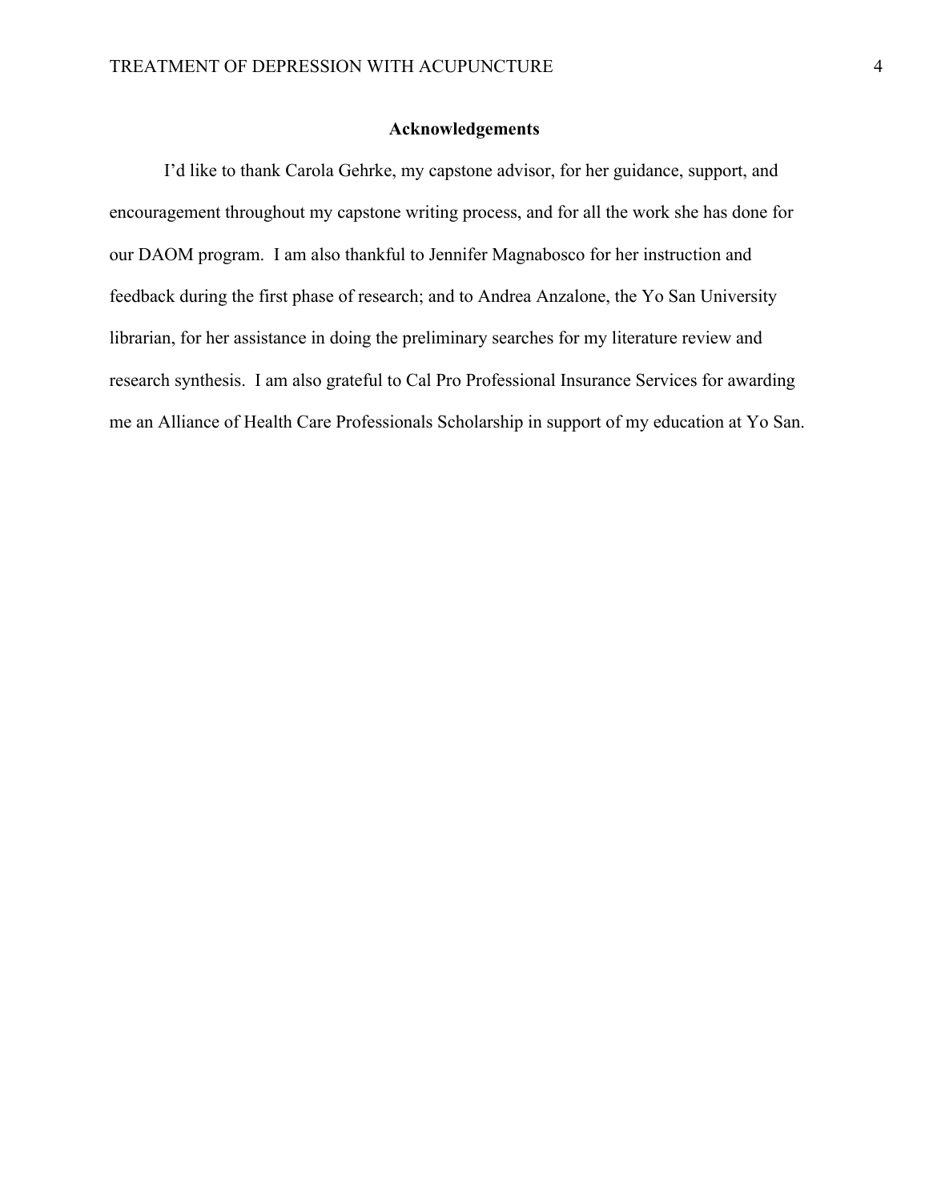## Acknowledgements

I'd like to thank Carola Gehrke, my capstone advisor, for her guidance, support, and encouragement throughout my capstone writing process, and for all the work she has done for our DAOM program. I am also thankful to Jennifer Magnabosco for her instruction and feedback during the first phase of research; and to Andrea Anzalone, the Yo San University librarian, for her assistance in doing the preliminary searches for my literature review and research synthesis. I am also grateful to Cal Pro Professional Insurance Services for awarding me an Alliance of Health Care Professionals Scholarship in support of my education at Yo San.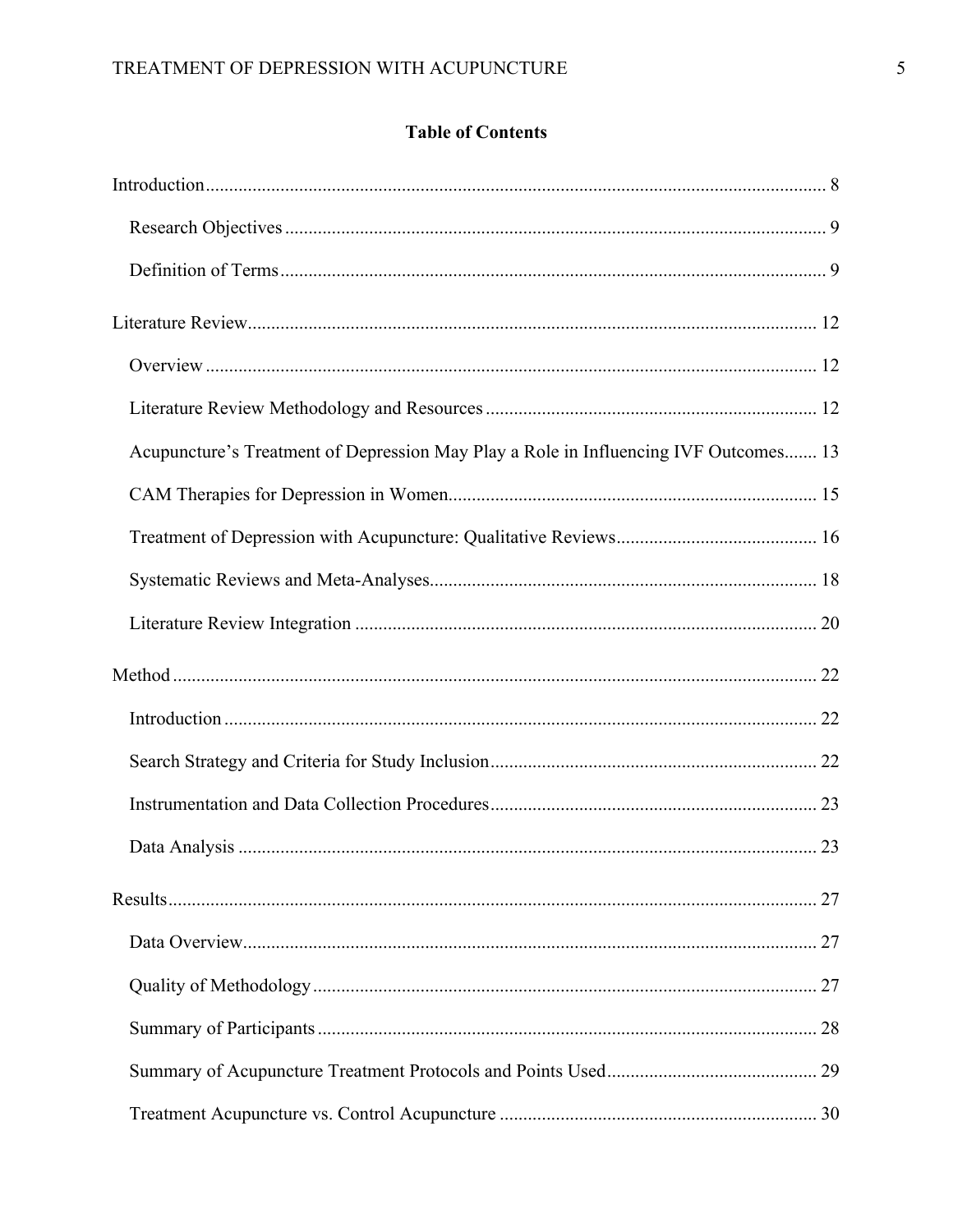**Table of Contents**

Introduction ........................................................................................................................ 8

  Research Objectives ........................................................................................................ 9

  Definition of Terms ......................................................................................................... 9

Literature Review ............................................................................................................. 12

  Overview ....................................................................................................................... 12

  Literature Review Methodology and Resources ........................................................... 12

  Acupuncture's Treatment of Depression May Play a Role in Influencing IVF Outcomes....... 13

  CAM Therapies for Depression in Women.................................................................... 15

  Treatment of Depression with Acupuncture: Qualitative Reviews.................................. 16

  Systematic Reviews and Meta-Analyses........................................................................ 18

  Literature Review Integration ........................................................................................ 20

Method .............................................................................................................................. 22

  Introduction ................................................................................................................... 22

  Search Strategy and Criteria for Study Inclusion........................................................... 22

  Instrumentation and Data Collection Procedures........................................................... 23

  Data Analysis ................................................................................................................. 23

Results ............................................................................................................................... 27

  Data Overview................................................................................................................ 27

  Quality of Methodology ................................................................................................. 27

  Summary of Participants ................................................................................................ 28

  Summary of Acupuncture Treatment Protocols and Points Used.................................. 29

  Treatment Acupuncture vs. Control Acupuncture ......................................................... 30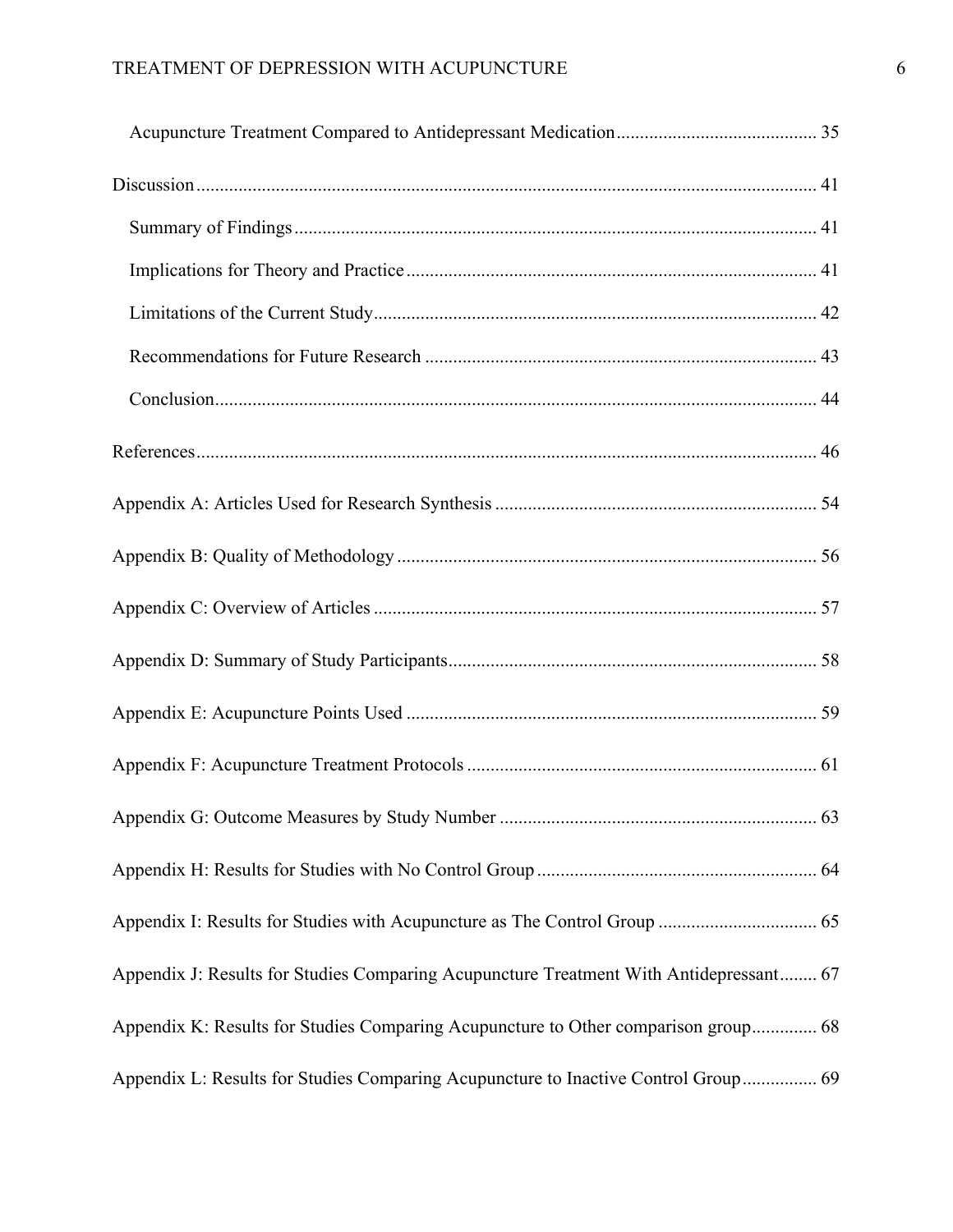Acupuncture Treatment Compared to Antidepressant Medication .......................................... 35

Discussion ................................................................................................................... 41

Summary of Findings .............................................................................................. 41

Implications for Theory and Practice ....................................................................... 41

Limitations of the Current Study ............................................................................. 42

Recommendations for Future Research ................................................................... 43

Conclusion ................................................................................................................ 44

References ................................................................................................................... 46

Appendix A: Articles Used for Research Synthesis .................................................... 54

Appendix B: Quality of Methodology ......................................................................... 56

Appendix C: Overview of Articles .............................................................................. 57

Appendix D: Summary of Study Participants .............................................................. 58

Appendix E: Acupuncture Points Used ....................................................................... 59

Appendix F: Acupuncture Treatment Protocols .......................................................... 61

Appendix G: Outcome Measures by Study Number ................................................... 63

Appendix H: Results for Studies with No Control Group ........................................... 64

Appendix I: Results for Studies with Acupuncture as The Control Group ................. 65

Appendix J: Results for Studies Comparing Acupuncture Treatment With Antidepressant ........ 67

Appendix K: Results for Studies Comparing Acupuncture to Other comparison group .............. 68

Appendix L: Results for Studies Comparing Acupuncture to Inactive Control Group ................ 69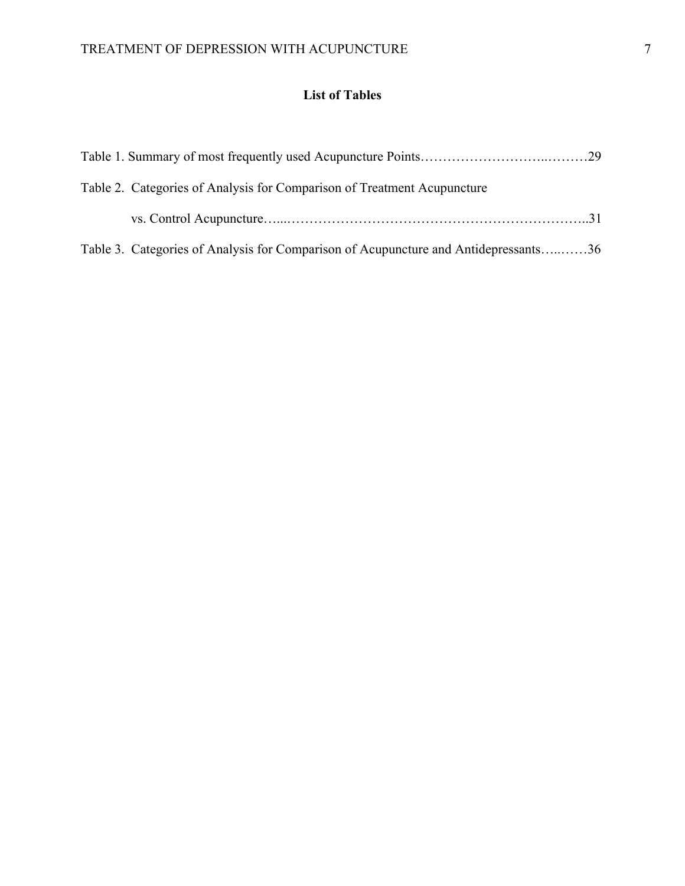## List of Tables

Table 1. Summary of most frequently used Acupuncture Points……………………..………29

Table 2. Categories of Analysis for Comparison of Treatment Acupuncture vs. Control Acupuncture…...…………………………………………………………..31

Table 3. Categories of Analysis for Comparison of Acupuncture and Antidepressants…..……36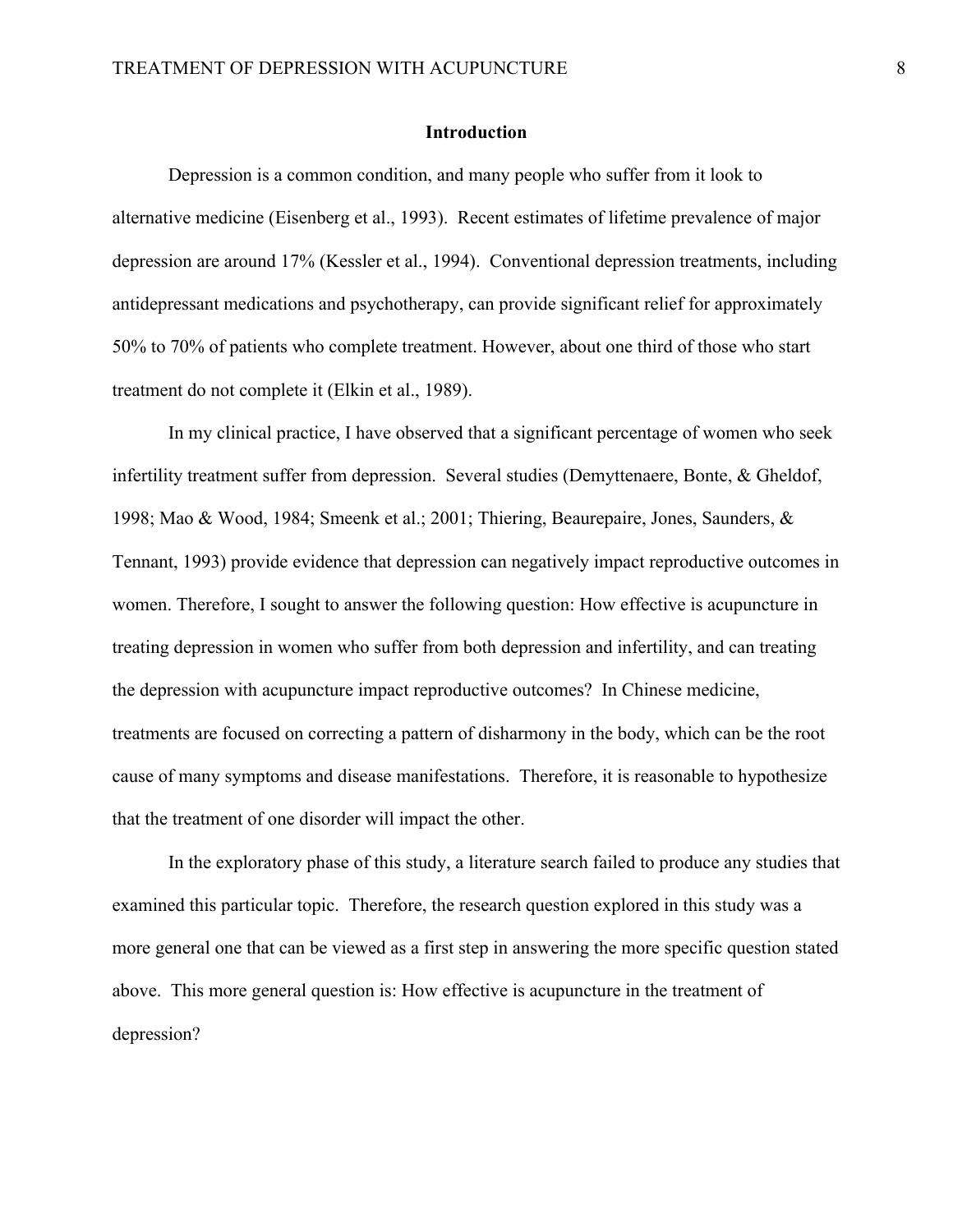## Introduction

Depression is a common condition, and many people who suffer from it look to alternative medicine (Eisenberg et al., 1993). Recent estimates of lifetime prevalence of major depression are around 17% (Kessler et al., 1994). Conventional depression treatments, including antidepressant medications and psychotherapy, can provide significant relief for approximately 50% to 70% of patients who complete treatment. However, about one third of those who start treatment do not complete it (Elkin et al., 1989).

In my clinical practice, I have observed that a significant percentage of women who seek infertility treatment suffer from depression. Several studies (Demyttenaere, Bonte, & Gheldof, 1998; Mao & Wood, 1984; Smeenk et al.; 2001; Thiering, Beaurepaire, Jones, Saunders, & Tennant, 1993) provide evidence that depression can negatively impact reproductive outcomes in women. Therefore, I sought to answer the following question: How effective is acupuncture in treating depression in women who suffer from both depression and infertility, and can treating the depression with acupuncture impact reproductive outcomes? In Chinese medicine, treatments are focused on correcting a pattern of disharmony in the body, which can be the root cause of many symptoms and disease manifestations. Therefore, it is reasonable to hypothesize that the treatment of one disorder will impact the other.

In the exploratory phase of this study, a literature search failed to produce any studies that examined this particular topic. Therefore, the research question explored in this study was a more general one that can be viewed as a first step in answering the more specific question stated above. This more general question is: How effective is acupuncture in the treatment of depression?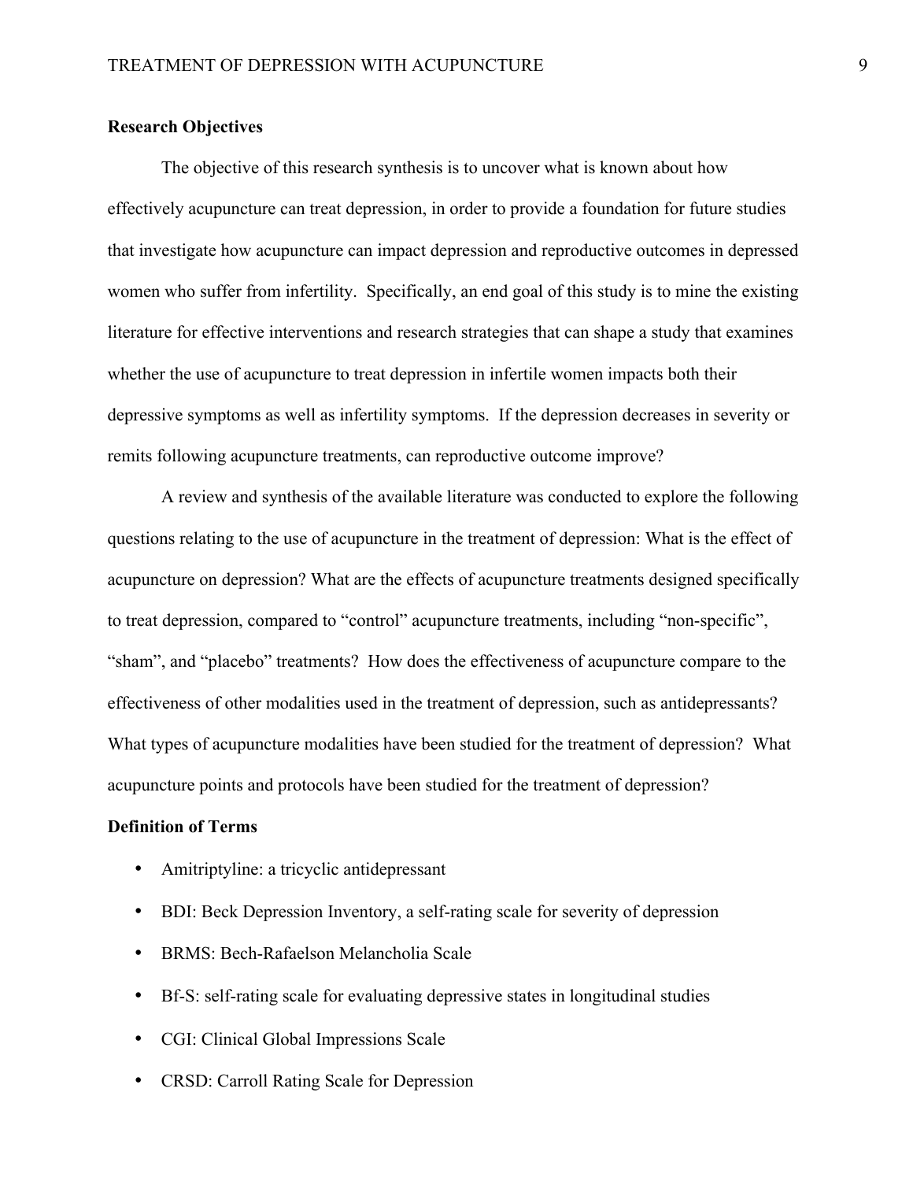## Research Objectives

The objective of this research synthesis is to uncover what is known about how effectively acupuncture can treat depression, in order to provide a foundation for future studies that investigate how acupuncture can impact depression and reproductive outcomes in depressed women who suffer from infertility. Specifically, an end goal of this study is to mine the existing literature for effective interventions and research strategies that can shape a study that examines whether the use of acupuncture to treat depression in infertile women impacts both their depressive symptoms as well as infertility symptoms. If the depression decreases in severity or remits following acupuncture treatments, can reproductive outcome improve?

A review and synthesis of the available literature was conducted to explore the following questions relating to the use of acupuncture in the treatment of depression: What is the effect of acupuncture on depression? What are the effects of acupuncture treatments designed specifically to treat depression, compared to "control" acupuncture treatments, including "non-specific", "sham", and "placebo" treatments? How does the effectiveness of acupuncture compare to the effectiveness of other modalities used in the treatment of depression, such as antidepressants? What types of acupuncture modalities have been studied for the treatment of depression? What acupuncture points and protocols have been studied for the treatment of depression?

## Definition of Terms

- Amitriptyline: a tricyclic antidepressant
- BDI: Beck Depression Inventory, a self-rating scale for severity of depression
- BRMS: Bech-Rafaelson Melancholia Scale
- Bf-S: self-rating scale for evaluating depressive states in longitudinal studies
- CGI: Clinical Global Impressions Scale
- CRSD: Carroll Rating Scale for Depression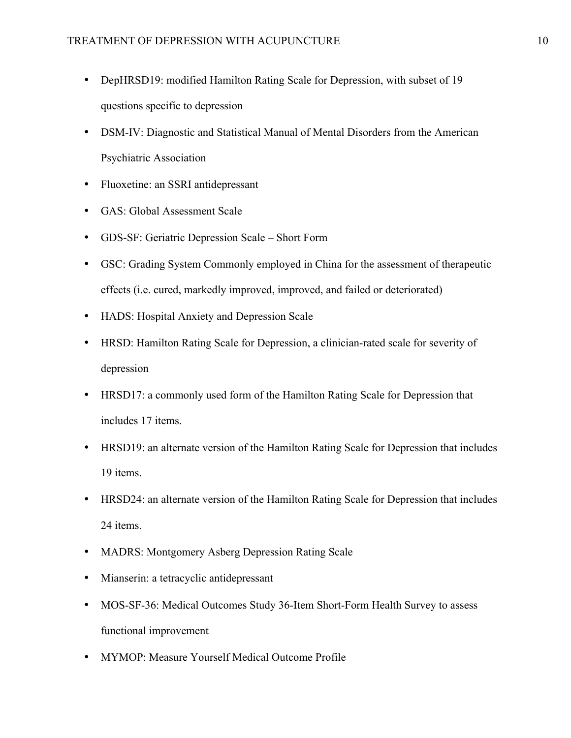- DepHRSD19: modified Hamilton Rating Scale for Depression, with subset of 19 questions specific to depression
- DSM-IV: Diagnostic and Statistical Manual of Mental Disorders from the American Psychiatric Association
- Fluoxetine: an SSRI antidepressant
- GAS: Global Assessment Scale
- GDS-SF: Geriatric Depression Scale – Short Form
- GSC: Grading System Commonly employed in China for the assessment of therapeutic effects (i.e. cured, markedly improved, improved, and failed or deteriorated)
- HADS: Hospital Anxiety and Depression Scale
- HRSD: Hamilton Rating Scale for Depression, a clinician-rated scale for severity of depression
- HRSD17: a commonly used form of the Hamilton Rating Scale for Depression that includes 17 items.
- HRSD19: an alternate version of the Hamilton Rating Scale for Depression that includes 19 items.
- HRSD24: an alternate version of the Hamilton Rating Scale for Depression that includes 24 items.
- MADRS: Montgomery Asberg Depression Rating Scale
- Mianserin: a tetracyclic antidepressant
- MOS-SF-36: Medical Outcomes Study 36-Item Short-Form Health Survey to assess functional improvement
- MYMOP: Measure Yourself Medical Outcome Profile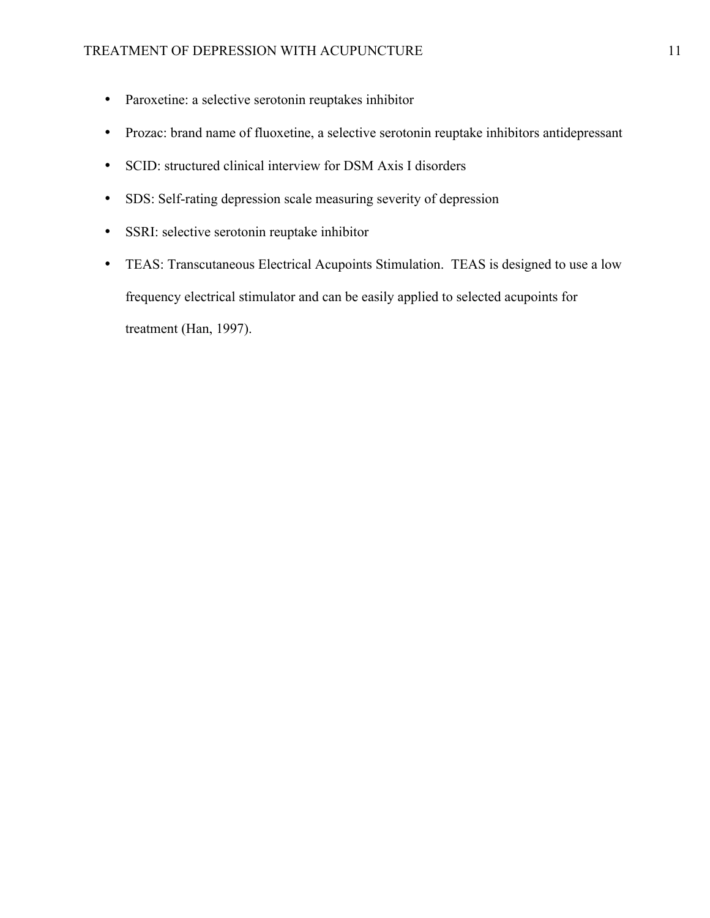- Paroxetine: a selective serotonin reuptakes inhibitor
- Prozac: brand name of fluoxetine, a selective serotonin reuptake inhibitors antidepressant
- SCID: structured clinical interview for DSM Axis I disorders
- SDS: Self-rating depression scale measuring severity of depression
- SSRI: selective serotonin reuptake inhibitor
- TEAS: Transcutaneous Electrical Acupoints Stimulation. TEAS is designed to use a low frequency electrical stimulator and can be easily applied to selected acupoints for treatment (Han, 1997).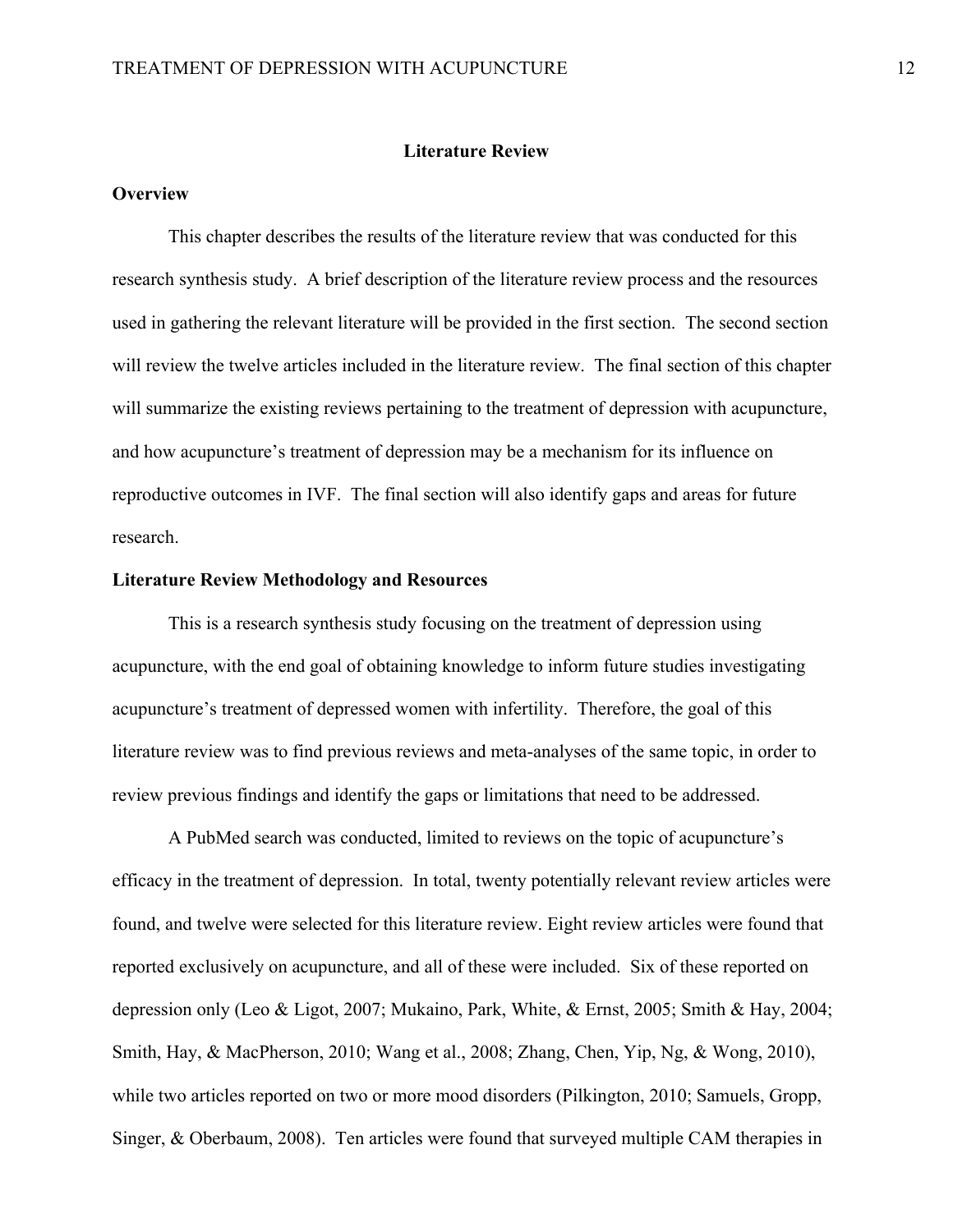## Literature Review

### Overview

This chapter describes the results of the literature review that was conducted for this research synthesis study. A brief description of the literature review process and the resources used in gathering the relevant literature will be provided in the first section. The second section will review the twelve articles included in the literature review. The final section of this chapter will summarize the existing reviews pertaining to the treatment of depression with acupuncture, and how acupuncture's treatment of depression may be a mechanism for its influence on reproductive outcomes in IVF. The final section will also identify gaps and areas for future research.

### Literature Review Methodology and Resources

This is a research synthesis study focusing on the treatment of depression using acupuncture, with the end goal of obtaining knowledge to inform future studies investigating acupuncture's treatment of depressed women with infertility. Therefore, the goal of this literature review was to find previous reviews and meta-analyses of the same topic, in order to review previous findings and identify the gaps or limitations that need to be addressed.

A PubMed search was conducted, limited to reviews on the topic of acupuncture's efficacy in the treatment of depression. In total, twenty potentially relevant review articles were found, and twelve were selected for this literature review. Eight review articles were found that reported exclusively on acupuncture, and all of these were included. Six of these reported on depression only (Leo & Ligot, 2007; Mukaino, Park, White, & Ernst, 2005; Smith & Hay, 2004; Smith, Hay, & MacPherson, 2010; Wang et al., 2008; Zhang, Chen, Yip, Ng, & Wong, 2010), while two articles reported on two or more mood disorders (Pilkington, 2010; Samuels, Gropp, Singer, & Oberbaum, 2008). Ten articles were found that surveyed multiple CAM therapies in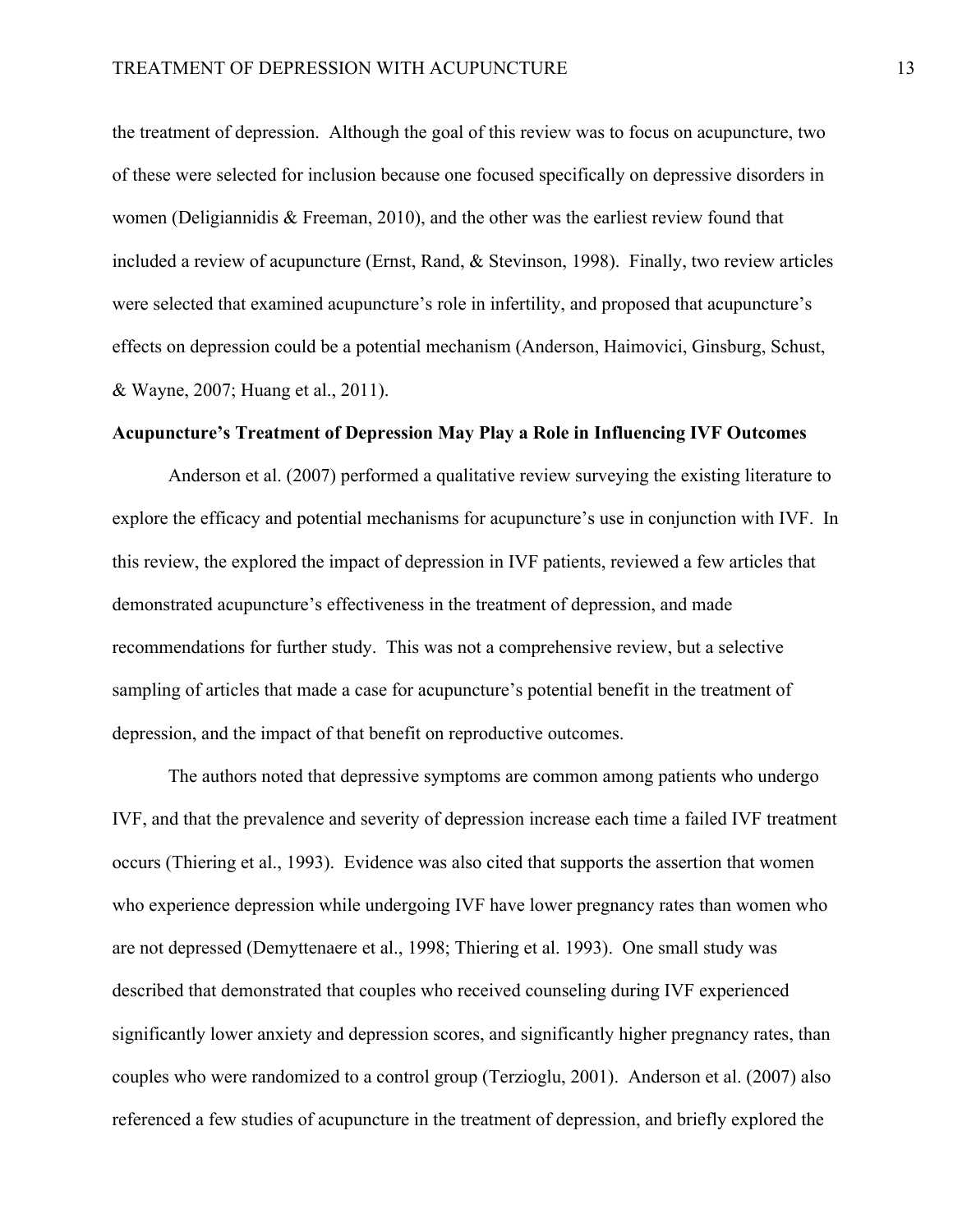the treatment of depression. Although the goal of this review was to focus on acupuncture, two of these were selected for inclusion because one focused specifically on depressive disorders in women (Deligiannidis & Freeman, 2010), and the other was the earliest review found that included a review of acupuncture (Ernst, Rand, & Stevinson, 1998). Finally, two review articles were selected that examined acupuncture's role in infertility, and proposed that acupuncture's effects on depression could be a potential mechanism (Anderson, Haimovici, Ginsburg, Schust, & Wayne, 2007; Huang et al., 2011).

**Acupuncture's Treatment of Depression May Play a Role in Influencing IVF Outcomes**

Anderson et al. (2007) performed a qualitative review surveying the existing literature to explore the efficacy and potential mechanisms for acupuncture's use in conjunction with IVF. In this review, the explored the impact of depression in IVF patients, reviewed a few articles that demonstrated acupuncture's effectiveness in the treatment of depression, and made recommendations for further study. This was not a comprehensive review, but a selective sampling of articles that made a case for acupuncture's potential benefit in the treatment of depression, and the impact of that benefit on reproductive outcomes.

The authors noted that depressive symptoms are common among patients who undergo IVF, and that the prevalence and severity of depression increase each time a failed IVF treatment occurs (Thiering et al., 1993). Evidence was also cited that supports the assertion that women who experience depression while undergoing IVF have lower pregnancy rates than women who are not depressed (Demyttenaere et al., 1998; Thiering et al. 1993). One small study was described that demonstrated that couples who received counseling during IVF experienced significantly lower anxiety and depression scores, and significantly higher pregnancy rates, than couples who were randomized to a control group (Terzioglu, 2001). Anderson et al. (2007) also referenced a few studies of acupuncture in the treatment of depression, and briefly explored the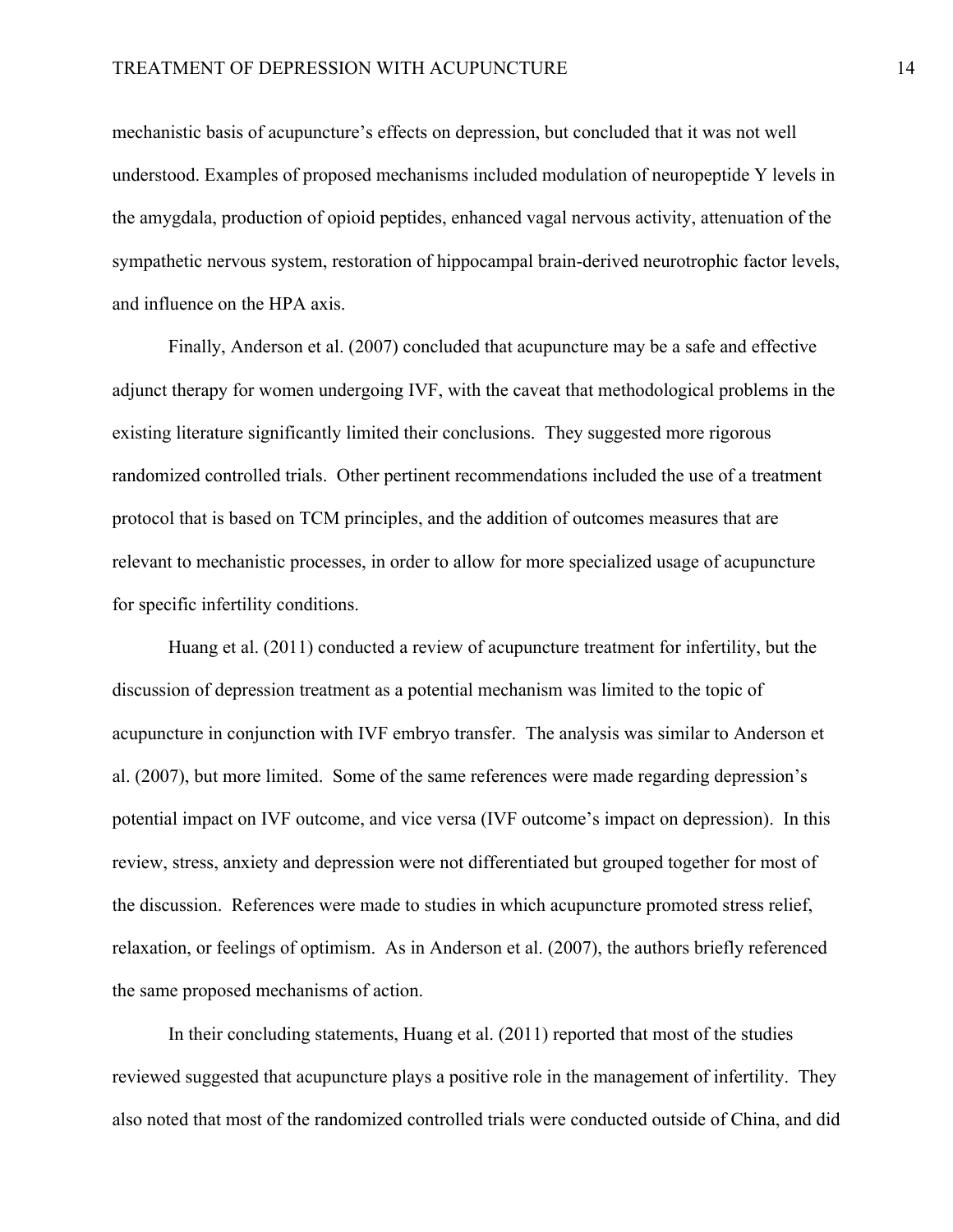mechanistic basis of acupuncture's effects on depression, but concluded that it was not well understood. Examples of proposed mechanisms included modulation of neuropeptide Y levels in the amygdala, production of opioid peptides, enhanced vagal nervous activity, attenuation of the sympathetic nervous system, restoration of hippocampal brain-derived neurotrophic factor levels, and influence on the HPA axis.

Finally, Anderson et al. (2007) concluded that acupuncture may be a safe and effective adjunct therapy for women undergoing IVF, with the caveat that methodological problems in the existing literature significantly limited their conclusions. They suggested more rigorous randomized controlled trials. Other pertinent recommendations included the use of a treatment protocol that is based on TCM principles, and the addition of outcomes measures that are relevant to mechanistic processes, in order to allow for more specialized usage of acupuncture for specific infertility conditions.

Huang et al. (2011) conducted a review of acupuncture treatment for infertility, but the discussion of depression treatment as a potential mechanism was limited to the topic of acupuncture in conjunction with IVF embryo transfer. The analysis was similar to Anderson et al. (2007), but more limited. Some of the same references were made regarding depression's potential impact on IVF outcome, and vice versa (IVF outcome's impact on depression). In this review, stress, anxiety and depression were not differentiated but grouped together for most of the discussion. References were made to studies in which acupuncture promoted stress relief, relaxation, or feelings of optimism. As in Anderson et al. (2007), the authors briefly referenced the same proposed mechanisms of action.

In their concluding statements, Huang et al. (2011) reported that most of the studies reviewed suggested that acupuncture plays a positive role in the management of infertility. They also noted that most of the randomized controlled trials were conducted outside of China, and did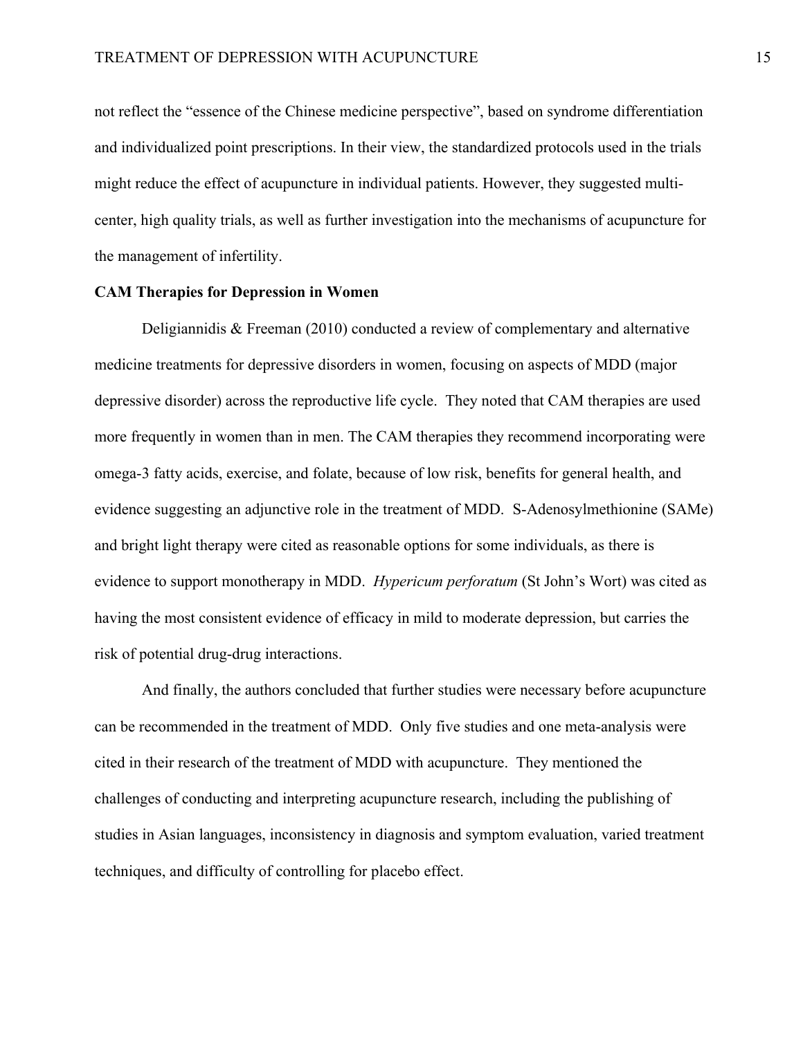not reflect the “essence of the Chinese medicine perspective”, based on syndrome differentiation and individualized point prescriptions. In their view, the standardized protocols used in the trials might reduce the effect of acupuncture in individual patients. However, they suggested multi-center, high quality trials, as well as further investigation into the mechanisms of acupuncture for the management of infertility.

**CAM Therapies for Depression in Women**

Deligiannidis & Freeman (2010) conducted a review of complementary and alternative medicine treatments for depressive disorders in women, focusing on aspects of MDD (major depressive disorder) across the reproductive life cycle. They noted that CAM therapies are used more frequently in women than in men. The CAM therapies they recommend incorporating were omega-3 fatty acids, exercise, and folate, because of low risk, benefits for general health, and evidence suggesting an adjunctive role in the treatment of MDD. S-Adenosylmethionine (SAMe) and bright light therapy were cited as reasonable options for some individuals, as there is evidence to support monotherapy in MDD. *Hypericum perforatum* (St John’s Wort) was cited as having the most consistent evidence of efficacy in mild to moderate depression, but carries the risk of potential drug-drug interactions.

And finally, the authors concluded that further studies were necessary before acupuncture can be recommended in the treatment of MDD. Only five studies and one meta-analysis were cited in their research of the treatment of MDD with acupuncture. They mentioned the challenges of conducting and interpreting acupuncture research, including the publishing of studies in Asian languages, inconsistency in diagnosis and symptom evaluation, varied treatment techniques, and difficulty of controlling for placebo effect.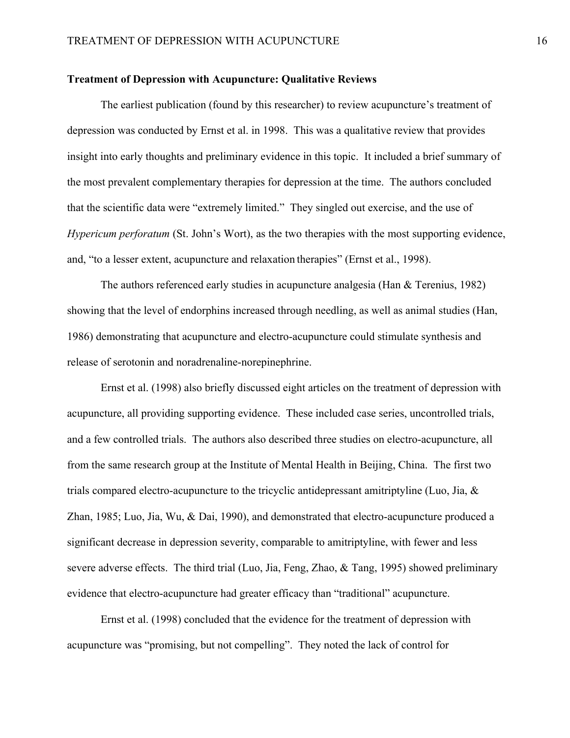**Treatment of Depression with Acupuncture: Qualitative Reviews**

The earliest publication (found by this researcher) to review acupuncture's treatment of depression was conducted by Ernst et al. in 1998. This was a qualitative review that provides insight into early thoughts and preliminary evidence in this topic. It included a brief summary of the most prevalent complementary therapies for depression at the time. The authors concluded that the scientific data were "extremely limited." They singled out exercise, and the use of *Hypericum perforatum* (St. John's Wort), as the two therapies with the most supporting evidence, and, "to a lesser extent, acupuncture and relaxation therapies" (Ernst et al., 1998).

The authors referenced early studies in acupuncture analgesia (Han & Terenius, 1982) showing that the level of endorphins increased through needling, as well as animal studies (Han, 1986) demonstrating that acupuncture and electro-acupuncture could stimulate synthesis and release of serotonin and noradrenaline-norepinephrine.

Ernst et al. (1998) also briefly discussed eight articles on the treatment of depression with acupuncture, all providing supporting evidence. These included case series, uncontrolled trials, and a few controlled trials. The authors also described three studies on electro-acupuncture, all from the same research group at the Institute of Mental Health in Beijing, China. The first two trials compared electro-acupuncture to the tricyclic antidepressant amitriptyline (Luo, Jia, & Zhan, 1985; Luo, Jia, Wu, & Dai, 1990), and demonstrated that electro-acupuncture produced a significant decrease in depression severity, comparable to amitriptyline, with fewer and less severe adverse effects. The third trial (Luo, Jia, Feng, Zhao, & Tang, 1995) showed preliminary evidence that electro-acupuncture had greater efficacy than "traditional" acupuncture.

Ernst et al. (1998) concluded that the evidence for the treatment of depression with acupuncture was "promising, but not compelling". They noted the lack of control for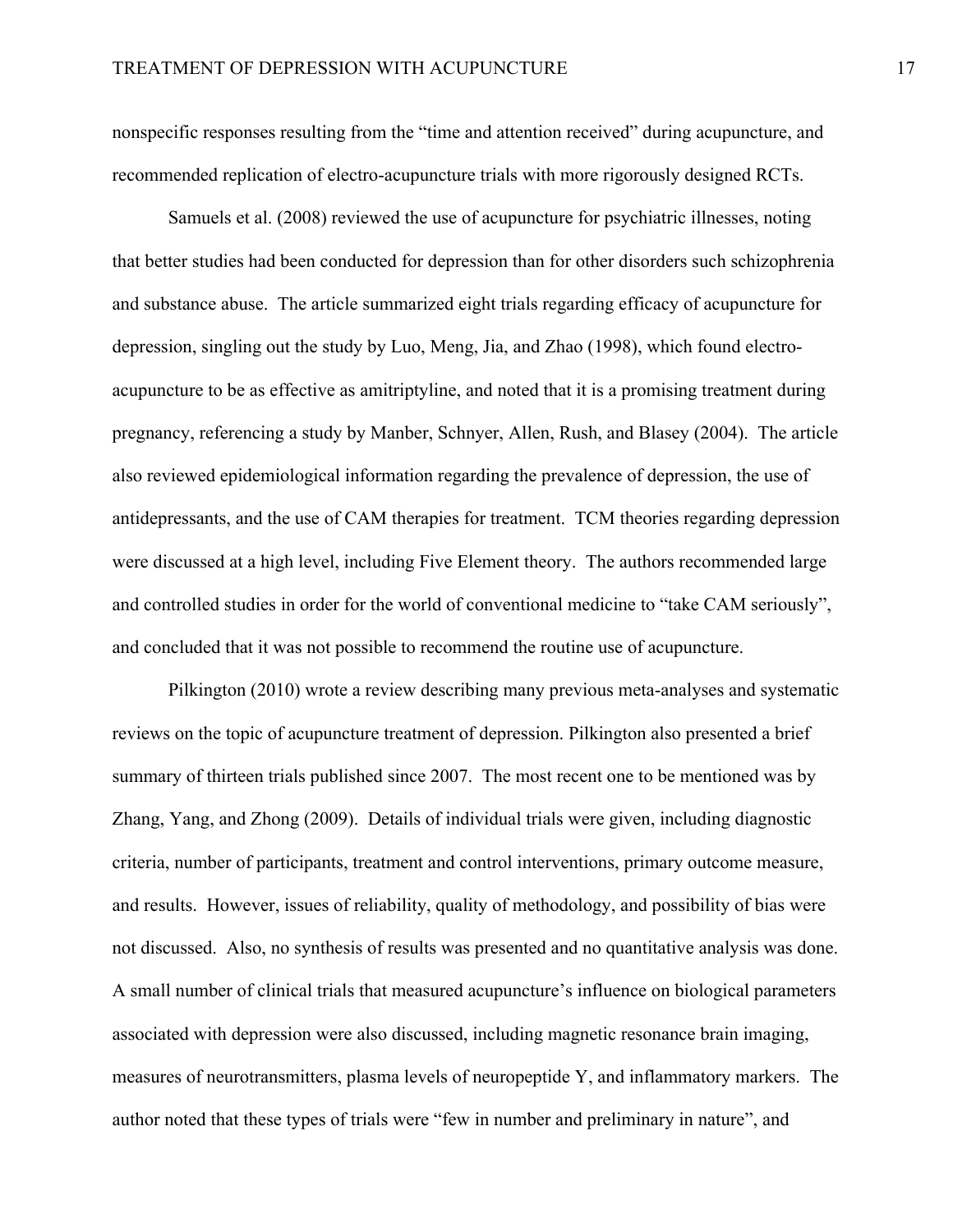nonspecific responses resulting from the "time and attention received" during acupuncture, and recommended replication of electro-acupuncture trials with more rigorously designed RCTs.

Samuels et al. (2008) reviewed the use of acupuncture for psychiatric illnesses, noting that better studies had been conducted for depression than for other disorders such schizophrenia and substance abuse. The article summarized eight trials regarding efficacy of acupuncture for depression, singling out the study by Luo, Meng, Jia, and Zhao (1998), which found electro-acupuncture to be as effective as amitriptyline, and noted that it is a promising treatment during pregnancy, referencing a study by Manber, Schnyer, Allen, Rush, and Blasey (2004). The article also reviewed epidemiological information regarding the prevalence of depression, the use of antidepressants, and the use of CAM therapies for treatment. TCM theories regarding depression were discussed at a high level, including Five Element theory. The authors recommended large and controlled studies in order for the world of conventional medicine to "take CAM seriously", and concluded that it was not possible to recommend the routine use of acupuncture.

Pilkington (2010) wrote a review describing many previous meta-analyses and systematic reviews on the topic of acupuncture treatment of depression. Pilkington also presented a brief summary of thirteen trials published since 2007. The most recent one to be mentioned was by Zhang, Yang, and Zhong (2009). Details of individual trials were given, including diagnostic criteria, number of participants, treatment and control interventions, primary outcome measure, and results. However, issues of reliability, quality of methodology, and possibility of bias were not discussed. Also, no synthesis of results was presented and no quantitative analysis was done. A small number of clinical trials that measured acupuncture's influence on biological parameters associated with depression were also discussed, including magnetic resonance brain imaging, measures of neurotransmitters, plasma levels of neuropeptide Y, and inflammatory markers. The author noted that these types of trials were "few in number and preliminary in nature", and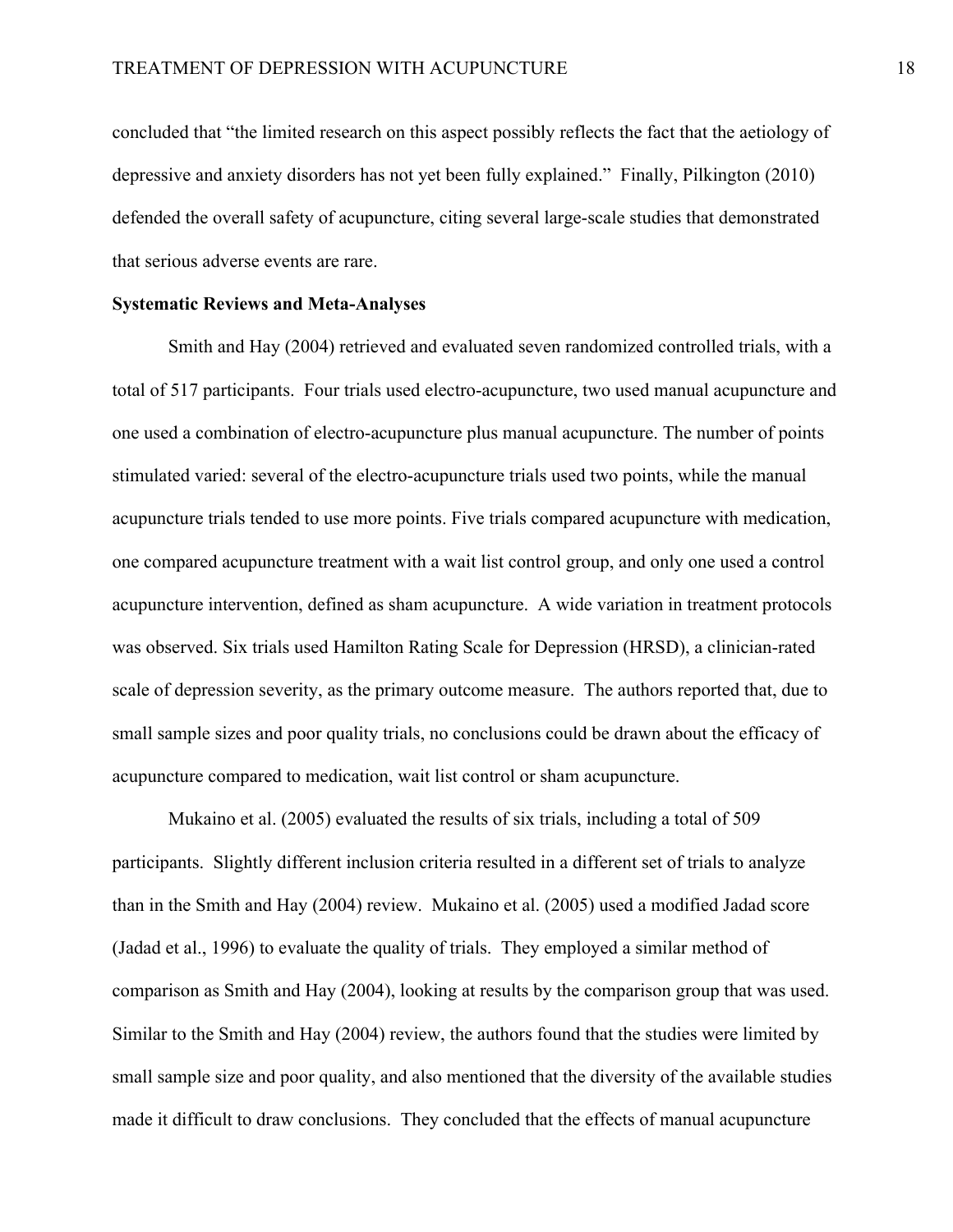concluded that "the limited research on this aspect possibly reflects the fact that the aetiology of depressive and anxiety disorders has not yet been fully explained." Finally, Pilkington (2010) defended the overall safety of acupuncture, citing several large-scale studies that demonstrated that serious adverse events are rare.

**Systematic Reviews and Meta-Analyses**

Smith and Hay (2004) retrieved and evaluated seven randomized controlled trials, with a total of 517 participants. Four trials used electro-acupuncture, two used manual acupuncture and one used a combination of electro-acupuncture plus manual acupuncture. The number of points stimulated varied: several of the electro-acupuncture trials used two points, while the manual acupuncture trials tended to use more points. Five trials compared acupuncture with medication, one compared acupuncture treatment with a wait list control group, and only one used a control acupuncture intervention, defined as sham acupuncture. A wide variation in treatment protocols was observed. Six trials used Hamilton Rating Scale for Depression (HRSD), a clinician-rated scale of depression severity, as the primary outcome measure. The authors reported that, due to small sample sizes and poor quality trials, no conclusions could be drawn about the efficacy of acupuncture compared to medication, wait list control or sham acupuncture.

Mukaino et al. (2005) evaluated the results of six trials, including a total of 509 participants. Slightly different inclusion criteria resulted in a different set of trials to analyze than in the Smith and Hay (2004) review. Mukaino et al. (2005) used a modified Jadad score (Jadad et al., 1996) to evaluate the quality of trials. They employed a similar method of comparison as Smith and Hay (2004), looking at results by the comparison group that was used. Similar to the Smith and Hay (2004) review, the authors found that the studies were limited by small sample size and poor quality, and also mentioned that the diversity of the available studies made it difficult to draw conclusions. They concluded that the effects of manual acupuncture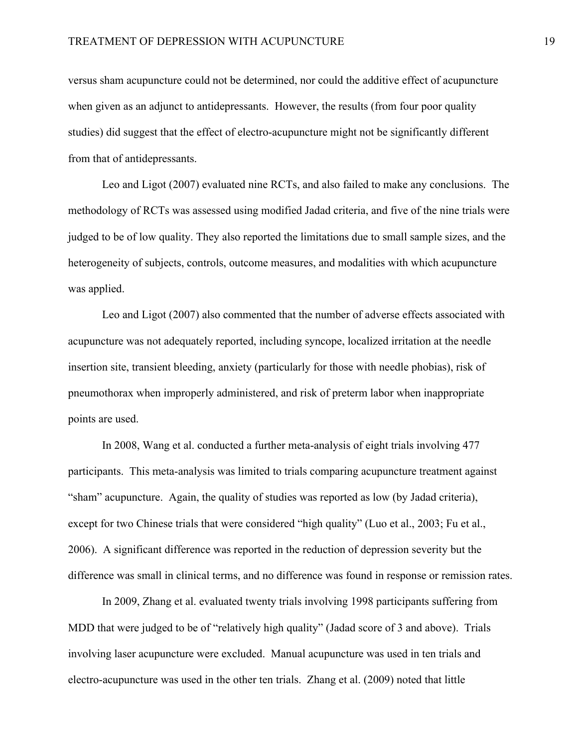versus sham acupuncture could not be determined, nor could the additive effect of acupuncture when given as an adjunct to antidepressants. However, the results (from four poor quality studies) did suggest that the effect of electro-acupuncture might not be significantly different from that of antidepressants.

Leo and Ligot (2007) evaluated nine RCTs, and also failed to make any conclusions. The methodology of RCTs was assessed using modified Jadad criteria, and five of the nine trials were judged to be of low quality. They also reported the limitations due to small sample sizes, and the heterogeneity of subjects, controls, outcome measures, and modalities with which acupuncture was applied.

Leo and Ligot (2007) also commented that the number of adverse effects associated with acupuncture was not adequately reported, including syncope, localized irritation at the needle insertion site, transient bleeding, anxiety (particularly for those with needle phobias), risk of pneumothorax when improperly administered, and risk of preterm labor when inappropriate points are used.

In 2008, Wang et al. conducted a further meta-analysis of eight trials involving 477 participants. This meta-analysis was limited to trials comparing acupuncture treatment against "sham" acupuncture. Again, the quality of studies was reported as low (by Jadad criteria), except for two Chinese trials that were considered "high quality" (Luo et al., 2003; Fu et al., 2006). A significant difference was reported in the reduction of depression severity but the difference was small in clinical terms, and no difference was found in response or remission rates.

In 2009, Zhang et al. evaluated twenty trials involving 1998 participants suffering from MDD that were judged to be of "relatively high quality" (Jadad score of 3 and above). Trials involving laser acupuncture were excluded. Manual acupuncture was used in ten trials and electro-acupuncture was used in the other ten trials. Zhang et al. (2009) noted that little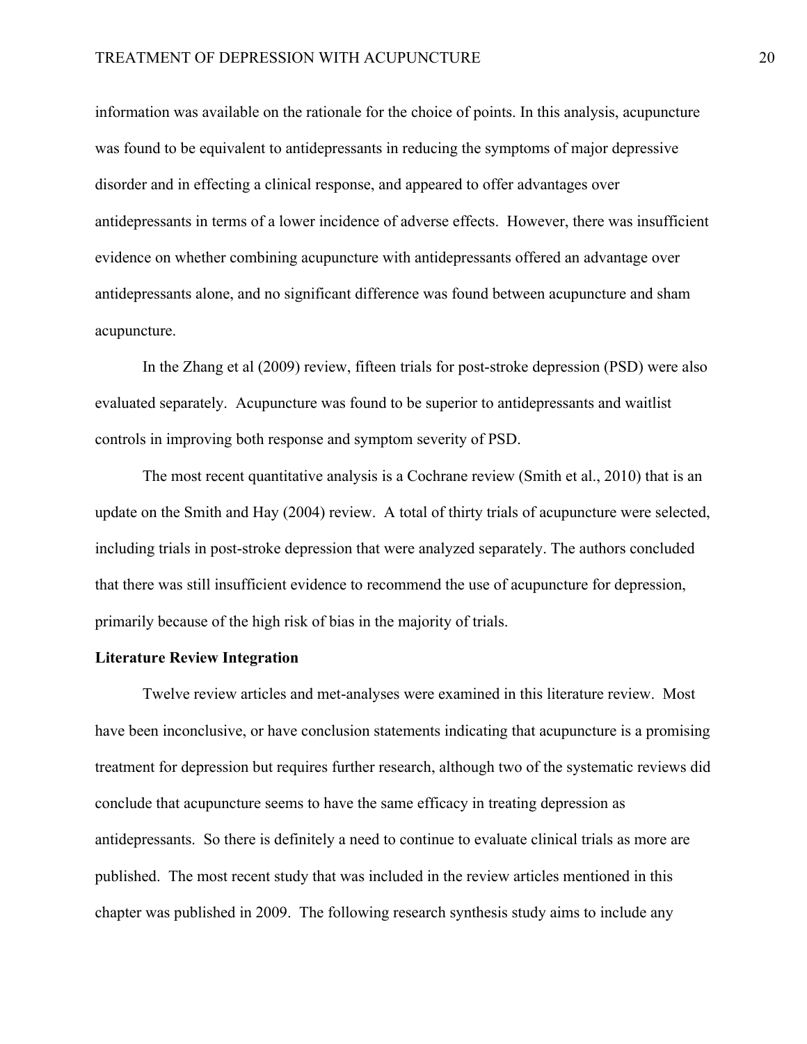information was available on the rationale for the choice of points. In this analysis, acupuncture was found to be equivalent to antidepressants in reducing the symptoms of major depressive disorder and in effecting a clinical response, and appeared to offer advantages over antidepressants in terms of a lower incidence of adverse effects. However, there was insufficient evidence on whether combining acupuncture with antidepressants offered an advantage over antidepressants alone, and no significant difference was found between acupuncture and sham acupuncture.

In the Zhang et al (2009) review, fifteen trials for post-stroke depression (PSD) were also evaluated separately. Acupuncture was found to be superior to antidepressants and waitlist controls in improving both response and symptom severity of PSD.

The most recent quantitative analysis is a Cochrane review (Smith et al., 2010) that is an update on the Smith and Hay (2004) review. A total of thirty trials of acupuncture were selected, including trials in post-stroke depression that were analyzed separately. The authors concluded that there was still insufficient evidence to recommend the use of acupuncture for depression, primarily because of the high risk of bias in the majority of trials.

**Literature Review Integration**

Twelve review articles and met-analyses were examined in this literature review. Most have been inconclusive, or have conclusion statements indicating that acupuncture is a promising treatment for depression but requires further research, although two of the systematic reviews did conclude that acupuncture seems to have the same efficacy in treating depression as antidepressants. So there is definitely a need to continue to evaluate clinical trials as more are published. The most recent study that was included in the review articles mentioned in this chapter was published in 2009. The following research synthesis study aims to include any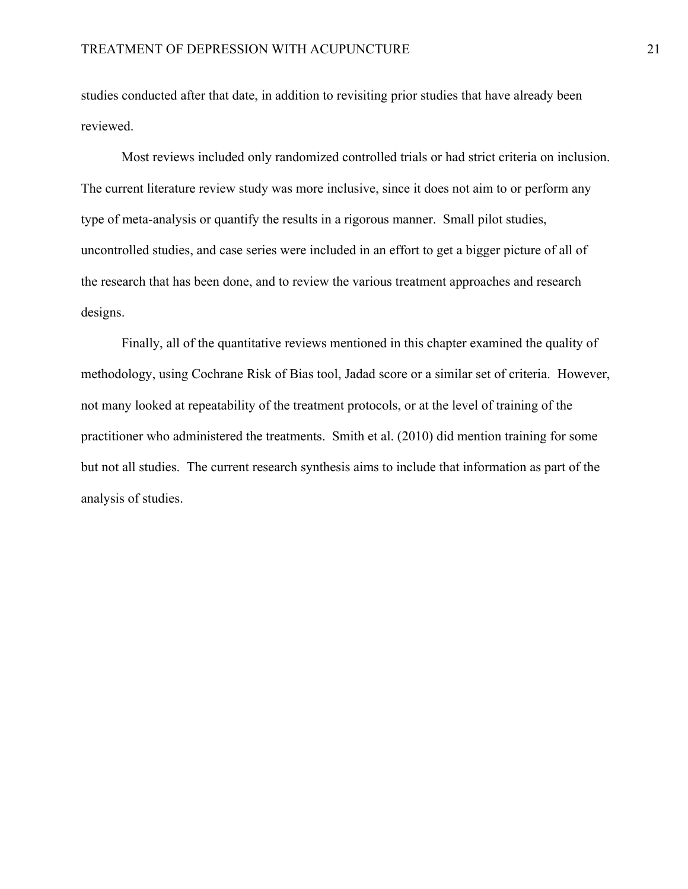studies conducted after that date, in addition to revisiting prior studies that have already been reviewed.

Most reviews included only randomized controlled trials or had strict criteria on inclusion. The current literature review study was more inclusive, since it does not aim to or perform any type of meta-analysis or quantify the results in a rigorous manner. Small pilot studies, uncontrolled studies, and case series were included in an effort to get a bigger picture of all of the research that has been done, and to review the various treatment approaches and research designs.

Finally, all of the quantitative reviews mentioned in this chapter examined the quality of methodology, using Cochrane Risk of Bias tool, Jadad score or a similar set of criteria. However, not many looked at repeatability of the treatment protocols, or at the level of training of the practitioner who administered the treatments. Smith et al. (2010) did mention training for some but not all studies. The current research synthesis aims to include that information as part of the analysis of studies.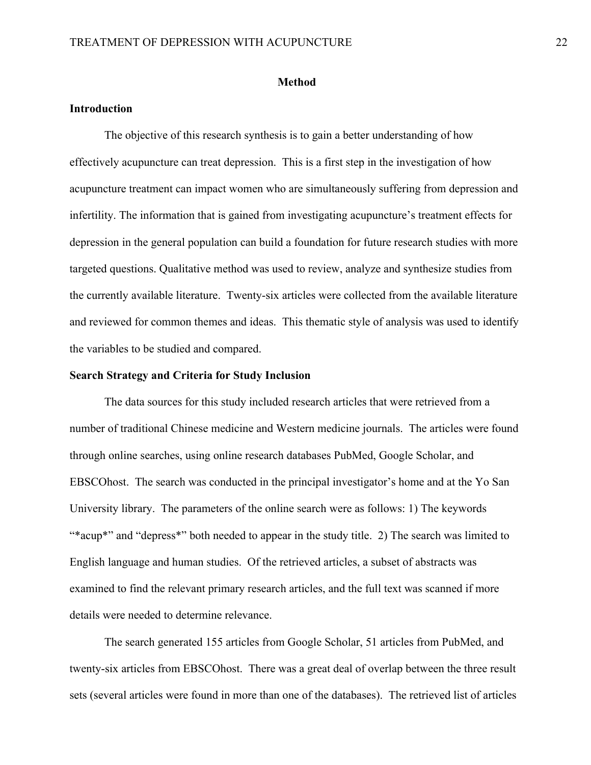## Method

### Introduction

The objective of this research synthesis is to gain a better understanding of how effectively acupuncture can treat depression. This is a first step in the investigation of how acupuncture treatment can impact women who are simultaneously suffering from depression and infertility. The information that is gained from investigating acupuncture's treatment effects for depression in the general population can build a foundation for future research studies with more targeted questions. Qualitative method was used to review, analyze and synthesize studies from the currently available literature. Twenty-six articles were collected from the available literature and reviewed for common themes and ideas. This thematic style of analysis was used to identify the variables to be studied and compared.

### Search Strategy and Criteria for Study Inclusion

The data sources for this study included research articles that were retrieved from a number of traditional Chinese medicine and Western medicine journals. The articles were found through online searches, using online research databases PubMed, Google Scholar, and EBSCOhost. The search was conducted in the principal investigator's home and at the Yo San University library. The parameters of the online search were as follows: 1) The keywords "*acup*" and "depress*" both needed to appear in the study title. 2) The search was limited to English language and human studies. Of the retrieved articles, a subset of abstracts was examined to find the relevant primary research articles, and the full text was scanned if more details were needed to determine relevance.

The search generated 155 articles from Google Scholar, 51 articles from PubMed, and twenty-six articles from EBSCOhost. There was a great deal of overlap between the three result sets (several articles were found in more than one of the databases). The retrieved list of articles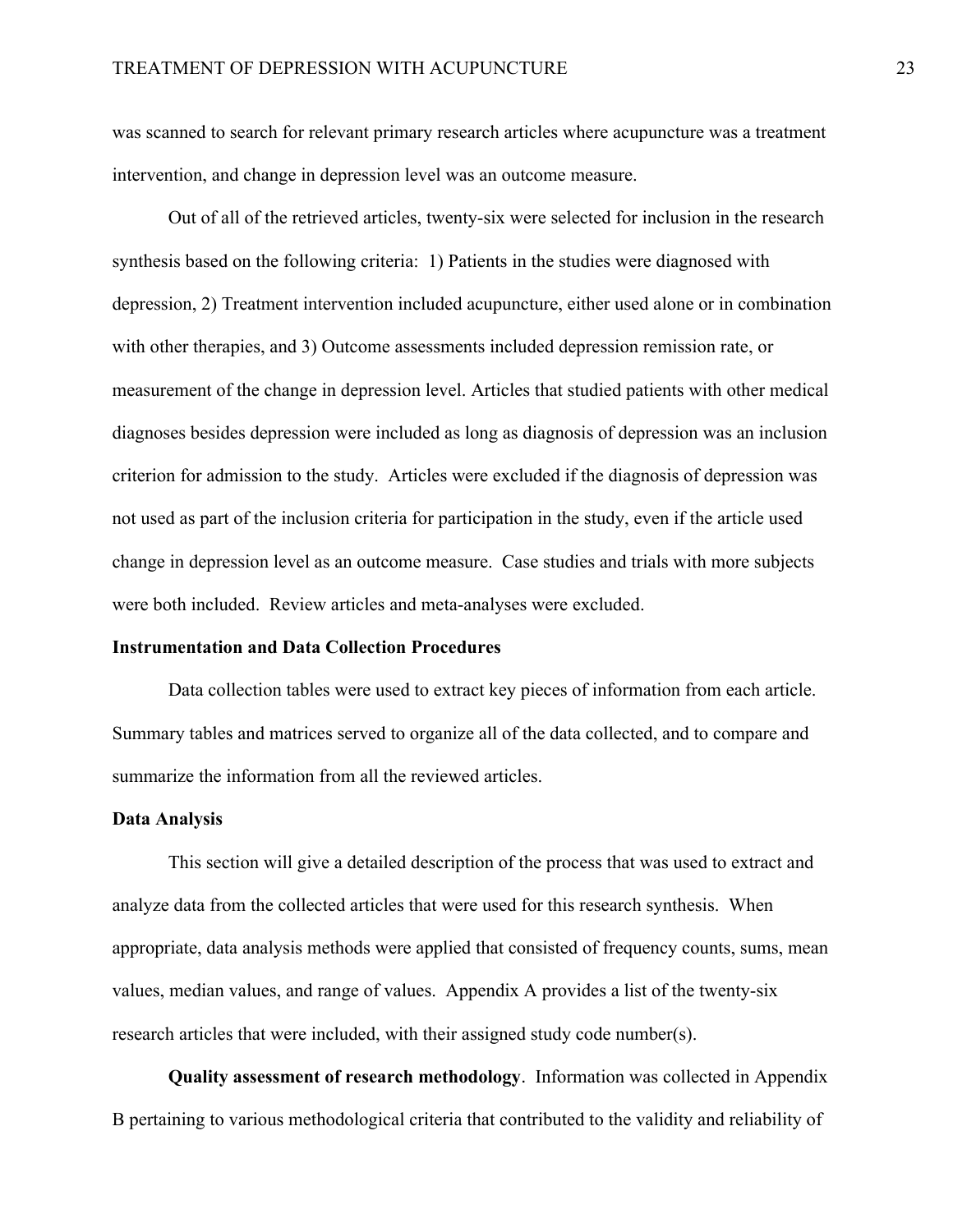was scanned to search for relevant primary research articles where acupuncture was a treatment intervention, and change in depression level was an outcome measure.

Out of all of the retrieved articles, twenty-six were selected for inclusion in the research synthesis based on the following criteria: 1) Patients in the studies were diagnosed with depression, 2) Treatment intervention included acupuncture, either used alone or in combination with other therapies, and 3) Outcome assessments included depression remission rate, or measurement of the change in depression level. Articles that studied patients with other medical diagnoses besides depression were included as long as diagnosis of depression was an inclusion criterion for admission to the study. Articles were excluded if the diagnosis of depression was not used as part of the inclusion criteria for participation in the study, even if the article used change in depression level as an outcome measure. Case studies and trials with more subjects were both included. Review articles and meta-analyses were excluded.

**Instrumentation and Data Collection Procedures**

Data collection tables were used to extract key pieces of information from each article. Summary tables and matrices served to organize all of the data collected, and to compare and summarize the information from all the reviewed articles.

**Data Analysis**

This section will give a detailed description of the process that was used to extract and analyze data from the collected articles that were used for this research synthesis. When appropriate, data analysis methods were applied that consisted of frequency counts, sums, mean values, median values, and range of values. Appendix A provides a list of the twenty-six research articles that were included, with their assigned study code number(s).

**Quality assessment of research methodology**. Information was collected in Appendix B pertaining to various methodological criteria that contributed to the validity and reliability of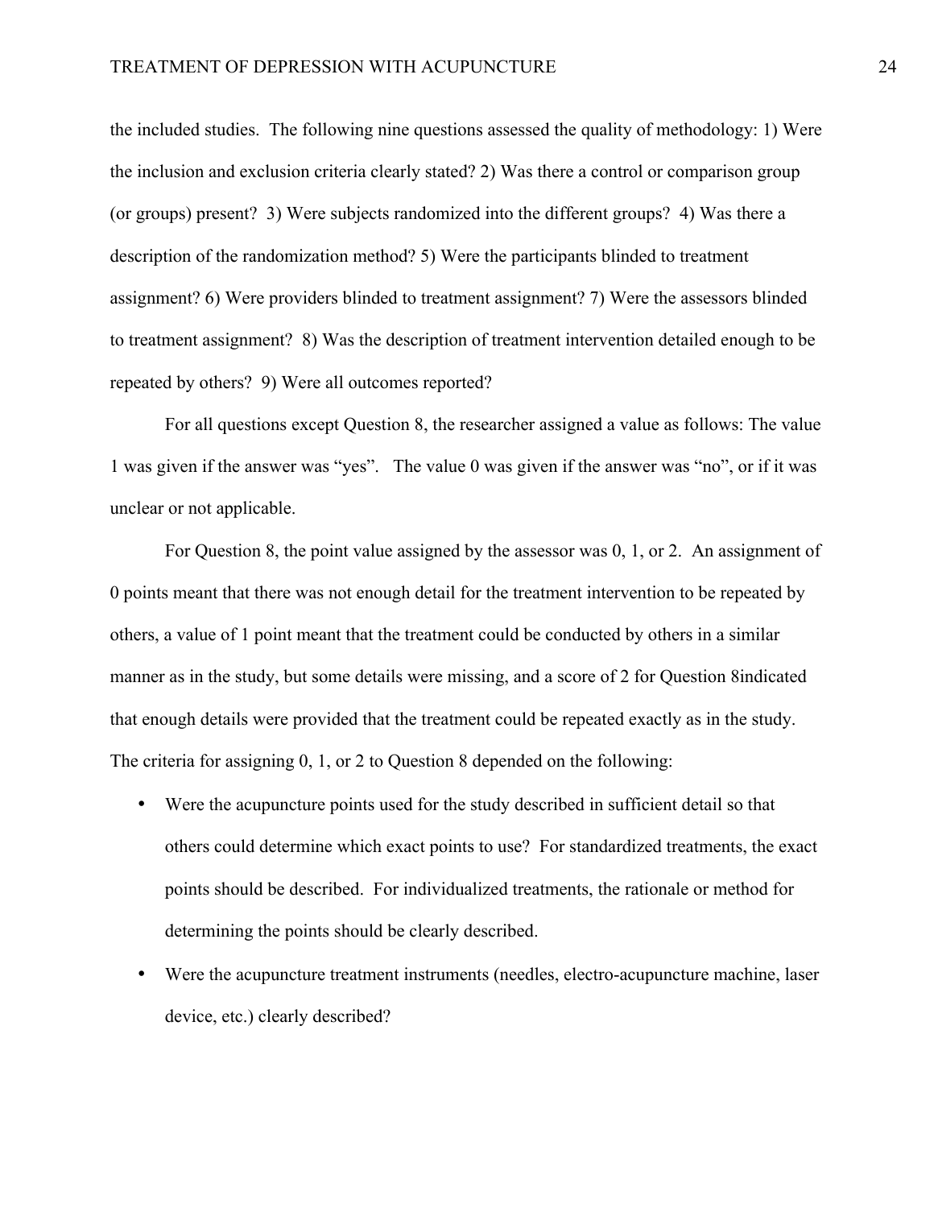the included studies. The following nine questions assessed the quality of methodology: 1) Were the inclusion and exclusion criteria clearly stated? 2) Was there a control or comparison group (or groups) present? 3) Were subjects randomized into the different groups? 4) Was there a description of the randomization method? 5) Were the participants blinded to treatment assignment? 6) Were providers blinded to treatment assignment? 7) Were the assessors blinded to treatment assignment? 8) Was the description of treatment intervention detailed enough to be repeated by others? 9) Were all outcomes reported?

For all questions except Question 8, the researcher assigned a value as follows: The value 1 was given if the answer was "yes". The value 0 was given if the answer was "no", or if it was unclear or not applicable.

For Question 8, the point value assigned by the assessor was 0, 1, or 2. An assignment of 0 points meant that there was not enough detail for the treatment intervention to be repeated by others, a value of 1 point meant that the treatment could be conducted by others in a similar manner as in the study, but some details were missing, and a score of 2 for Question 8indicated that enough details were provided that the treatment could be repeated exactly as in the study. The criteria for assigning 0, 1, or 2 to Question 8 depended on the following:

- Were the acupuncture points used for the study described in sufficient detail so that others could determine which exact points to use? For standardized treatments, the exact points should be described. For individualized treatments, the rationale or method for determining the points should be clearly described.
- Were the acupuncture treatment instruments (needles, electro-acupuncture machine, laser device, etc.) clearly described?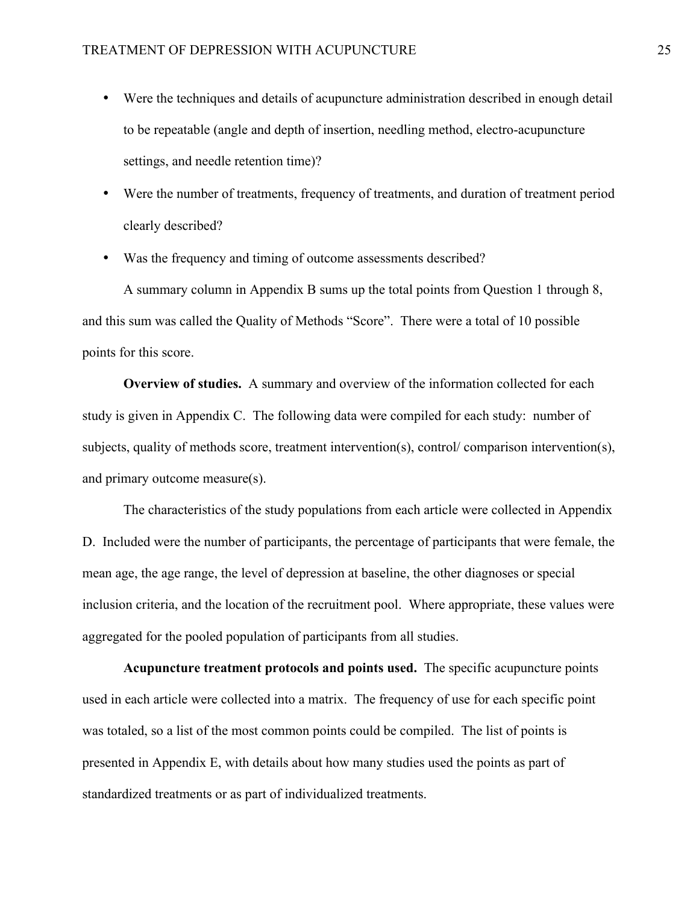- Were the techniques and details of acupuncture administration described in enough detail to be repeatable (angle and depth of insertion, needling method, electro-acupuncture settings, and needle retention time)?
- Were the number of treatments, frequency of treatments, and duration of treatment period clearly described?
- Was the frequency and timing of outcome assessments described?

A summary column in Appendix B sums up the total points from Question 1 through 8, and this sum was called the Quality of Methods "Score". There were a total of 10 possible points for this score.

**Overview of studies.** A summary and overview of the information collected for each study is given in Appendix C. The following data were compiled for each study: number of subjects, quality of methods score, treatment intervention(s), control/ comparison intervention(s), and primary outcome measure(s).

The characteristics of the study populations from each article were collected in Appendix D. Included were the number of participants, the percentage of participants that were female, the mean age, the age range, the level of depression at baseline, the other diagnoses or special inclusion criteria, and the location of the recruitment pool. Where appropriate, these values were aggregated for the pooled population of participants from all studies.

**Acupuncture treatment protocols and points used.** The specific acupuncture points used in each article were collected into a matrix. The frequency of use for each specific point was totaled, so a list of the most common points could be compiled. The list of points is presented in Appendix E, with details about how many studies used the points as part of standardized treatments or as part of individualized treatments.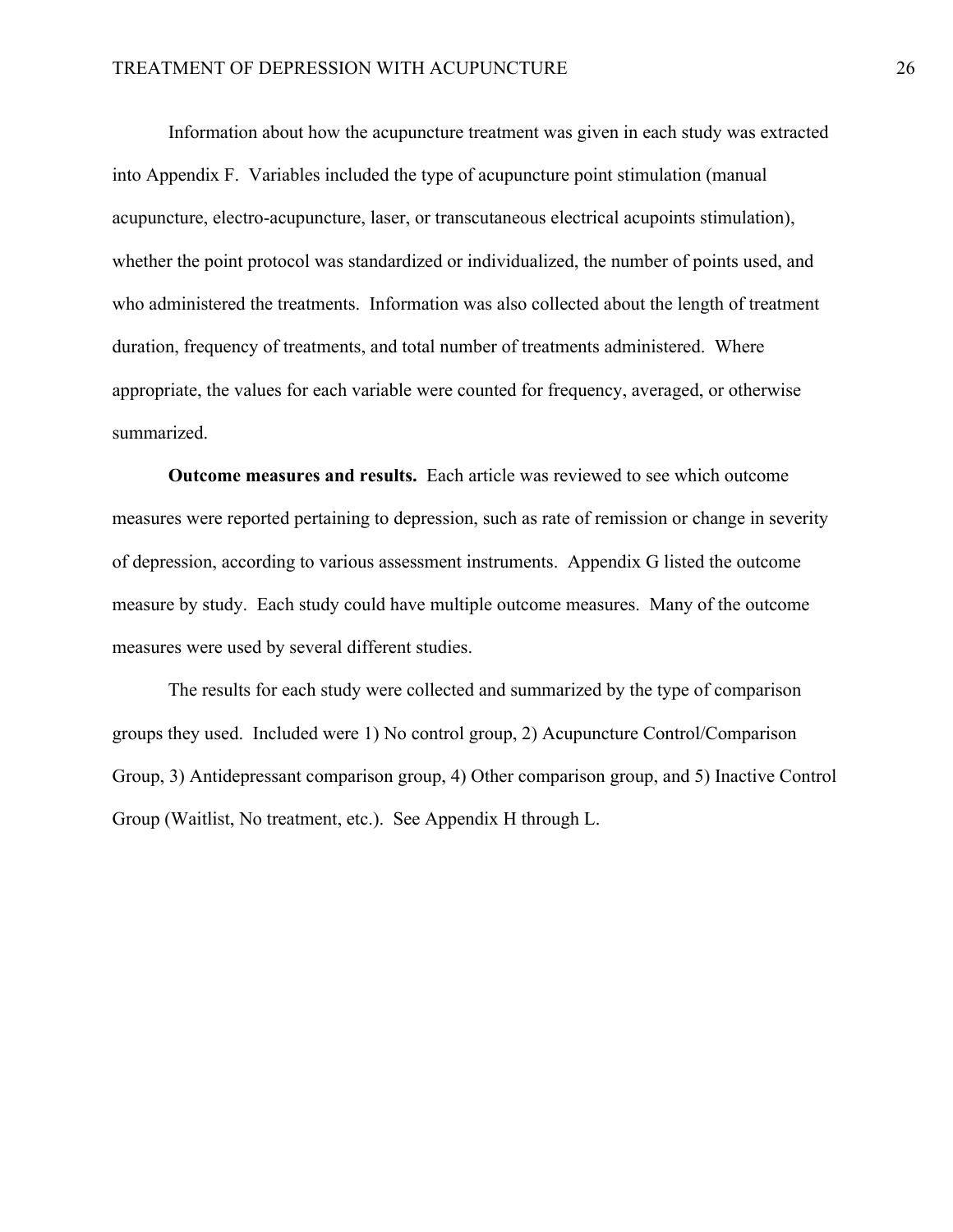Information about how the acupuncture treatment was given in each study was extracted into Appendix F. Variables included the type of acupuncture point stimulation (manual acupuncture, electro-acupuncture, laser, or transcutaneous electrical acupoints stimulation), whether the point protocol was standardized or individualized, the number of points used, and who administered the treatments. Information was also collected about the length of treatment duration, frequency of treatments, and total number of treatments administered. Where appropriate, the values for each variable were counted for frequency, averaged, or otherwise summarized.

**Outcome measures and results.** Each article was reviewed to see which outcome measures were reported pertaining to depression, such as rate of remission or change in severity of depression, according to various assessment instruments. Appendix G listed the outcome measure by study. Each study could have multiple outcome measures. Many of the outcome measures were used by several different studies.

The results for each study were collected and summarized by the type of comparison groups they used. Included were 1) No control group, 2) Acupuncture Control/Comparison Group, 3) Antidepressant comparison group, 4) Other comparison group, and 5) Inactive Control Group (Waitlist, No treatment, etc.). See Appendix H through L.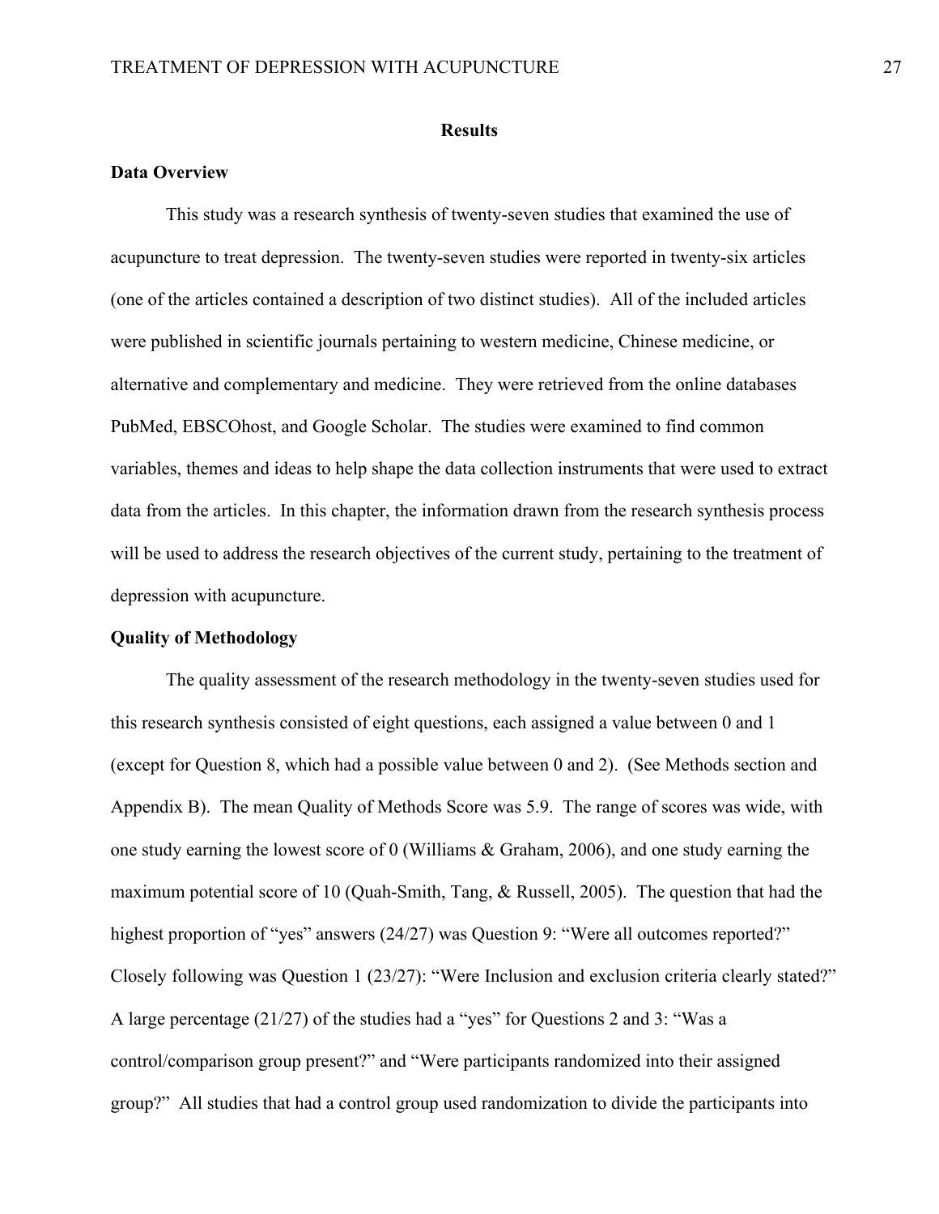# Results

## Data Overview

This study was a research synthesis of twenty-seven studies that examined the use of acupuncture to treat depression. The twenty-seven studies were reported in twenty-six articles (one of the articles contained a description of two distinct studies). All of the included articles were published in scientific journals pertaining to western medicine, Chinese medicine, or alternative and complementary and medicine. They were retrieved from the online databases PubMed, EBSCOhost, and Google Scholar. The studies were examined to find common variables, themes and ideas to help shape the data collection instruments that were used to extract data from the articles. In this chapter, the information drawn from the research synthesis process will be used to address the research objectives of the current study, pertaining to the treatment of depression with acupuncture.

## Quality of Methodology

The quality assessment of the research methodology in the twenty-seven studies used for this research synthesis consisted of eight questions, each assigned a value between 0 and 1 (except for Question 8, which had a possible value between 0 and 2). (See Methods section and Appendix B). The mean Quality of Methods Score was 5.9. The range of scores was wide, with one study earning the lowest score of 0 (Williams & Graham, 2006), and one study earning the maximum potential score of 10 (Quah-Smith, Tang, & Russell, 2005). The question that had the highest proportion of "yes" answers (24/27) was Question 9: "Were all outcomes reported?" Closely following was Question 1 (23/27): "Were Inclusion and exclusion criteria clearly stated?" A large percentage (21/27) of the studies had a "yes" for Questions 2 and 3: "Was a control/comparison group present?" and "Were participants randomized into their assigned group?" All studies that had a control group used randomization to divide the participants into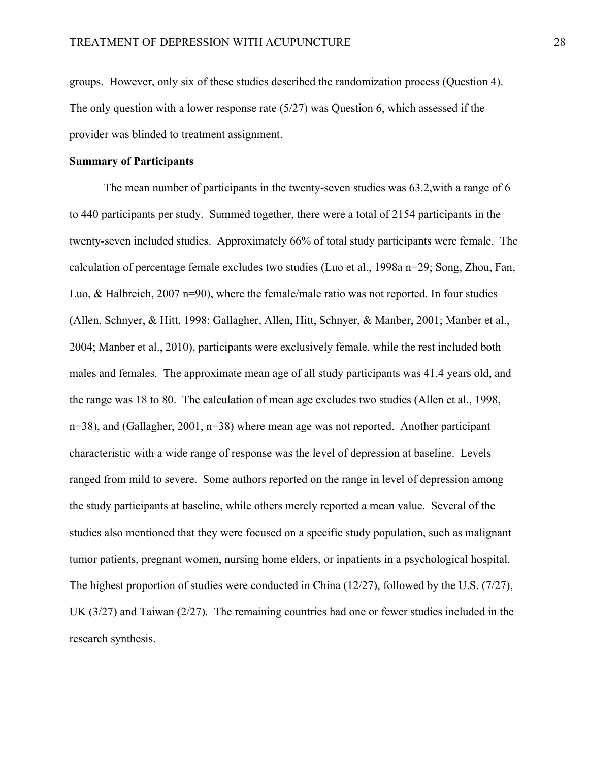groups. However, only six of these studies described the randomization process (Question 4). The only question with a lower response rate (5/27) was Question 6, which assessed if the provider was blinded to treatment assignment.

**Summary of Participants**

The mean number of participants in the twenty-seven studies was 63.2,with a range of 6 to 440 participants per study. Summed together, there were a total of 2154 participants in the twenty-seven included studies. Approximately 66% of total study participants were female. The calculation of percentage female excludes two studies (Luo et al., 1998a n=29; Song, Zhou, Fan, Luo, & Halbreich, 2007 n=90), where the female/male ratio was not reported. In four studies (Allen, Schnyer, & Hitt, 1998; Gallagher, Allen, Hitt, Schnyer, & Manber, 2001; Manber et al., 2004; Manber et al., 2010), participants were exclusively female, while the rest included both males and females. The approximate mean age of all study participants was 41.4 years old, and the range was 18 to 80. The calculation of mean age excludes two studies (Allen et al., 1998, n=38), and (Gallagher, 2001, n=38) where mean age was not reported. Another participant characteristic with a wide range of response was the level of depression at baseline. Levels ranged from mild to severe. Some authors reported on the range in level of depression among the study participants at baseline, while others merely reported a mean value. Several of the studies also mentioned that they were focused on a specific study population, such as malignant tumor patients, pregnant women, nursing home elders, or inpatients in a psychological hospital. The highest proportion of studies were conducted in China (12/27), followed by the U.S. (7/27), UK (3/27) and Taiwan (2/27). The remaining countries had one or fewer studies included in the research synthesis.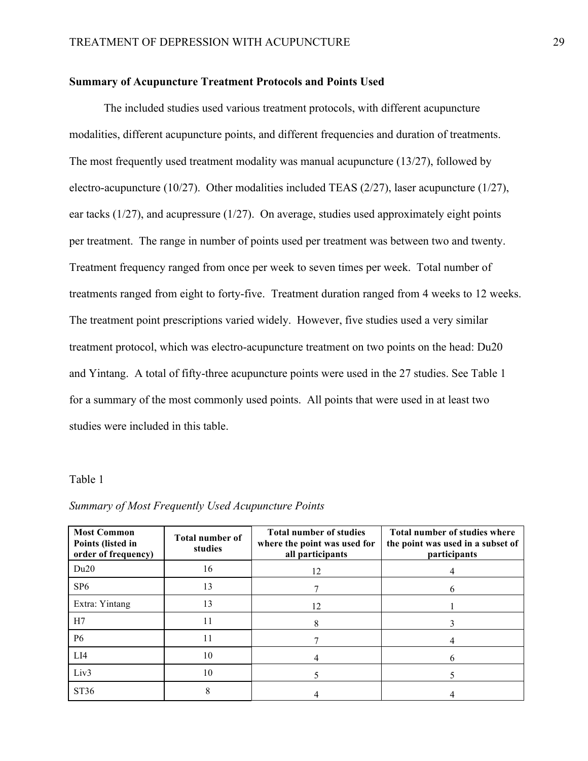**Summary of Acupuncture Treatment Protocols and Points Used**

The included studies used various treatment protocols, with different acupuncture modalities, different acupuncture points, and different frequencies and duration of treatments. The most frequently used treatment modality was manual acupuncture (13/27), followed by electro-acupuncture (10/27). Other modalities included TEAS (2/27), laser acupuncture (1/27), ear tacks (1/27), and acupressure (1/27). On average, studies used approximately eight points per treatment. The range in number of points used per treatment was between two and twenty. Treatment frequency ranged from once per week to seven times per week. Total number of treatments ranged from eight to forty-five. Treatment duration ranged from 4 weeks to 12 weeks. The treatment point prescriptions varied widely. However, five studies used a very similar treatment protocol, which was electro-acupuncture treatment on two points on the head: Du20 and Yintang. A total of fifty-three acupuncture points were used in the 27 studies. See Table 1 for a summary of the most commonly used points. All points that were used in at least two studies were included in this table.

Table 1

*Summary of Most Frequently Used Acupuncture Points*

| Most Common Points (listed in order of frequency) | Total number of studies | Total number of studies where the point was used for all participants | Total number of studies where the point was used in a subset of participants |
|---|---|---|---|
| Du20 | 16 | 12 | 4 |
| SP6 | 13 | 7 | 6 |
| Extra: Yintang | 13 | 12 | 1 |
| H7 | 11 | 8 | 3 |
| P6 | 11 | 7 | 4 |
| LI4 | 10 | 4 | 6 |
| Liv3 | 10 | 5 | 5 |
| ST36 | 8 | 4 | 4 |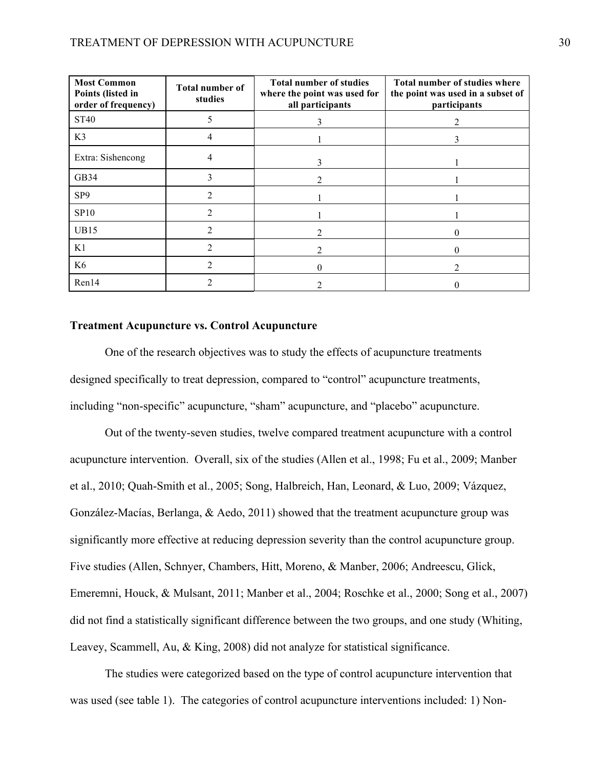| Most Common Points (listed in order of frequency) | Total number of studies | Total number of studies where the point was used for all participants | Total number of studies where the point was used in a subset of participants |
|---|---|---|---|
| ST40 | 5 | 3 | 2 |
| K3 | 4 | 1 | 3 |
| Extra: Sishencong | 4 | 3 | 1 |
| GB34 | 3 | 2 | 1 |
| SP9 | 2 | 1 | 1 |
| SP10 | 2 | 1 | 1 |
| UB15 | 2 | 2 | 0 |
| K1 | 2 | 2 | 0 |
| K6 | 2 | 0 | 2 |
| Ren14 | 2 | 2 | 0 |

### Treatment Acupuncture vs. Control Acupuncture

One of the research objectives was to study the effects of acupuncture treatments designed specifically to treat depression, compared to "control" acupuncture treatments, including "non-specific" acupuncture, "sham" acupuncture, and "placebo" acupuncture.

Out of the twenty-seven studies, twelve compared treatment acupuncture with a control acupuncture intervention. Overall, six of the studies (Allen et al., 1998; Fu et al., 2009; Manber et al., 2010; Quah-Smith et al., 2005; Song, Halbreich, Han, Leonard, & Luo, 2009; Vázquez, González-Macías, Berlanga, & Aedo, 2011) showed that the treatment acupuncture group was significantly more effective at reducing depression severity than the control acupuncture group. Five studies (Allen, Schnyer, Chambers, Hitt, Moreno, & Manber, 2006; Andreescu, Glick, Emeremni, Houck, & Mulsant, 2011; Manber et al., 2004; Roschke et al., 2000; Song et al., 2007) did not find a statistically significant difference between the two groups, and one study (Whiting, Leavey, Scammell, Au, & King, 2008) did not analyze for statistical significance.

The studies were categorized based on the type of control acupuncture intervention that was used (see table 1). The categories of control acupuncture interventions included: 1) Non-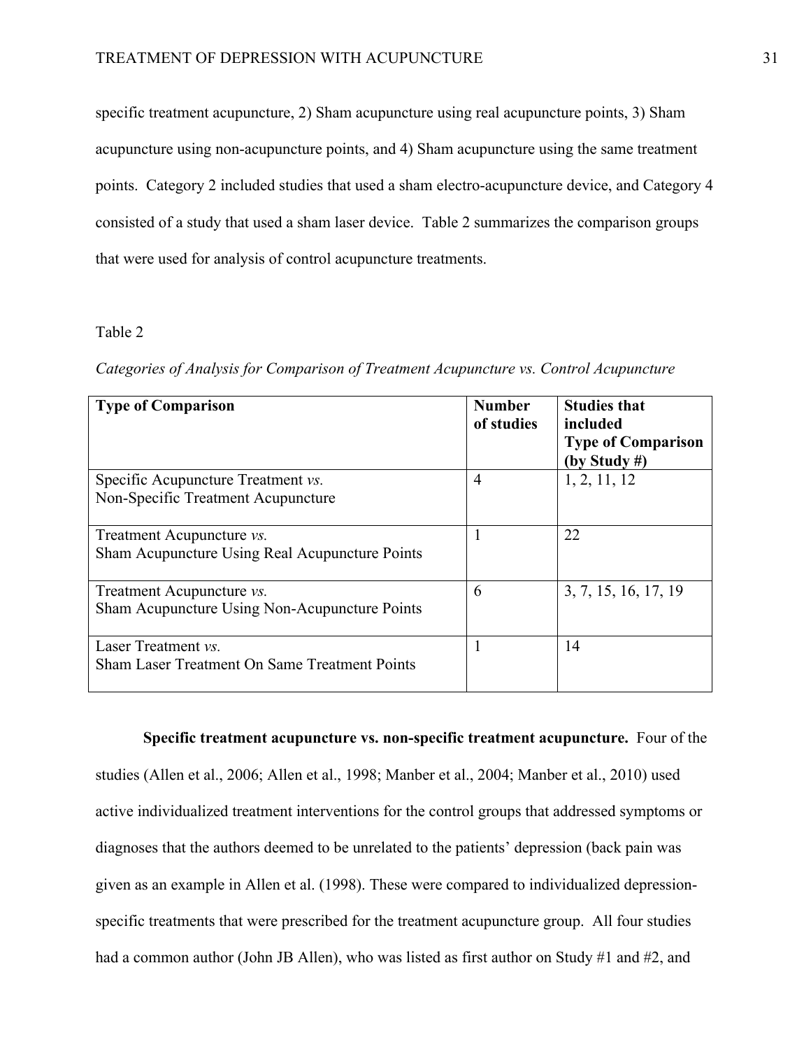specific treatment acupuncture, 2) Sham acupuncture using real acupuncture points, 3) Sham acupuncture using non-acupuncture points, and 4) Sham acupuncture using the same treatment points. Category 2 included studies that used a sham electro-acupuncture device, and Category 4 consisted of a study that used a sham laser device. Table 2 summarizes the comparison groups that were used for analysis of control acupuncture treatments.

Table 2

*Categories of Analysis for Comparison of Treatment Acupuncture vs. Control Acupuncture*

| **Type of Comparison** | **Number of studies** | **Studies that included Type of Comparison (by Study #)** |
|---|---|---|
| Specific Acupuncture Treatment *vs.* Non-Specific Treatment Acupuncture | 4 | 1, 2, 11, 12 |
| Treatment Acupuncture *vs.* Sham Acupuncture Using Real Acupuncture Points | 1 | 22 |
| Treatment Acupuncture *vs.* Sham Acupuncture Using Non-Acupuncture Points | 6 | 3, 7, 15, 16, 17, 19 |
| Laser Treatment *vs.* Sham Laser Treatment On Same Treatment Points | 1 | 14 |

**Specific treatment acupuncture vs. non-specific treatment acupuncture.** Four of the studies (Allen et al., 2006; Allen et al., 1998; Manber et al., 2004; Manber et al., 2010) used active individualized treatment interventions for the control groups that addressed symptoms or diagnoses that the authors deemed to be unrelated to the patients' depression (back pain was given as an example in Allen et al. (1998). These were compared to individualized depression-specific treatments that were prescribed for the treatment acupuncture group. All four studies had a common author (John JB Allen), who was listed as first author on Study #1 and #2, and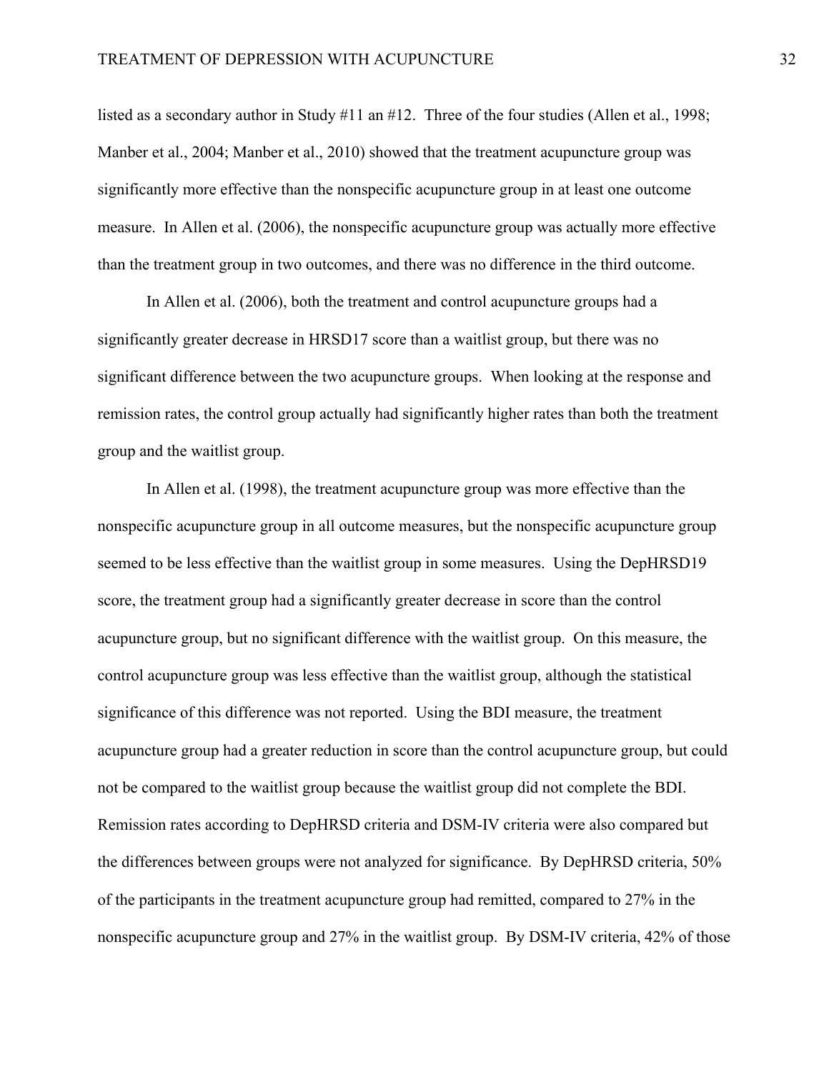listed as a secondary author in Study #11 an #12. Three of the four studies (Allen et al., 1998; Manber et al., 2004; Manber et al., 2010) showed that the treatment acupuncture group was significantly more effective than the nonspecific acupuncture group in at least one outcome measure. In Allen et al. (2006), the nonspecific acupuncture group was actually more effective than the treatment group in two outcomes, and there was no difference in the third outcome.

In Allen et al. (2006), both the treatment and control acupuncture groups had a significantly greater decrease in HRSD17 score than a waitlist group, but there was no significant difference between the two acupuncture groups. When looking at the response and remission rates, the control group actually had significantly higher rates than both the treatment group and the waitlist group.

In Allen et al. (1998), the treatment acupuncture group was more effective than the nonspecific acupuncture group in all outcome measures, but the nonspecific acupuncture group seemed to be less effective than the waitlist group in some measures. Using the DepHRSD19 score, the treatment group had a significantly greater decrease in score than the control acupuncture group, but no significant difference with the waitlist group. On this measure, the control acupuncture group was less effective than the waitlist group, although the statistical significance of this difference was not reported. Using the BDI measure, the treatment acupuncture group had a greater reduction in score than the control acupuncture group, but could not be compared to the waitlist group because the waitlist group did not complete the BDI. Remission rates according to DepHRSD criteria and DSM-IV criteria were also compared but the differences between groups were not analyzed for significance. By DepHRSD criteria, 50% of the participants in the treatment acupuncture group had remitted, compared to 27% in the nonspecific acupuncture group and 27% in the waitlist group. By DSM-IV criteria, 42% of those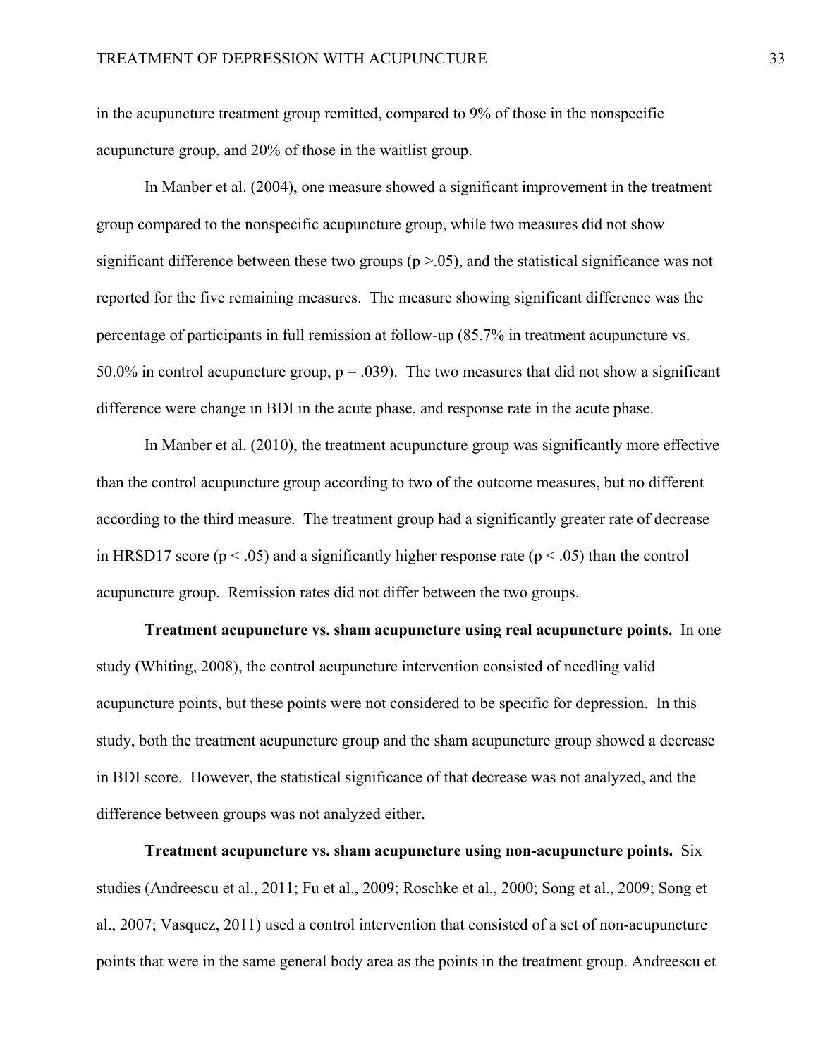in the acupuncture treatment group remitted, compared to 9% of those in the nonspecific acupuncture group, and 20% of those in the waitlist group.

In Manber et al. (2004), one measure showed a significant improvement in the treatment group compared to the nonspecific acupuncture group, while two measures did not show significant difference between these two groups ($p > .05$), and the statistical significance was not reported for the five remaining measures. The measure showing significant difference was the percentage of participants in full remission at follow-up (85.7% in treatment acupuncture vs. 50.0% in control acupuncture group, $p = .039$). The two measures that did not show a significant difference were change in BDI in the acute phase, and response rate in the acute phase.

In Manber et al. (2010), the treatment acupuncture group was significantly more effective than the control acupuncture group according to two of the outcome measures, but no different according to the third measure. The treatment group had a significantly greater rate of decrease in HRSD17 score ($p < .05$) and a significantly higher response rate ($p < .05$) than the control acupuncture group. Remission rates did not differ between the two groups.

**Treatment acupuncture vs. sham acupuncture using real acupuncture points.** In one study (Whiting, 2008), the control acupuncture intervention consisted of needling valid acupuncture points, but these points were not considered to be specific for depression. In this study, both the treatment acupuncture group and the sham acupuncture group showed a decrease in BDI score. However, the statistical significance of that decrease was not analyzed, and the difference between groups was not analyzed either.

**Treatment acupuncture vs. sham acupuncture using non-acupuncture points.** Six studies (Andreescu et al., 2011; Fu et al., 2009; Roschke et al., 2000; Song et al., 2009; Song et al., 2007; Vasquez, 2011) used a control intervention that consisted of a set of non-acupuncture points that were in the same general body area as the points in the treatment group. Andreescu et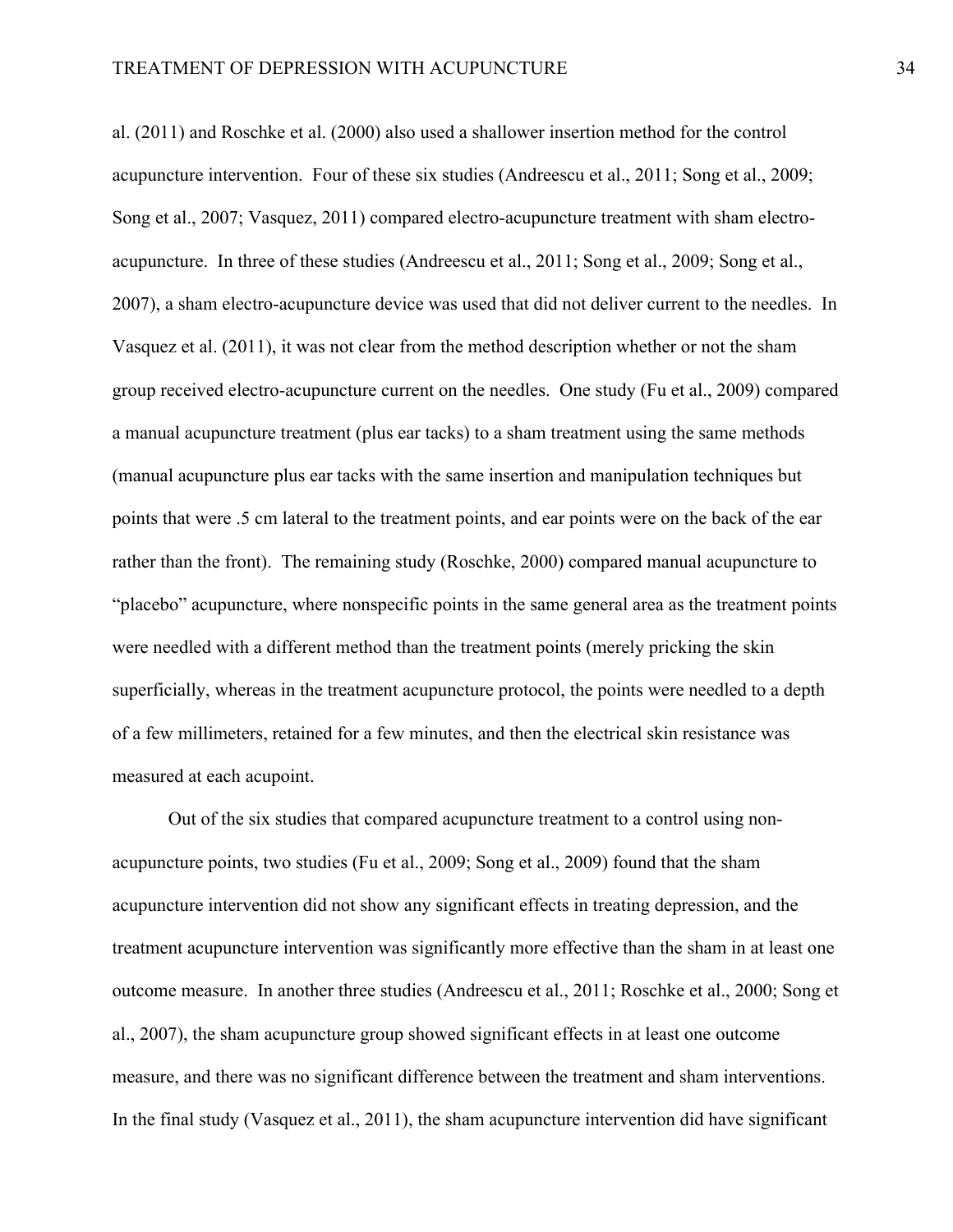al. (2011) and Roschke et al. (2000) also used a shallower insertion method for the control acupuncture intervention. Four of these six studies (Andreescu et al., 2011; Song et al., 2009; Song et al., 2007; Vasquez, 2011) compared electro-acupuncture treatment with sham electro-acupuncture. In three of these studies (Andreescu et al., 2011; Song et al., 2009; Song et al., 2007), a sham electro-acupuncture device was used that did not deliver current to the needles. In Vasquez et al. (2011), it was not clear from the method description whether or not the sham group received electro-acupuncture current on the needles. One study (Fu et al., 2009) compared a manual acupuncture treatment (plus ear tacks) to a sham treatment using the same methods (manual acupuncture plus ear tacks with the same insertion and manipulation techniques but points that were .5 cm lateral to the treatment points, and ear points were on the back of the ear rather than the front). The remaining study (Roschke, 2000) compared manual acupuncture to "placebo" acupuncture, where nonspecific points in the same general area as the treatment points were needled with a different method than the treatment points (merely pricking the skin superficially, whereas in the treatment acupuncture protocol, the points were needled to a depth of a few millimeters, retained for a few minutes, and then the electrical skin resistance was measured at each acupoint.

Out of the six studies that compared acupuncture treatment to a control using non-acupuncture points, two studies (Fu et al., 2009; Song et al., 2009) found that the sham acupuncture intervention did not show any significant effects in treating depression, and the treatment acupuncture intervention was significantly more effective than the sham in at least one outcome measure. In another three studies (Andreescu et al., 2011; Roschke et al., 2000; Song et al., 2007), the sham acupuncture group showed significant effects in at least one outcome measure, and there was no significant difference between the treatment and sham interventions. In the final study (Vasquez et al., 2011), the sham acupuncture intervention did have significant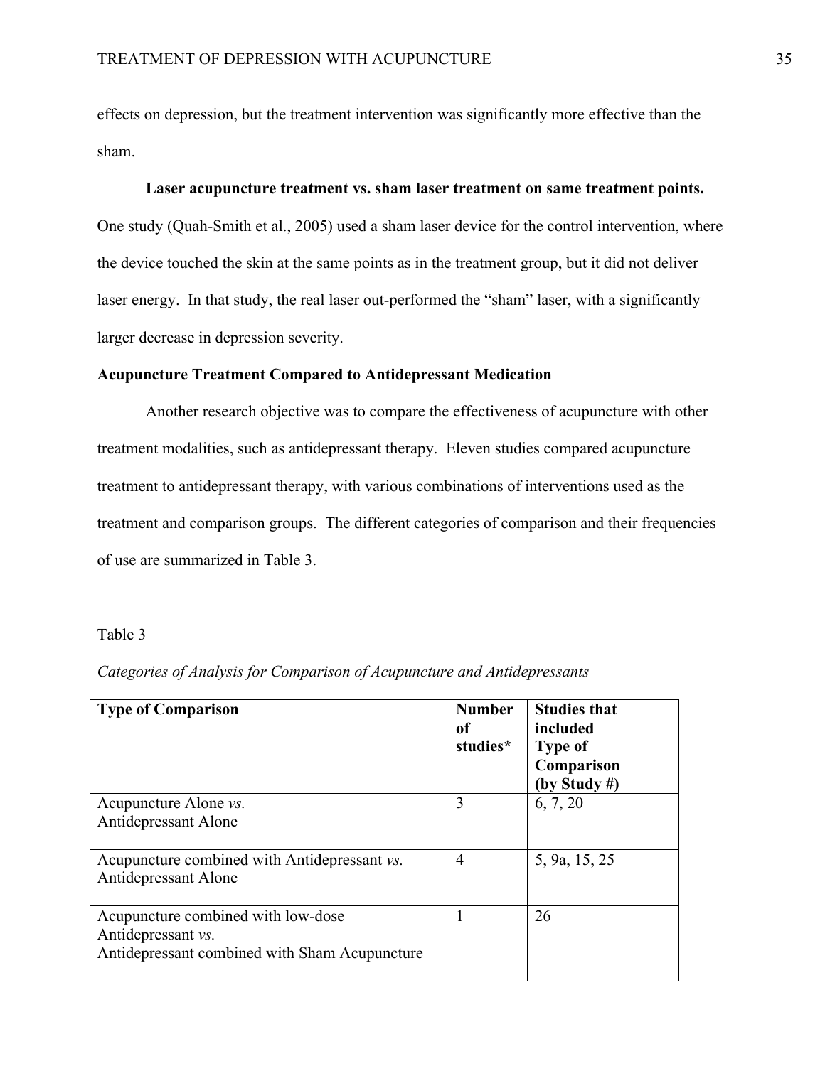effects on depression, but the treatment intervention was significantly more effective than the sham.

**Laser acupuncture treatment vs. sham laser treatment on same treatment points.** One study (Quah-Smith et al., 2005) used a sham laser device for the control intervention, where the device touched the skin at the same points as in the treatment group, but it did not deliver laser energy. In that study, the real laser out-performed the "sham" laser, with a significantly larger decrease in depression severity.

## Acupuncture Treatment Compared to Antidepressant Medication

Another research objective was to compare the effectiveness of acupuncture with other treatment modalities, such as antidepressant therapy. Eleven studies compared acupuncture treatment to antidepressant therapy, with various combinations of interventions used as the treatment and comparison groups. The different categories of comparison and their frequencies of use are summarized in Table 3.

Table 3

*Categories of Analysis for Comparison of Acupuncture and Antidepressants*

| **Type of Comparison** | **Number of studies*** | **Studies that included Type of Comparison (by Study #)** |
|---|---|---|
| Acupuncture Alone *vs.* Antidepressant Alone | 3 | 6, 7, 20 |
| Acupuncture combined with Antidepressant *vs.* Antidepressant Alone | 4 | 5, 9a, 15, 25 |
| Acupuncture combined with low-dose Antidepressant *vs.* Antidepressant combined with Sham Acupuncture | 1 | 26 |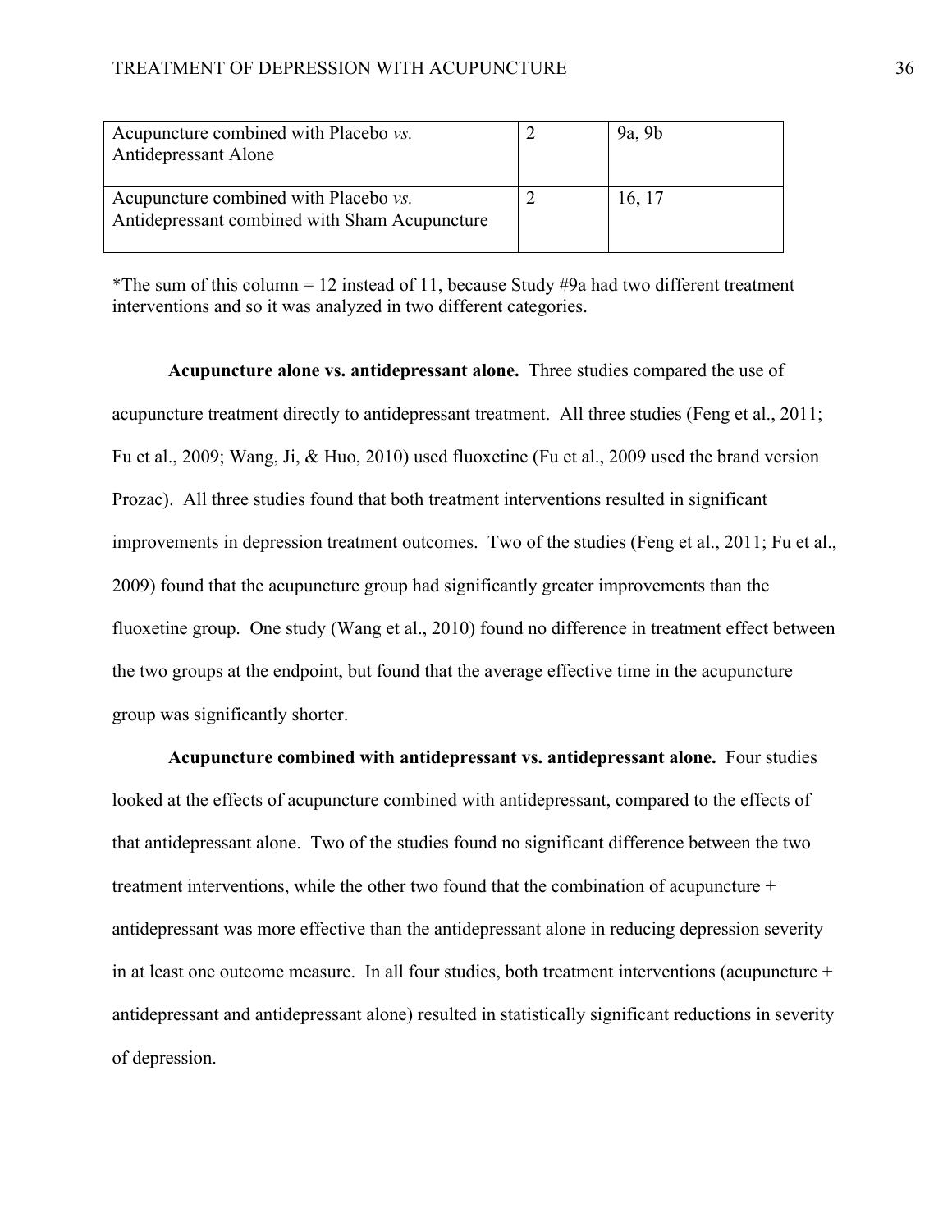| | | |
|---|---|---|
| Acupuncture combined with Placebo *vs.* Antidepressant Alone | 2 | 9a, 9b |
| Acupuncture combined with Placebo *vs.* Antidepressant combined with Sham Acupuncture | 2 | 16, 17 |

*The sum of this column = 12 instead of 11, because Study #9a had two different treatment interventions and so it was analyzed in two different categories.

**Acupuncture alone vs. antidepressant alone.** Three studies compared the use of acupuncture treatment directly to antidepressant treatment. All three studies (Feng et al., 2011; Fu et al., 2009; Wang, Ji, & Huo, 2010) used fluoxetine (Fu et al., 2009 used the brand version Prozac). All three studies found that both treatment interventions resulted in significant improvements in depression treatment outcomes. Two of the studies (Feng et al., 2011; Fu et al., 2009) found that the acupuncture group had significantly greater improvements than the fluoxetine group. One study (Wang et al., 2010) found no difference in treatment effect between the two groups at the endpoint, but found that the average effective time in the acupuncture group was significantly shorter.

**Acupuncture combined with antidepressant vs. antidepressant alone.** Four studies looked at the effects of acupuncture combined with antidepressant, compared to the effects of that antidepressant alone. Two of the studies found no significant difference between the two treatment interventions, while the other two found that the combination of acupuncture + antidepressant was more effective than the antidepressant alone in reducing depression severity in at least one outcome measure. In all four studies, both treatment interventions (acupuncture + antidepressant and antidepressant alone) resulted in statistically significant reductions in severity of depression.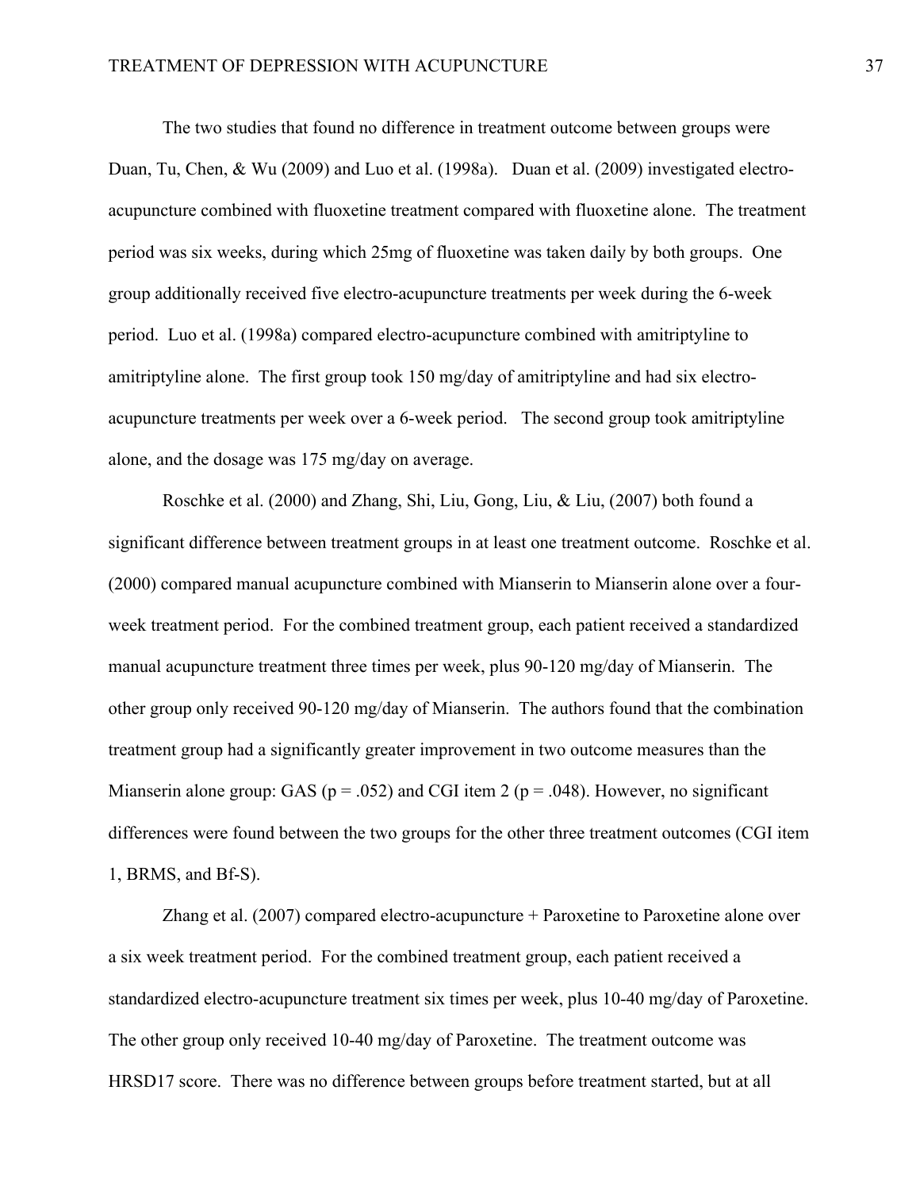The two studies that found no difference in treatment outcome between groups were Duan, Tu, Chen, & Wu (2009) and Luo et al. (1998a). Duan et al. (2009) investigated electro-acupuncture combined with fluoxetine treatment compared with fluoxetine alone. The treatment period was six weeks, during which 25mg of fluoxetine was taken daily by both groups. One group additionally received five electro-acupuncture treatments per week during the 6-week period. Luo et al. (1998a) compared electro-acupuncture combined with amitriptyline to amitriptyline alone. The first group took 150 mg/day of amitriptyline and had six electro-acupuncture treatments per week over a 6-week period. The second group took amitriptyline alone, and the dosage was 175 mg/day on average.

Roschke et al. (2000) and Zhang, Shi, Liu, Gong, Liu, & Liu, (2007) both found a significant difference between treatment groups in at least one treatment outcome. Roschke et al. (2000) compared manual acupuncture combined with Mianserin to Mianserin alone over a four-week treatment period. For the combined treatment group, each patient received a standardized manual acupuncture treatment three times per week, plus 90-120 mg/day of Mianserin. The other group only received 90-120 mg/day of Mianserin. The authors found that the combination treatment group had a significantly greater improvement in two outcome measures than the Mianserin alone group: GAS ($p = .052$) and CGI item 2 ($p = .048$). However, no significant differences were found between the two groups for the other three treatment outcomes (CGI item 1, BRMS, and Bf-S).

Zhang et al. (2007) compared electro-acupuncture + Paroxetine to Paroxetine alone over a six week treatment period. For the combined treatment group, each patient received a standardized electro-acupuncture treatment six times per week, plus 10-40 mg/day of Paroxetine. The other group only received 10-40 mg/day of Paroxetine. The treatment outcome was HRSD17 score. There was no difference between groups before treatment started, but at all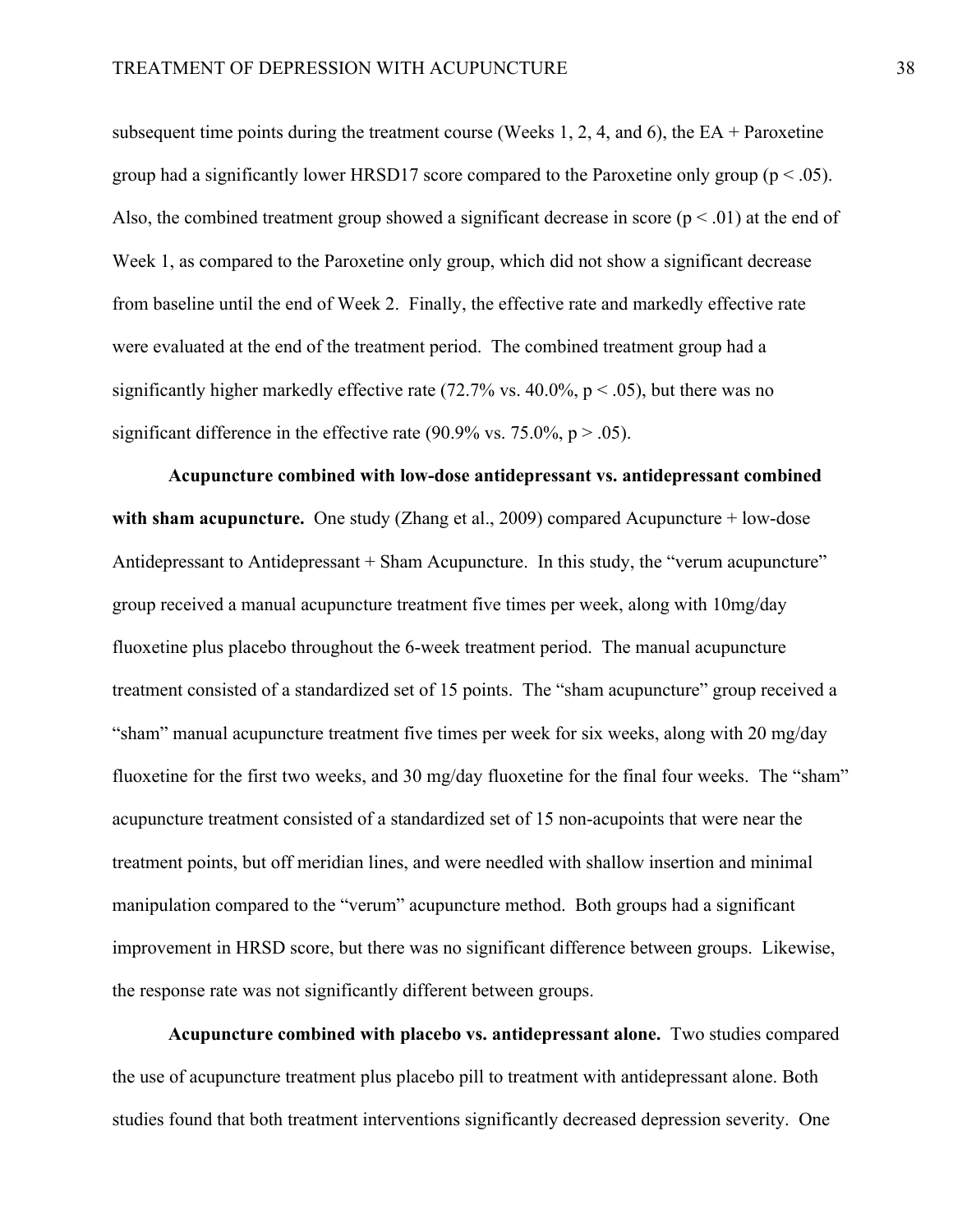subsequent time points during the treatment course (Weeks 1, 2, 4, and 6), the EA + Paroxetine group had a significantly lower HRSD17 score compared to the Paroxetine only group ($p < .05$). Also, the combined treatment group showed a significant decrease in score ($p < .01$) at the end of Week 1, as compared to the Paroxetine only group, which did not show a significant decrease from baseline until the end of Week 2. Finally, the effective rate and markedly effective rate were evaluated at the end of the treatment period. The combined treatment group had a significantly higher markedly effective rate (72.7% vs. 40.0%, $p < .05$), but there was no significant difference in the effective rate (90.9% vs. 75.0%, $p > .05$).

**Acupuncture combined with low-dose antidepressant vs. antidepressant combined with sham acupuncture.** One study (Zhang et al., 2009) compared Acupuncture + low-dose Antidepressant to Antidepressant + Sham Acupuncture. In this study, the "verum acupuncture" group received a manual acupuncture treatment five times per week, along with 10mg/day fluoxetine plus placebo throughout the 6-week treatment period. The manual acupuncture treatment consisted of a standardized set of 15 points. The "sham acupuncture" group received a "sham" manual acupuncture treatment five times per week for six weeks, along with 20 mg/day fluoxetine for the first two weeks, and 30 mg/day fluoxetine for the final four weeks. The "sham" acupuncture treatment consisted of a standardized set of 15 non-acupoints that were near the treatment points, but off meridian lines, and were needled with shallow insertion and minimal manipulation compared to the "verum" acupuncture method. Both groups had a significant improvement in HRSD score, but there was no significant difference between groups. Likewise, the response rate was not significantly different between groups.

**Acupuncture combined with placebo vs. antidepressant alone.** Two studies compared the use of acupuncture treatment plus placebo pill to treatment with antidepressant alone. Both studies found that both treatment interventions significantly decreased depression severity. One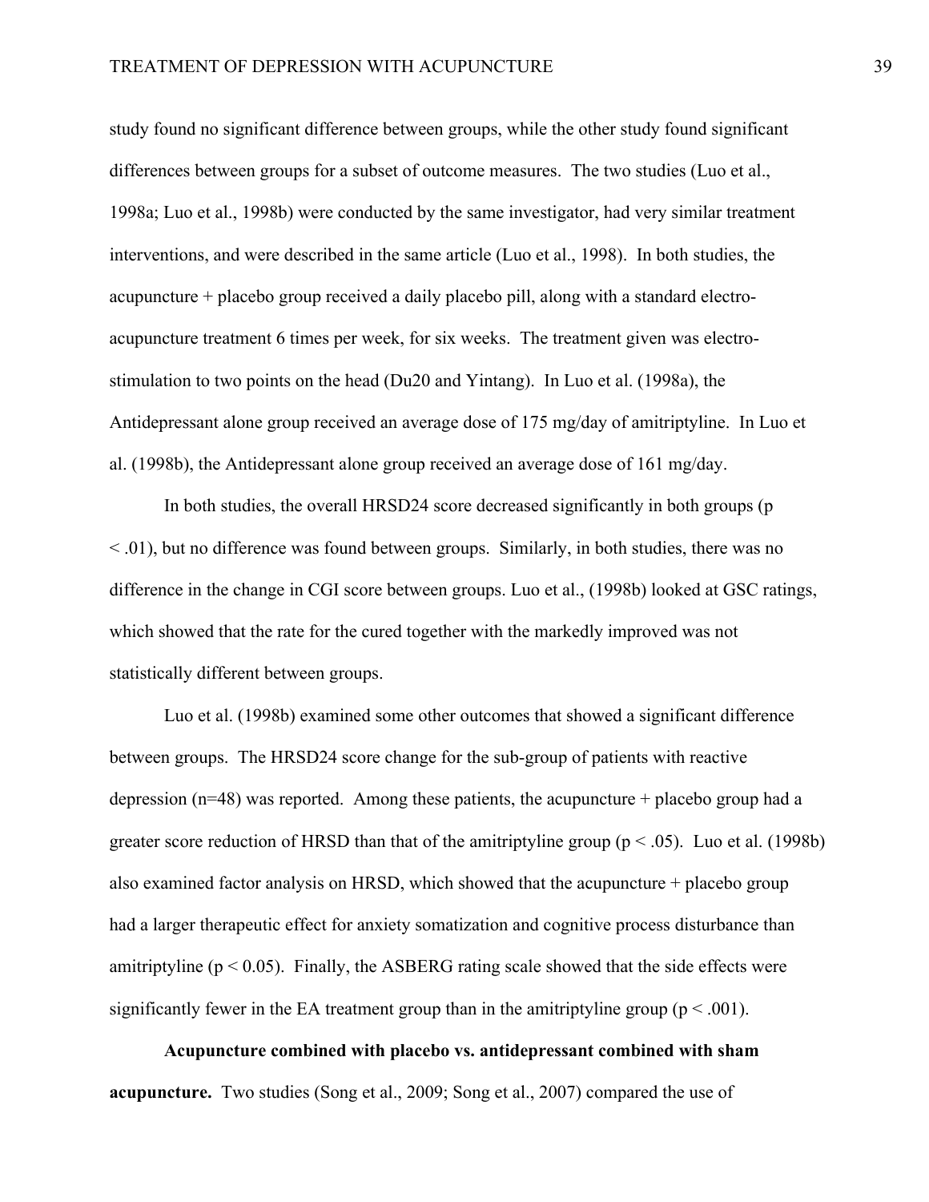study found no significant difference between groups, while the other study found significant differences between groups for a subset of outcome measures. The two studies (Luo et al., 1998a; Luo et al., 1998b) were conducted by the same investigator, had very similar treatment interventions, and were described in the same article (Luo et al., 1998). In both studies, the acupuncture + placebo group received a daily placebo pill, along with a standard electro-acupuncture treatment 6 times per week, for six weeks. The treatment given was electro-stimulation to two points on the head (Du20 and Yintang). In Luo et al. (1998a), the Antidepressant alone group received an average dose of 175 mg/day of amitriptyline. In Luo et al. (1998b), the Antidepressant alone group received an average dose of 161 mg/day.

In both studies, the overall HRSD24 score decreased significantly in both groups ($p < .01$), but no difference was found between groups. Similarly, in both studies, there was no difference in the change in CGI score between groups. Luo et al., (1998b) looked at GSC ratings, which showed that the rate for the cured together with the markedly improved was not statistically different between groups.

Luo et al. (1998b) examined some other outcomes that showed a significant difference between groups. The HRSD24 score change for the sub-group of patients with reactive depression (n=48) was reported. Among these patients, the acupuncture + placebo group had a greater score reduction of HRSD than that of the amitriptyline group ($p < .05$). Luo et al. (1998b) also examined factor analysis on HRSD, which showed that the acupuncture + placebo group had a larger therapeutic effect for anxiety somatization and cognitive process disturbance than amitriptyline ($p < 0.05$). Finally, the ASBERG rating scale showed that the side effects were significantly fewer in the EA treatment group than in the amitriptyline group ($p < .001$).

**Acupuncture combined with placebo vs. antidepressant combined with sham acupuncture.** Two studies (Song et al., 2009; Song et al., 2007) compared the use of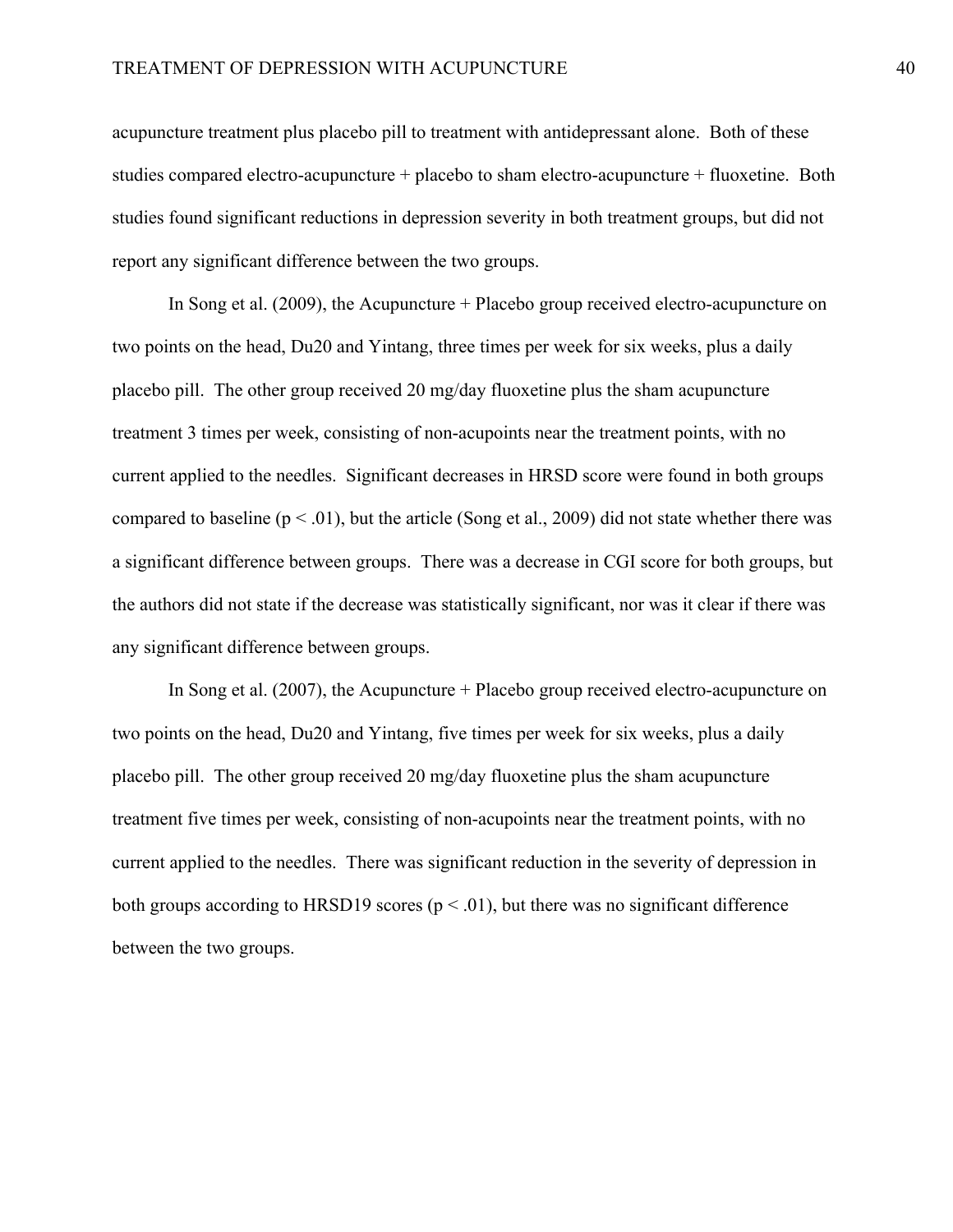acupuncture treatment plus placebo pill to treatment with antidepressant alone. Both of these studies compared electro-acupuncture + placebo to sham electro-acupuncture + fluoxetine. Both studies found significant reductions in depression severity in both treatment groups, but did not report any significant difference between the two groups.

In Song et al. (2009), the Acupuncture + Placebo group received electro-acupuncture on two points on the head, Du20 and Yintang, three times per week for six weeks, plus a daily placebo pill. The other group received 20 mg/day fluoxetine plus the sham acupuncture treatment 3 times per week, consisting of non-acupoints near the treatment points, with no current applied to the needles. Significant decreases in HRSD score were found in both groups compared to baseline ($p < .01$), but the article (Song et al., 2009) did not state whether there was a significant difference between groups. There was a decrease in CGI score for both groups, but the authors did not state if the decrease was statistically significant, nor was it clear if there was any significant difference between groups.

In Song et al. (2007), the Acupuncture + Placebo group received electro-acupuncture on two points on the head, Du20 and Yintang, five times per week for six weeks, plus a daily placebo pill. The other group received 20 mg/day fluoxetine plus the sham acupuncture treatment five times per week, consisting of non-acupoints near the treatment points, with no current applied to the needles. There was significant reduction in the severity of depression in both groups according to HRSD19 scores ($p < .01$), but there was no significant difference between the two groups.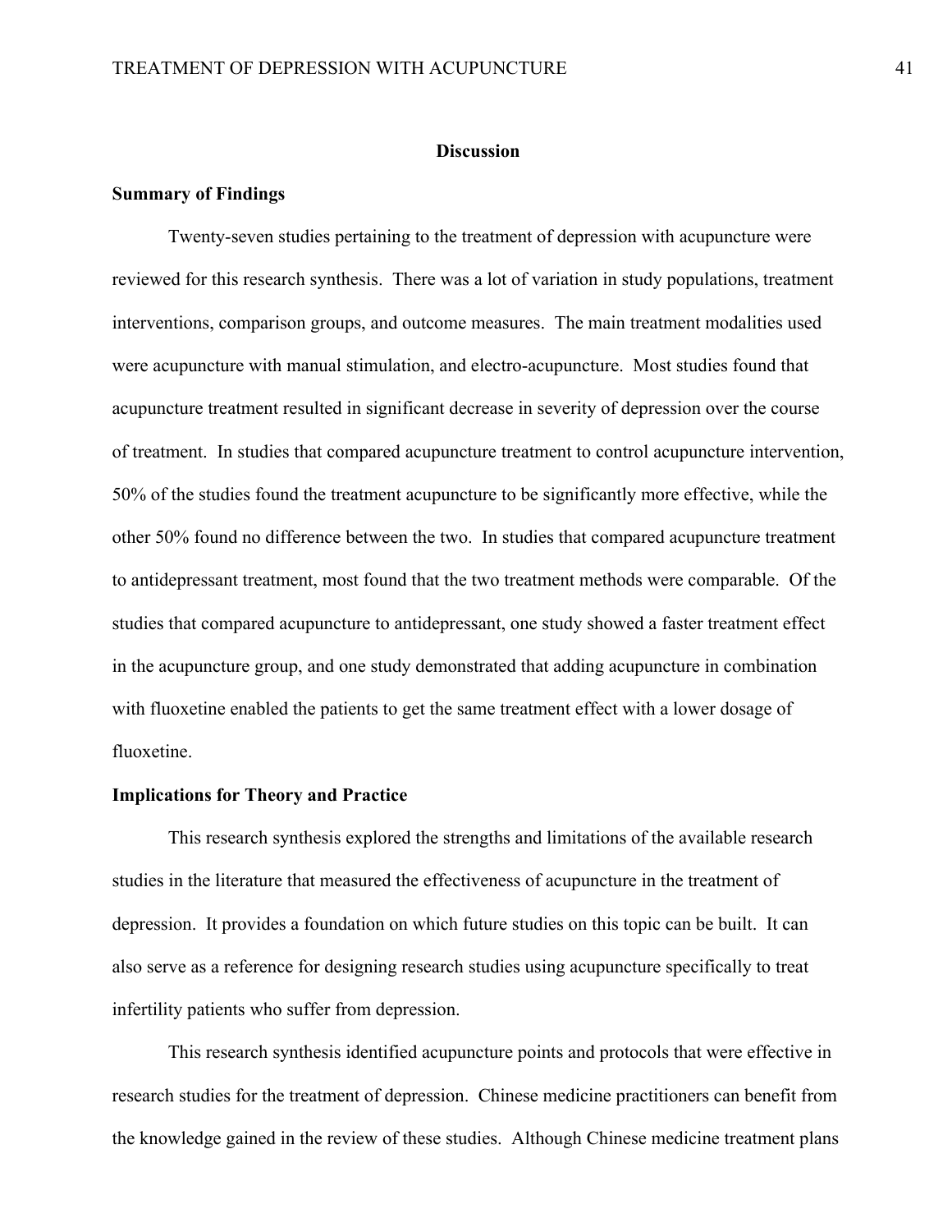## Discussion

### Summary of Findings

Twenty-seven studies pertaining to the treatment of depression with acupuncture were reviewed for this research synthesis. There was a lot of variation in study populations, treatment interventions, comparison groups, and outcome measures. The main treatment modalities used were acupuncture with manual stimulation, and electro-acupuncture. Most studies found that acupuncture treatment resulted in significant decrease in severity of depression over the course of treatment. In studies that compared acupuncture treatment to control acupuncture intervention, 50% of the studies found the treatment acupuncture to be significantly more effective, while the other 50% found no difference between the two. In studies that compared acupuncture treatment to antidepressant treatment, most found that the two treatment methods were comparable. Of the studies that compared acupuncture to antidepressant, one study showed a faster treatment effect in the acupuncture group, and one study demonstrated that adding acupuncture in combination with fluoxetine enabled the patients to get the same treatment effect with a lower dosage of fluoxetine.

### Implications for Theory and Practice

This research synthesis explored the strengths and limitations of the available research studies in the literature that measured the effectiveness of acupuncture in the treatment of depression. It provides a foundation on which future studies on this topic can be built. It can also serve as a reference for designing research studies using acupuncture specifically to treat infertility patients who suffer from depression.

This research synthesis identified acupuncture points and protocols that were effective in research studies for the treatment of depression. Chinese medicine practitioners can benefit from the knowledge gained in the review of these studies. Although Chinese medicine treatment plans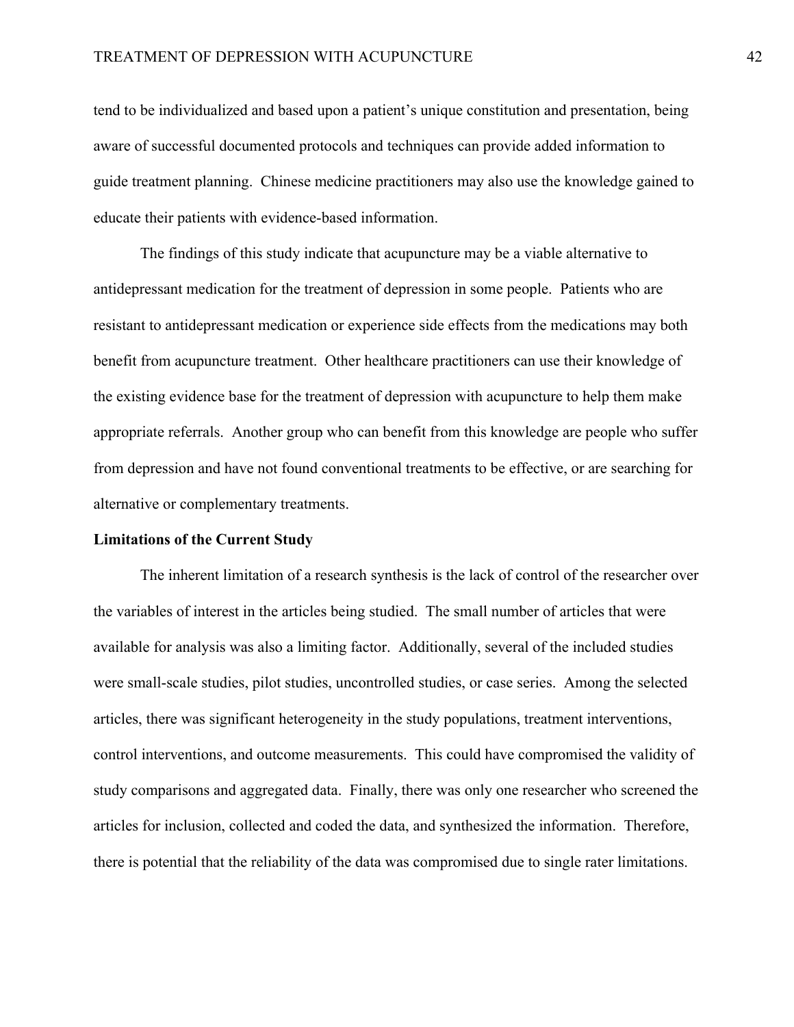tend to be individualized and based upon a patient's unique constitution and presentation, being aware of successful documented protocols and techniques can provide added information to guide treatment planning. Chinese medicine practitioners may also use the knowledge gained to educate their patients with evidence-based information.

The findings of this study indicate that acupuncture may be a viable alternative to antidepressant medication for the treatment of depression in some people. Patients who are resistant to antidepressant medication or experience side effects from the medications may both benefit from acupuncture treatment. Other healthcare practitioners can use their knowledge of the existing evidence base for the treatment of depression with acupuncture to help them make appropriate referrals. Another group who can benefit from this knowledge are people who suffer from depression and have not found conventional treatments to be effective, or are searching for alternative or complementary treatments.

**Limitations of the Current Study**

The inherent limitation of a research synthesis is the lack of control of the researcher over the variables of interest in the articles being studied. The small number of articles that were available for analysis was also a limiting factor. Additionally, several of the included studies were small-scale studies, pilot studies, uncontrolled studies, or case series. Among the selected articles, there was significant heterogeneity in the study populations, treatment interventions, control interventions, and outcome measurements. This could have compromised the validity of study comparisons and aggregated data. Finally, there was only one researcher who screened the articles for inclusion, collected and coded the data, and synthesized the information. Therefore, there is potential that the reliability of the data was compromised due to single rater limitations.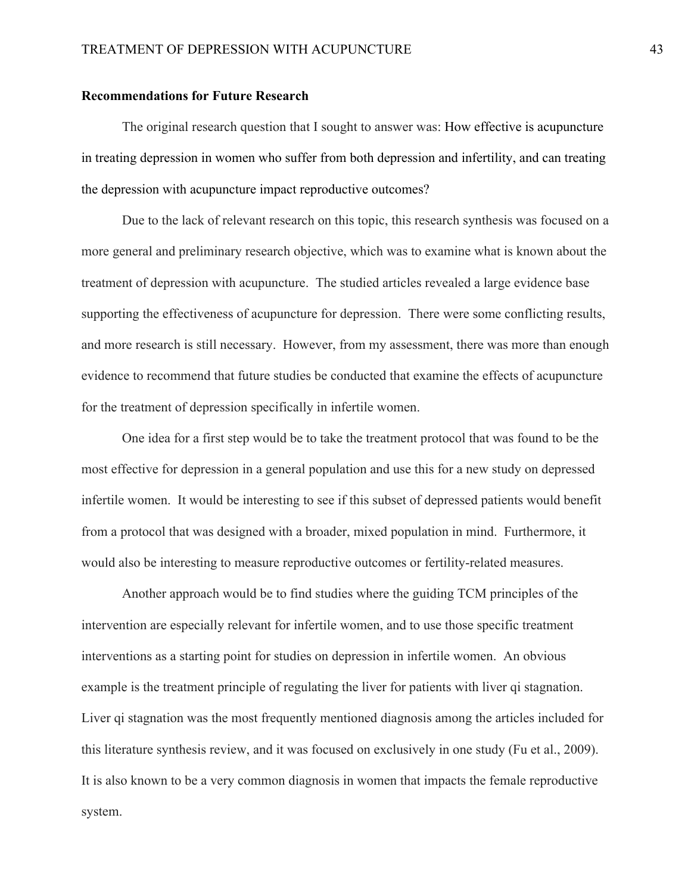**Recommendations for Future Research**

The original research question that I sought to answer was: How effective is acupuncture in treating depression in women who suffer from both depression and infertility, and can treating the depression with acupuncture impact reproductive outcomes?

Due to the lack of relevant research on this topic, this research synthesis was focused on a more general and preliminary research objective, which was to examine what is known about the treatment of depression with acupuncture. The studied articles revealed a large evidence base supporting the effectiveness of acupuncture for depression. There were some conflicting results, and more research is still necessary. However, from my assessment, there was more than enough evidence to recommend that future studies be conducted that examine the effects of acupuncture for the treatment of depression specifically in infertile women.

One idea for a first step would be to take the treatment protocol that was found to be the most effective for depression in a general population and use this for a new study on depressed infertile women. It would be interesting to see if this subset of depressed patients would benefit from a protocol that was designed with a broader, mixed population in mind. Furthermore, it would also be interesting to measure reproductive outcomes or fertility-related measures.

Another approach would be to find studies where the guiding TCM principles of the intervention are especially relevant for infertile women, and to use those specific treatment interventions as a starting point for studies on depression in infertile women. An obvious example is the treatment principle of regulating the liver for patients with liver qi stagnation. Liver qi stagnation was the most frequently mentioned diagnosis among the articles included for this literature synthesis review, and it was focused on exclusively in one study (Fu et al., 2009). It is also known to be a very common diagnosis in women that impacts the female reproductive system.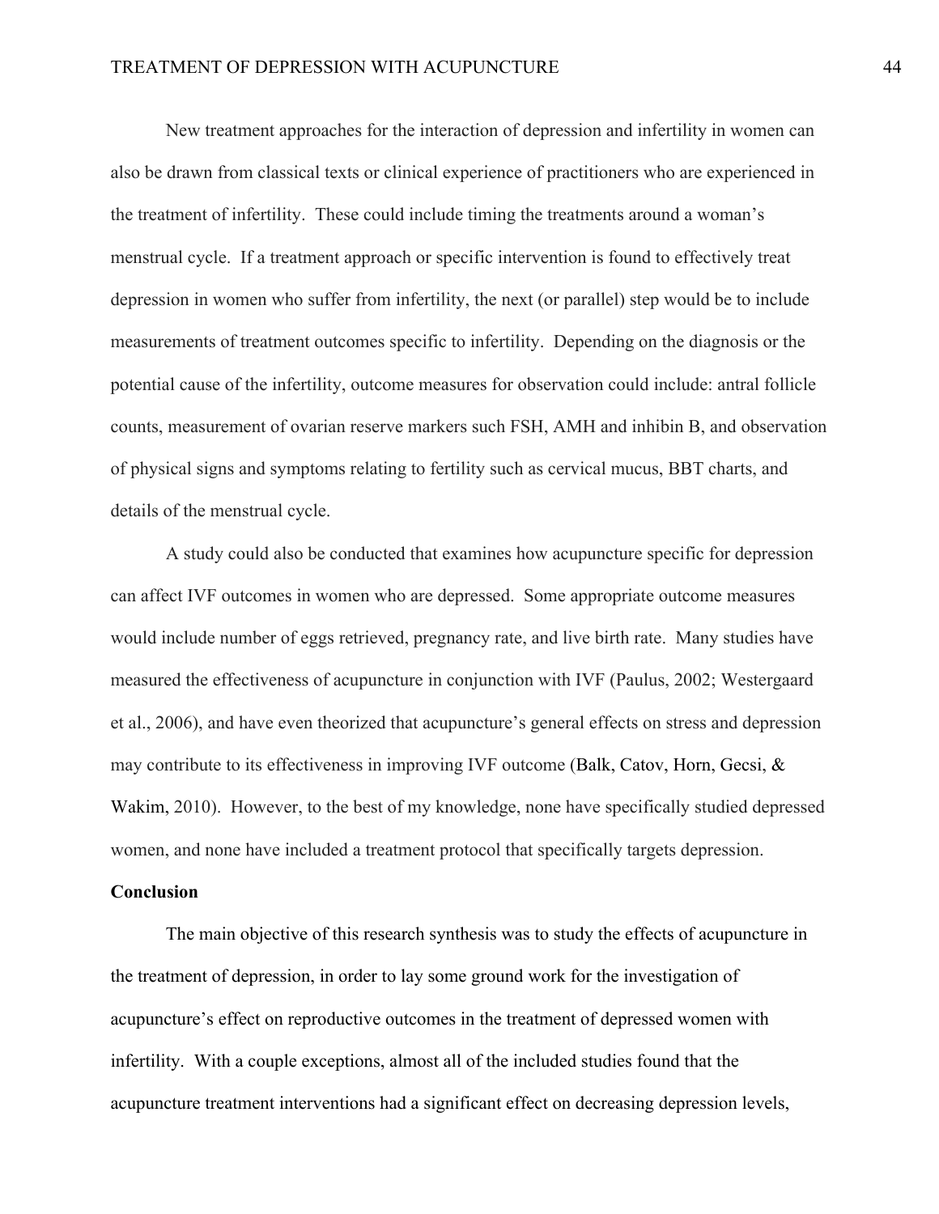New treatment approaches for the interaction of depression and infertility in women can also be drawn from classical texts or clinical experience of practitioners who are experienced in the treatment of infertility. These could include timing the treatments around a woman's menstrual cycle. If a treatment approach or specific intervention is found to effectively treat depression in women who suffer from infertility, the next (or parallel) step would be to include measurements of treatment outcomes specific to infertility. Depending on the diagnosis or the potential cause of the infertility, outcome measures for observation could include: antral follicle counts, measurement of ovarian reserve markers such FSH, AMH and inhibin B, and observation of physical signs and symptoms relating to fertility such as cervical mucus, BBT charts, and details of the menstrual cycle.

A study could also be conducted that examines how acupuncture specific for depression can affect IVF outcomes in women who are depressed. Some appropriate outcome measures would include number of eggs retrieved, pregnancy rate, and live birth rate. Many studies have measured the effectiveness of acupuncture in conjunction with IVF (Paulus, 2002; Westergaard et al., 2006), and have even theorized that acupuncture's general effects on stress and depression may contribute to its effectiveness in improving IVF outcome (Balk, Catov, Horn, Gecsi, & Wakim, 2010). However, to the best of my knowledge, none have specifically studied depressed women, and none have included a treatment protocol that specifically targets depression.

**Conclusion**

The main objective of this research synthesis was to study the effects of acupuncture in the treatment of depression, in order to lay some ground work for the investigation of acupuncture's effect on reproductive outcomes in the treatment of depressed women with infertility. With a couple exceptions, almost all of the included studies found that the acupuncture treatment interventions had a significant effect on decreasing depression levels,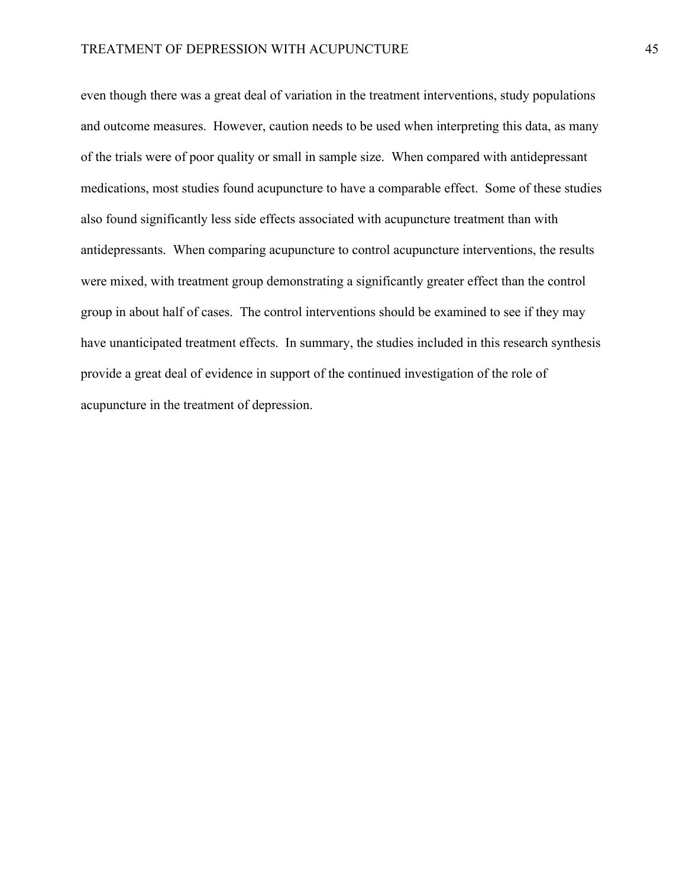even though there was a great deal of variation in the treatment interventions, study populations and outcome measures. However, caution needs to be used when interpreting this data, as many of the trials were of poor quality or small in sample size. When compared with antidepressant medications, most studies found acupuncture to have a comparable effect. Some of these studies also found significantly less side effects associated with acupuncture treatment than with antidepressants. When comparing acupuncture to control acupuncture interventions, the results were mixed, with treatment group demonstrating a significantly greater effect than the control group in about half of cases. The control interventions should be examined to see if they may have unanticipated treatment effects. In summary, the studies included in this research synthesis provide a great deal of evidence in support of the continued investigation of the role of acupuncture in the treatment of depression.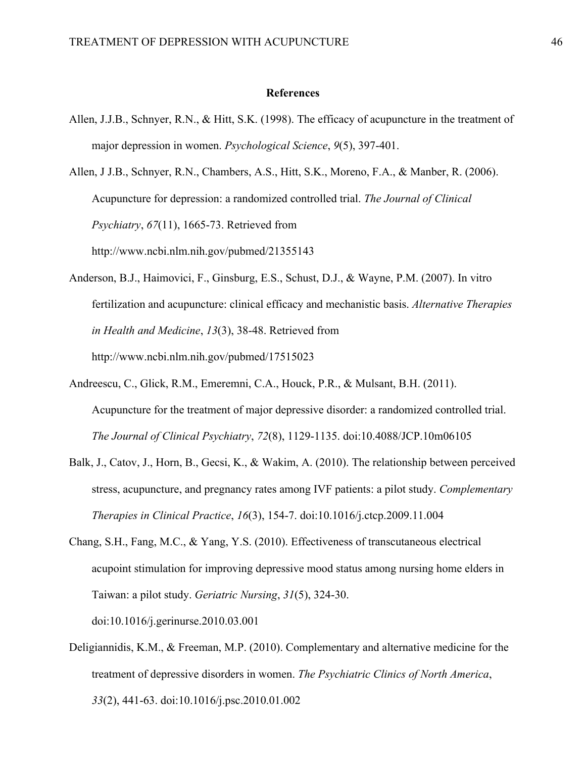**References**

Allen, J.J.B., Schnyer, R.N., & Hitt, S.K. (1998). The efficacy of acupuncture in the treatment of major depression in women. *Psychological Science*, *9*(5), 397-401.

Allen, J J.B., Schnyer, R.N., Chambers, A.S., Hitt, S.K., Moreno, F.A., & Manber, R. (2006). Acupuncture for depression: a randomized controlled trial. *The Journal of Clinical Psychiatry*, *67*(11), 1665-73. Retrieved from http://www.ncbi.nlm.nih.gov/pubmed/21355143

Anderson, B.J., Haimovici, F., Ginsburg, E.S., Schust, D.J., & Wayne, P.M. (2007). In vitro fertilization and acupuncture: clinical efficacy and mechanistic basis. *Alternative Therapies in Health and Medicine*, *13*(3), 38-48. Retrieved from http://www.ncbi.nlm.nih.gov/pubmed/17515023

Andreescu, C., Glick, R.M., Emeremni, C.A., Houck, P.R., & Mulsant, B.H. (2011). Acupuncture for the treatment of major depressive disorder: a randomized controlled trial. *The Journal of Clinical Psychiatry*, *72*(8), 1129-1135. doi:10.4088/JCP.10m06105

Balk, J., Catov, J., Horn, B., Gecsi, K., & Wakim, A. (2010). The relationship between perceived stress, acupuncture, and pregnancy rates among IVF patients: a pilot study. *Complementary Therapies in Clinical Practice*, *16*(3), 154-7. doi:10.1016/j.ctcp.2009.11.004

Chang, S.H., Fang, M.C., & Yang, Y.S. (2010). Effectiveness of transcutaneous electrical acupoint stimulation for improving depressive mood status among nursing home elders in Taiwan: a pilot study. *Geriatric Nursing*, *31*(5), 324-30. doi:10.1016/j.gerinurse.2010.03.001

Deligiannidis, K.M., & Freeman, M.P. (2010). Complementary and alternative medicine for the treatment of depressive disorders in women. *The Psychiatric Clinics of North America*, *33*(2), 441-63. doi:10.1016/j.psc.2010.01.002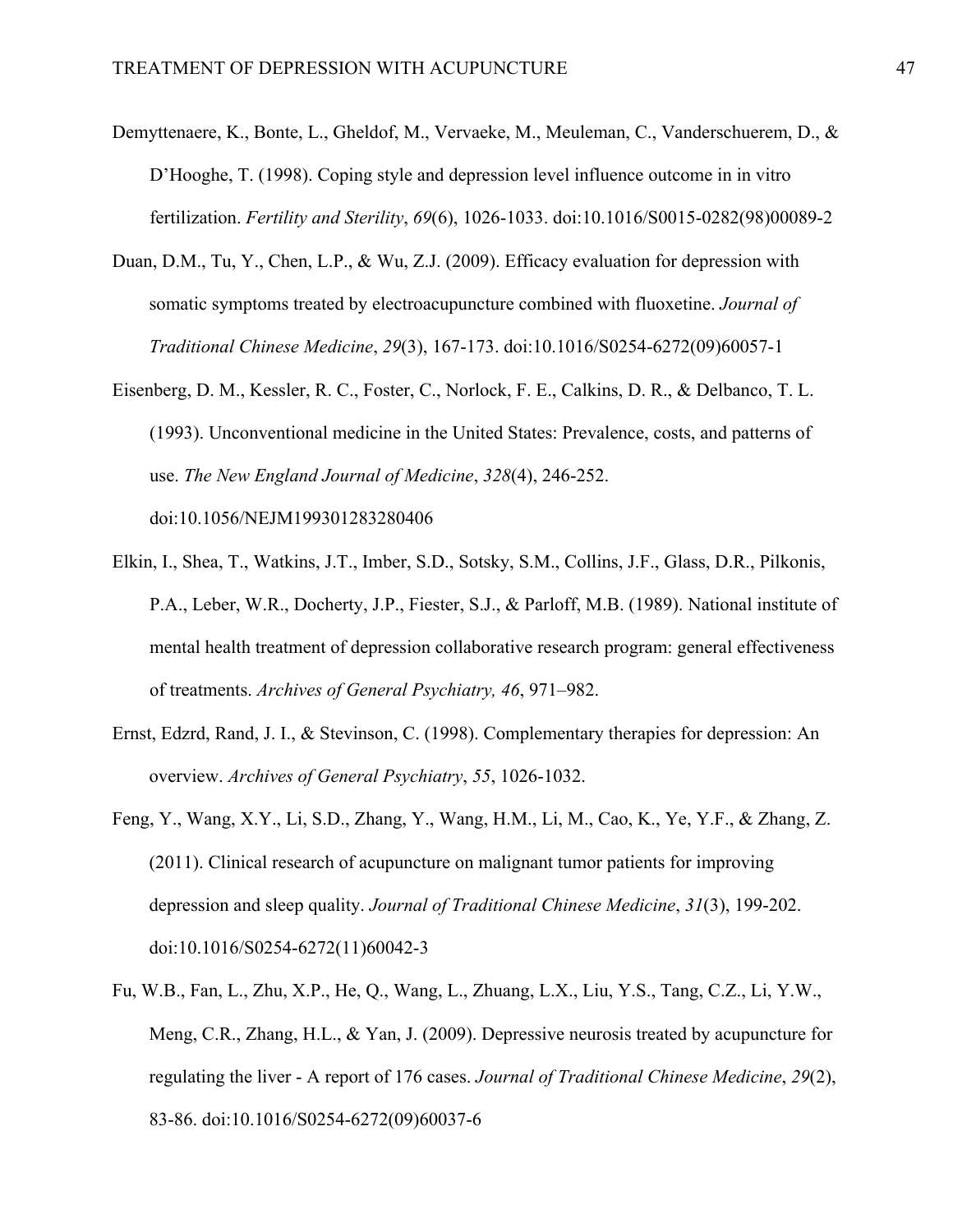Demyttenaere, K., Bonte, L., Gheldof, M., Vervaeke, M., Meuleman, C., Vanderschuerem, D., & D'Hooghe, T. (1998). Coping style and depression level influence outcome in in vitro fertilization. *Fertility and Sterility*, *69*(6), 1026-1033. doi:10.1016/S0015-0282(98)00089-2

Duan, D.M., Tu, Y., Chen, L.P., & Wu, Z.J. (2009). Efficacy evaluation for depression with somatic symptoms treated by electroacupuncture combined with fluoxetine. *Journal of Traditional Chinese Medicine*, *29*(3), 167-173. doi:10.1016/S0254-6272(09)60057-1

Eisenberg, D. M., Kessler, R. C., Foster, C., Norlock, F. E., Calkins, D. R., & Delbanco, T. L. (1993). Unconventional medicine in the United States: Prevalence, costs, and patterns of use. *The New England Journal of Medicine*, *328*(4), 246-252. doi:10.1056/NEJM199301283280406

Elkin, I., Shea, T., Watkins, J.T., Imber, S.D., Sotsky, S.M., Collins, J.F., Glass, D.R., Pilkonis, P.A., Leber, W.R., Docherty, J.P., Fiester, S.J., & Parloff, M.B. (1989). National institute of mental health treatment of depression collaborative research program: general effectiveness of treatments. *Archives of General Psychiatry, 46*, 971–982.

Ernst, Edzrd, Rand, J. I., & Stevinson, C. (1998). Complementary therapies for depression: An overview. *Archives of General Psychiatry*, *55*, 1026-1032.

Feng, Y., Wang, X.Y., Li, S.D., Zhang, Y., Wang, H.M., Li, M., Cao, K., Ye, Y.F., & Zhang, Z. (2011). Clinical research of acupuncture on malignant tumor patients for improving depression and sleep quality. *Journal of Traditional Chinese Medicine*, *31*(3), 199-202. doi:10.1016/S0254-6272(11)60042-3

Fu, W.B., Fan, L., Zhu, X.P., He, Q., Wang, L., Zhuang, L.X., Liu, Y.S., Tang, C.Z., Li, Y.W., Meng, C.R., Zhang, H.L., & Yan, J. (2009). Depressive neurosis treated by acupuncture for regulating the liver - A report of 176 cases. *Journal of Traditional Chinese Medicine*, *29*(2), 83-86. doi:10.1016/S0254-6272(09)60037-6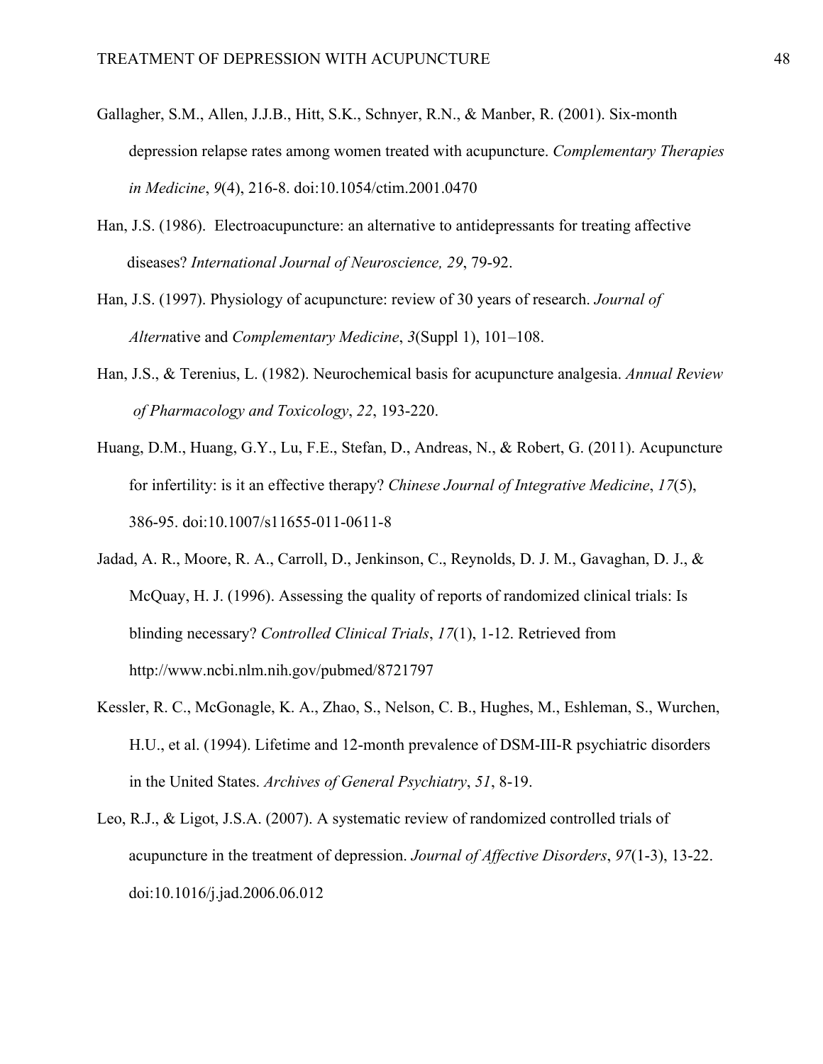Gallagher, S.M., Allen, J.J.B., Hitt, S.K., Schnyer, R.N., & Manber, R. (2001). Six-month depression relapse rates among women treated with acupuncture. *Complementary Therapies in Medicine*, *9*(4), 216-8. doi:10.1054/ctim.2001.0470

Han, J.S. (1986). Electroacupuncture: an alternative to antidepressants for treating affective diseases? *International Journal of Neuroscience, 29*, 79-92.

Han, J.S. (1997). Physiology of acupuncture: review of 30 years of research. *Journal of Altern*ative and *Complementary Medicine*, *3*(Suppl 1), 101–108.

Han, J.S., & Terenius, L. (1982). Neurochemical basis for acupuncture analgesia. *Annual Review of Pharmacology and Toxicology*, *22*, 193-220.

Huang, D.M., Huang, G.Y., Lu, F.E., Stefan, D., Andreas, N., & Robert, G. (2011). Acupuncture for infertility: is it an effective therapy? *Chinese Journal of Integrative Medicine*, *17*(5), 386-95. doi:10.1007/s11655-011-0611-8

Jadad, A. R., Moore, R. A., Carroll, D., Jenkinson, C., Reynolds, D. J. M., Gavaghan, D. J., & McQuay, H. J. (1996). Assessing the quality of reports of randomized clinical trials: Is blinding necessary? *Controlled Clinical Trials*, *17*(1), 1-12. Retrieved from http://www.ncbi.nlm.nih.gov/pubmed/8721797

Kessler, R. C., McGonagle, K. A., Zhao, S., Nelson, C. B., Hughes, M., Eshleman, S., Wurchen, H.U., et al. (1994). Lifetime and 12-month prevalence of DSM-III-R psychiatric disorders in the United States. *Archives of General Psychiatry*, *51*, 8-19.

Leo, R.J., & Ligot, J.S.A. (2007). A systematic review of randomized controlled trials of acupuncture in the treatment of depression. *Journal of Affective Disorders*, *97*(1-3), 13-22. doi:10.1016/j.jad.2006.06.012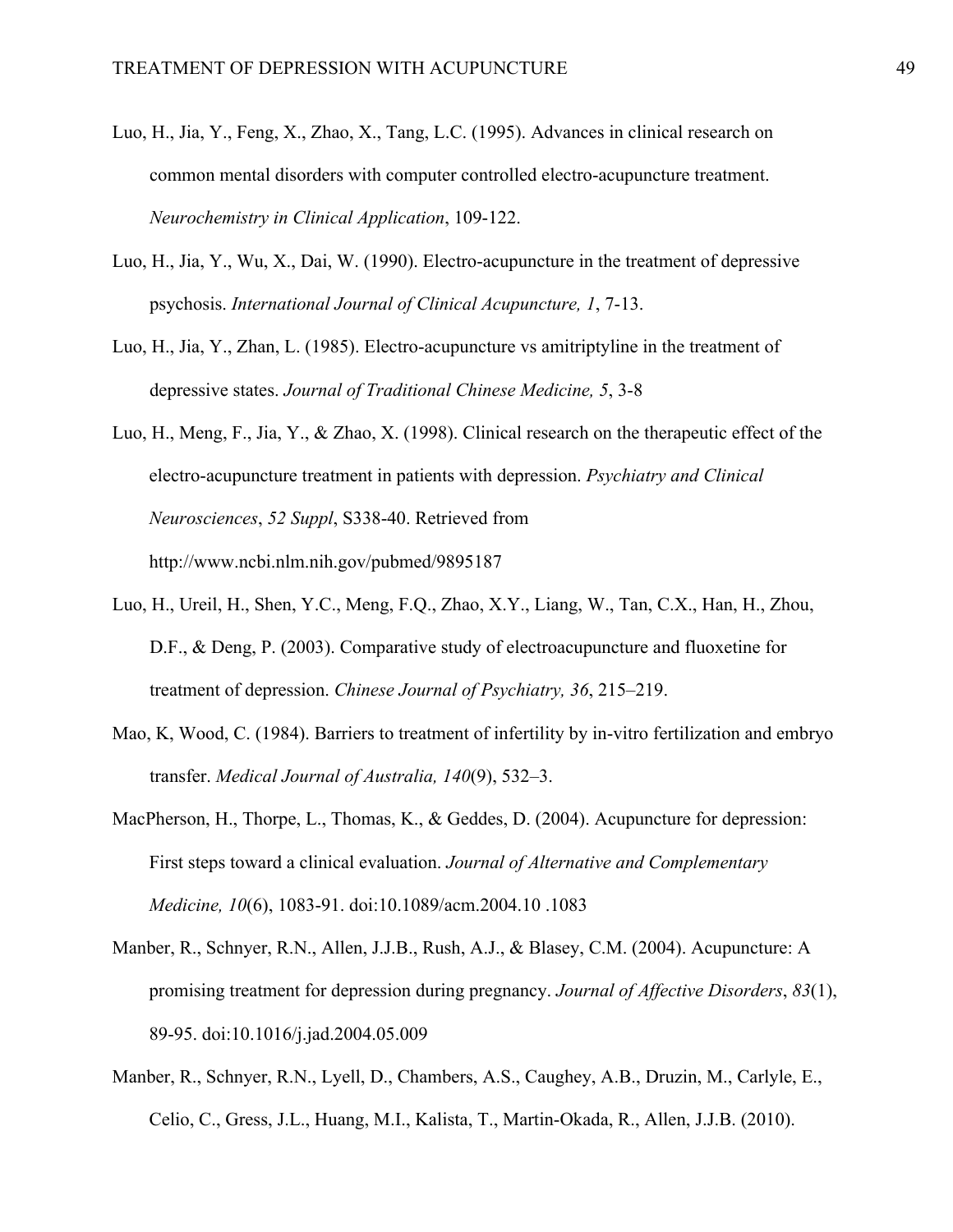Luo, H., Jia, Y., Feng, X., Zhao, X., Tang, L.C. (1995). Advances in clinical research on common mental disorders with computer controlled electro-acupuncture treatment. *Neurochemistry in Clinical Application*, 109-122.

Luo, H., Jia, Y., Wu, X., Dai, W. (1990). Electro-acupuncture in the treatment of depressive psychosis. *International Journal of Clinical Acupuncture, 1*, 7-13.

Luo, H., Jia, Y., Zhan, L. (1985). Electro-acupuncture vs amitriptyline in the treatment of depressive states. *Journal of Traditional Chinese Medicine, 5*, 3-8

Luo, H., Meng, F., Jia, Y., & Zhao, X. (1998). Clinical research on the therapeutic effect of the electro-acupuncture treatment in patients with depression. *Psychiatry and Clinical Neurosciences*, *52 Suppl*, S338-40. Retrieved from http://www.ncbi.nlm.nih.gov/pubmed/9895187

Luo, H., Ureil, H., Shen, Y.C., Meng, F.Q., Zhao, X.Y., Liang, W., Tan, C.X., Han, H., Zhou, D.F., & Deng, P. (2003). Comparative study of electroacupuncture and fluoxetine for treatment of depression. *Chinese Journal of Psychiatry, 36*, 215–219.

Mao, K, Wood, C. (1984). Barriers to treatment of infertility by in-vitro fertilization and embryo transfer. *Medical Journal of Australia, 140*(9), 532–3.

MacPherson, H., Thorpe, L., Thomas, K., & Geddes, D. (2004). Acupuncture for depression: First steps toward a clinical evaluation. *Journal of Alternative and Complementary Medicine, 10*(6), 1083-91. doi:10.1089/acm.2004.10 .1083

Manber, R., Schnyer, R.N., Allen, J.J.B., Rush, A.J., & Blasey, C.M. (2004). Acupuncture: A promising treatment for depression during pregnancy. *Journal of Affective Disorders*, *83*(1), 89-95. doi:10.1016/j.jad.2004.05.009

Manber, R., Schnyer, R.N., Lyell, D., Chambers, A.S., Caughey, A.B., Druzin, M., Carlyle, E., Celio, C., Gress, J.L., Huang, M.I., Kalista, T., Martin-Okada, R., Allen, J.J.B. (2010).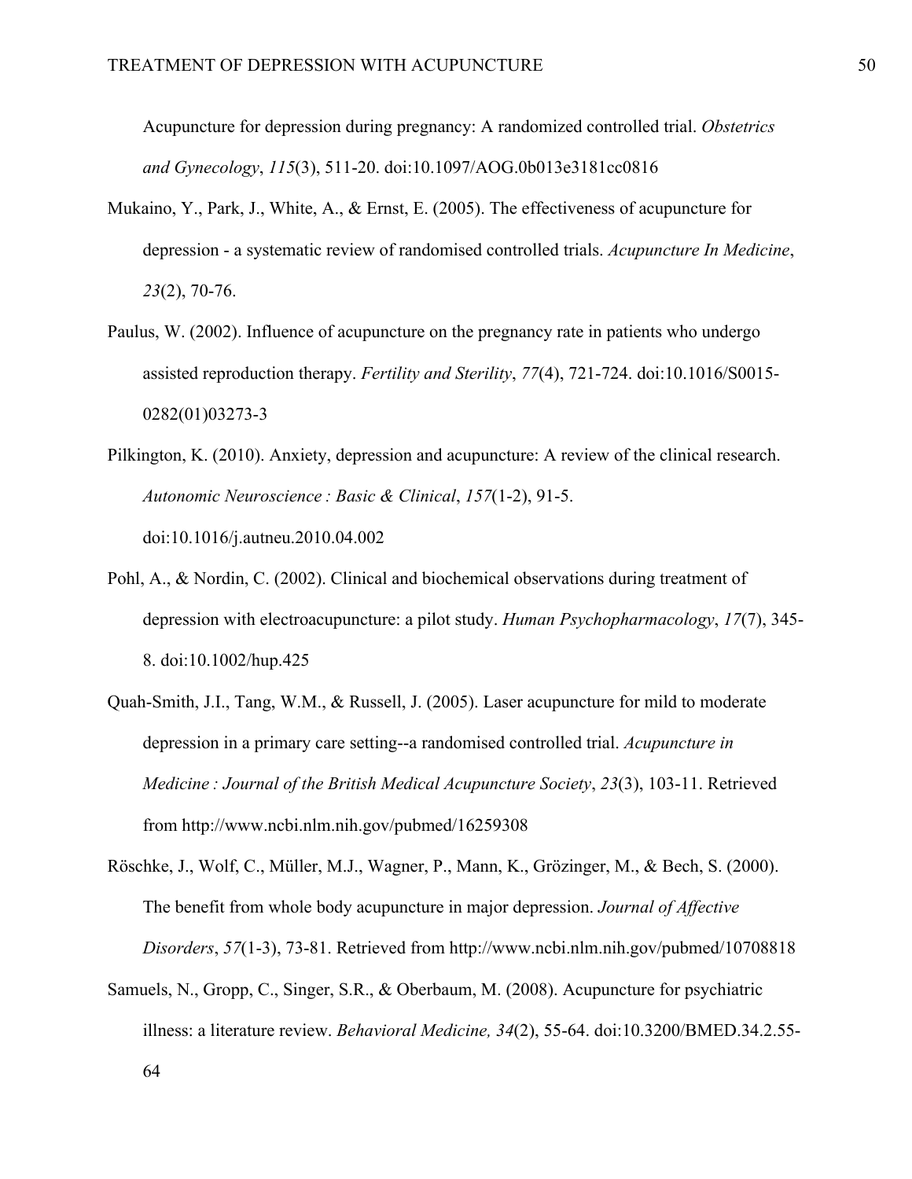Acupuncture for depression during pregnancy: A randomized controlled trial. *Obstetrics and Gynecology*, *115*(3), 511-20. doi:10.1097/AOG.0b013e3181cc0816

Mukaino, Y., Park, J., White, A., & Ernst, E. (2005). The effectiveness of acupuncture for depression - a systematic review of randomised controlled trials. *Acupuncture In Medicine*, *23*(2), 70-76.

Paulus, W. (2002). Influence of acupuncture on the pregnancy rate in patients who undergo assisted reproduction therapy. *Fertility and Sterility*, *77*(4), 721-724. doi:10.1016/S0015-0282(01)03273-3

Pilkington, K. (2010). Anxiety, depression and acupuncture: A review of the clinical research. *Autonomic Neuroscience : Basic & Clinical*, *157*(1-2), 91-5. doi:10.1016/j.autneu.2010.04.002

Pohl, A., & Nordin, C. (2002). Clinical and biochemical observations during treatment of depression with electroacupuncture: a pilot study. *Human Psychopharmacology*, *17*(7), 345-8. doi:10.1002/hup.425

Quah-Smith, J.I., Tang, W.M., & Russell, J. (2005). Laser acupuncture for mild to moderate depression in a primary care setting--a randomised controlled trial. *Acupuncture in Medicine : Journal of the British Medical Acupuncture Society*, *23*(3), 103-11. Retrieved from http://www.ncbi.nlm.nih.gov/pubmed/16259308

Röschke, J., Wolf, C., Müller, M.J., Wagner, P., Mann, K., Grözinger, M., & Bech, S. (2000). The benefit from whole body acupuncture in major depression. *Journal of Affective Disorders*, *57*(1-3), 73-81. Retrieved from http://www.ncbi.nlm.nih.gov/pubmed/10708818

Samuels, N., Gropp, C., Singer, S.R., & Oberbaum, M. (2008). Acupuncture for psychiatric illness: a literature review. *Behavioral Medicine, 34*(2), 55-64. doi:10.3200/BMED.34.2.55-64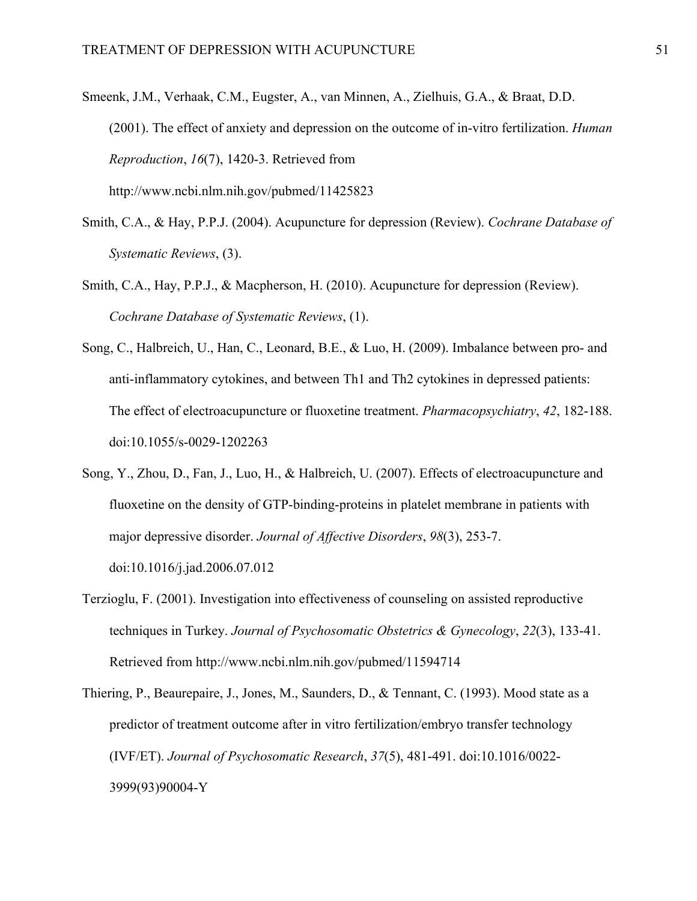Smeenk, J.M., Verhaak, C.M., Eugster, A., van Minnen, A., Zielhuis, G.A., & Braat, D.D. (2001). The effect of anxiety and depression on the outcome of in-vitro fertilization. *Human Reproduction*, *16*(7), 1420-3. Retrieved from http://www.ncbi.nlm.nih.gov/pubmed/11425823

Smith, C.A., & Hay, P.P.J. (2004). Acupuncture for depression (Review). *Cochrane Database of Systematic Reviews*, (3).

Smith, C.A., Hay, P.P.J., & Macpherson, H. (2010). Acupuncture for depression (Review). *Cochrane Database of Systematic Reviews*, (1).

Song, C., Halbreich, U., Han, C., Leonard, B.E., & Luo, H. (2009). Imbalance between pro- and anti-inflammatory cytokines, and between Th1 and Th2 cytokines in depressed patients: The effect of electroacupuncture or fluoxetine treatment. *Pharmacopsychiatry*, *42*, 182-188. doi:10.1055/s-0029-1202263

Song, Y., Zhou, D., Fan, J., Luo, H., & Halbreich, U. (2007). Effects of electroacupuncture and fluoxetine on the density of GTP-binding-proteins in platelet membrane in patients with major depressive disorder. *Journal of Affective Disorders*, *98*(3), 253-7. doi:10.1016/j.jad.2006.07.012

Terzioglu, F. (2001). Investigation into effectiveness of counseling on assisted reproductive techniques in Turkey. *Journal of Psychosomatic Obstetrics & Gynecology*, *22*(3), 133-41. Retrieved from http://www.ncbi.nlm.nih.gov/pubmed/11594714

Thiering, P., Beaurepaire, J., Jones, M., Saunders, D., & Tennant, C. (1993). Mood state as a predictor of treatment outcome after in vitro fertilization/embryo transfer technology (IVF/ET). *Journal of Psychosomatic Research*, *37*(5), 481-491. doi:10.1016/0022-3999(93)90004-Y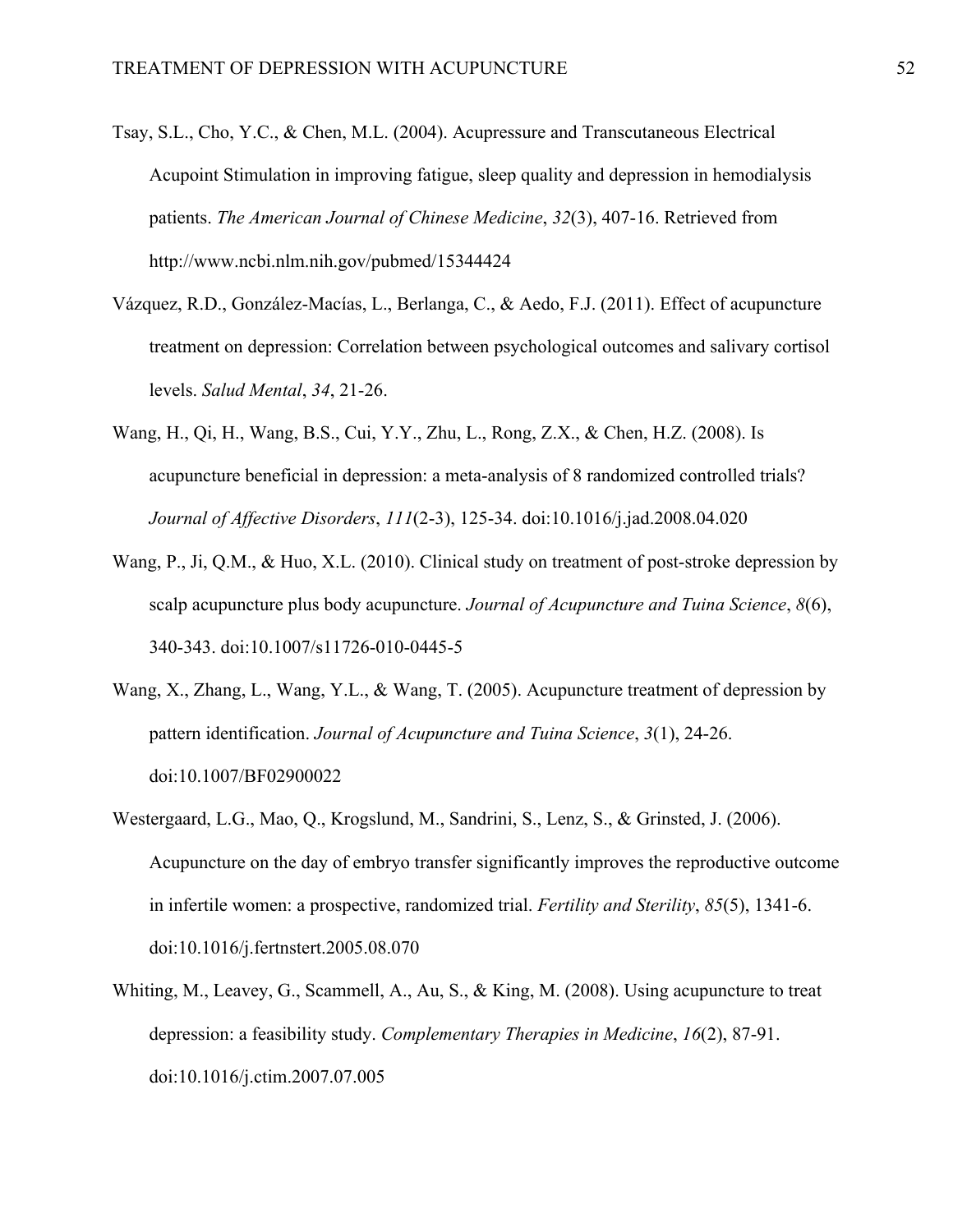Tsay, S.L., Cho, Y.C., & Chen, M.L. (2004). Acupressure and Transcutaneous Electrical Acupoint Stimulation in improving fatigue, sleep quality and depression in hemodialysis patients. *The American Journal of Chinese Medicine*, *32*(3), 407-16. Retrieved from http://www.ncbi.nlm.nih.gov/pubmed/15344424

Vázquez, R.D., González-Macías, L., Berlanga, C., & Aedo, F.J. (2011). Effect of acupuncture treatment on depression: Correlation between psychological outcomes and salivary cortisol levels. *Salud Mental*, *34*, 21-26.

Wang, H., Qi, H., Wang, B.S., Cui, Y.Y., Zhu, L., Rong, Z.X., & Chen, H.Z. (2008). Is acupuncture beneficial in depression: a meta-analysis of 8 randomized controlled trials? *Journal of Affective Disorders*, *111*(2-3), 125-34. doi:10.1016/j.jad.2008.04.020

Wang, P., Ji, Q.M., & Huo, X.L. (2010). Clinical study on treatment of post-stroke depression by scalp acupuncture plus body acupuncture. *Journal of Acupuncture and Tuina Science*, *8*(6), 340-343. doi:10.1007/s11726-010-0445-5

Wang, X., Zhang, L., Wang, Y.L., & Wang, T. (2005). Acupuncture treatment of depression by pattern identification. *Journal of Acupuncture and Tuina Science*, *3*(1), 24-26. doi:10.1007/BF02900022

Westergaard, L.G., Mao, Q., Krogslund, M., Sandrini, S., Lenz, S., & Grinsted, J. (2006). Acupuncture on the day of embryo transfer significantly improves the reproductive outcome in infertile women: a prospective, randomized trial. *Fertility and Sterility*, *85*(5), 1341-6. doi:10.1016/j.fertnstert.2005.08.070

Whiting, M., Leavey, G., Scammell, A., Au, S., & King, M. (2008). Using acupuncture to treat depression: a feasibility study. *Complementary Therapies in Medicine*, *16*(2), 87-91. doi:10.1016/j.ctim.2007.07.005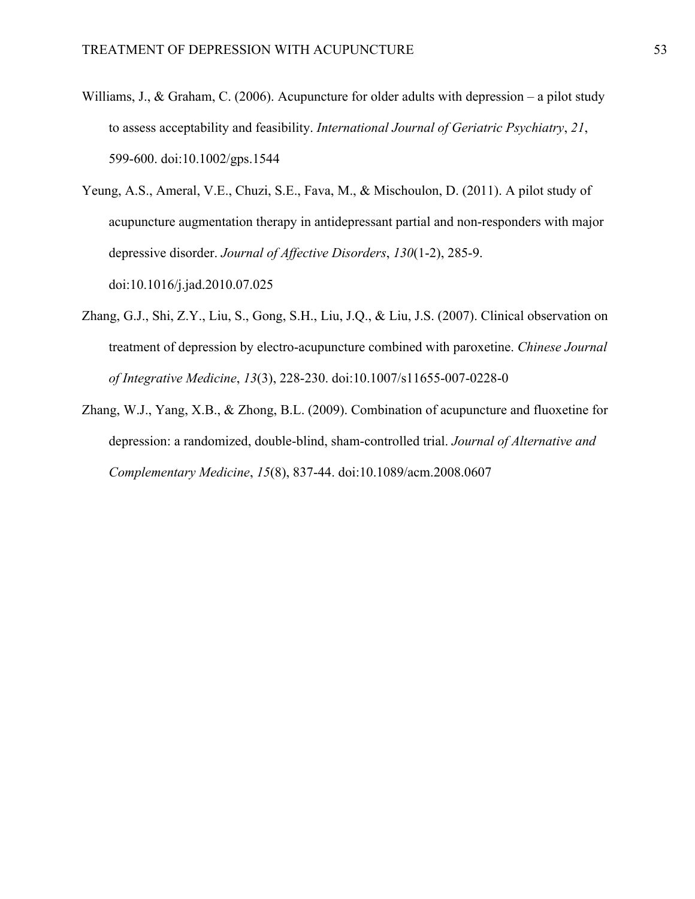Williams, J., & Graham, C. (2006). Acupuncture for older adults with depression – a pilot study to assess acceptability and feasibility. *International Journal of Geriatric Psychiatry*, *21*, 599-600. doi:10.1002/gps.1544

Yeung, A.S., Ameral, V.E., Chuzi, S.E., Fava, M., & Mischoulon, D. (2011). A pilot study of acupuncture augmentation therapy in antidepressant partial and non-responders with major depressive disorder. *Journal of Affective Disorders*, *130*(1-2), 285-9. doi:10.1016/j.jad.2010.07.025

Zhang, G.J., Shi, Z.Y., Liu, S., Gong, S.H., Liu, J.Q., & Liu, J.S. (2007). Clinical observation on treatment of depression by electro-acupuncture combined with paroxetine. *Chinese Journal of Integrative Medicine*, *13*(3), 228-230. doi:10.1007/s11655-007-0228-0

Zhang, W.J., Yang, X.B., & Zhong, B.L. (2009). Combination of acupuncture and fluoxetine for depression: a randomized, double-blind, sham-controlled trial. *Journal of Alternative and Complementary Medicine*, *15*(8), 837-44. doi:10.1089/acm.2008.0607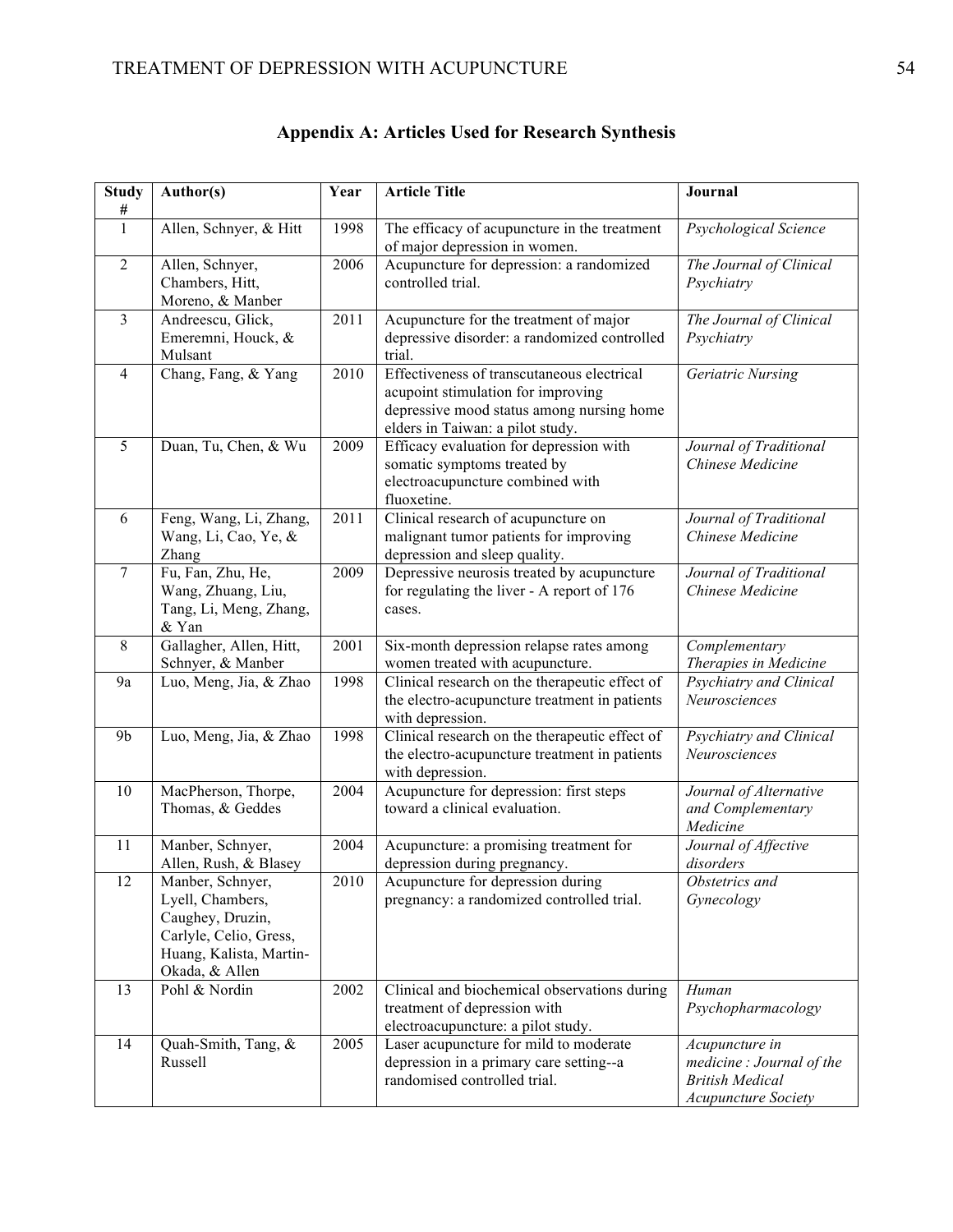## Appendix A: Articles Used for Research Synthesis

| Study # | Author(s) | Year | Article Title | Journal |
|---|---|---|---|---|
| 1 | Allen, Schnyer, & Hitt | 1998 | The efficacy of acupuncture in the treatment of major depression in women. | *Psychological Science* |
| 2 | Allen, Schnyer, Chambers, Hitt, Moreno, & Manber | 2006 | Acupuncture for depression: a randomized controlled trial. | *The Journal of Clinical Psychiatry* |
| 3 | Andreescu, Glick, Emeremni, Houck, & Mulsant | 2011 | Acupuncture for the treatment of major depressive disorder: a randomized controlled trial. | *The Journal of Clinical Psychiatry* |
| 4 | Chang, Fang, & Yang | 2010 | Effectiveness of transcutaneous electrical acupoint stimulation for improving depressive mood status among nursing home elders in Taiwan: a pilot study. | *Geriatric Nursing* |
| 5 | Duan, Tu, Chen, & Wu | 2009 | Efficacy evaluation for depression with somatic symptoms treated by electroacupuncture combined with fluoxetine. | *Journal of Traditional Chinese Medicine* |
| 6 | Feng, Wang, Li, Zhang, Wang, Li, Cao, Ye, & Zhang | 2011 | Clinical research of acupuncture on malignant tumor patients for improving depression and sleep quality. | *Journal of Traditional Chinese Medicine* |
| 7 | Fu, Fan, Zhu, He, Wang, Zhuang, Liu, Tang, Li, Meng, Zhang, & Yan | 2009 | Depressive neurosis treated by acupuncture for regulating the liver - A report of 176 cases. | *Journal of Traditional Chinese Medicine* |
| 8 | Gallagher, Allen, Hitt, Schnyer, & Manber | 2001 | Six-month depression relapse rates among women treated with acupuncture. | *Complementary Therapies in Medicine* |
| 9a | Luo, Meng, Jia, & Zhao | 1998 | Clinical research on the therapeutic effect of the electro-acupuncture treatment in patients with depression. | *Psychiatry and Clinical Neurosciences* |
| 9b | Luo, Meng, Jia, & Zhao | 1998 | Clinical research on the therapeutic effect of the electro-acupuncture treatment in patients with depression. | *Psychiatry and Clinical Neurosciences* |
| 10 | MacPherson, Thorpe, Thomas, & Geddes | 2004 | Acupuncture for depression: first steps toward a clinical evaluation. | *Journal of Alternative and Complementary Medicine* |
| 11 | Manber, Schnyer, Allen, Rush, & Blasey | 2004 | Acupuncture: a promising treatment for depression during pregnancy. | *Journal of Affective disorders* |
| 12 | Manber, Schnyer, Lyell, Chambers, Caughey, Druzin, Carlyle, Celio, Gress, Huang, Kalista, Martin-Okada, & Allen | 2010 | Acupuncture for depression during pregnancy: a randomized controlled trial. | *Obstetrics and Gynecology* |
| 13 | Pohl & Nordin | 2002 | Clinical and biochemical observations during treatment of depression with electroacupuncture: a pilot study. | *Human Psychopharmacology* |
| 14 | Quah-Smith, Tang, & Russell | 2005 | Laser acupuncture for mild to moderate depression in a primary care setting--a randomised controlled trial. | *Acupuncture in medicine : Journal of the British Medical Acupuncture Society* |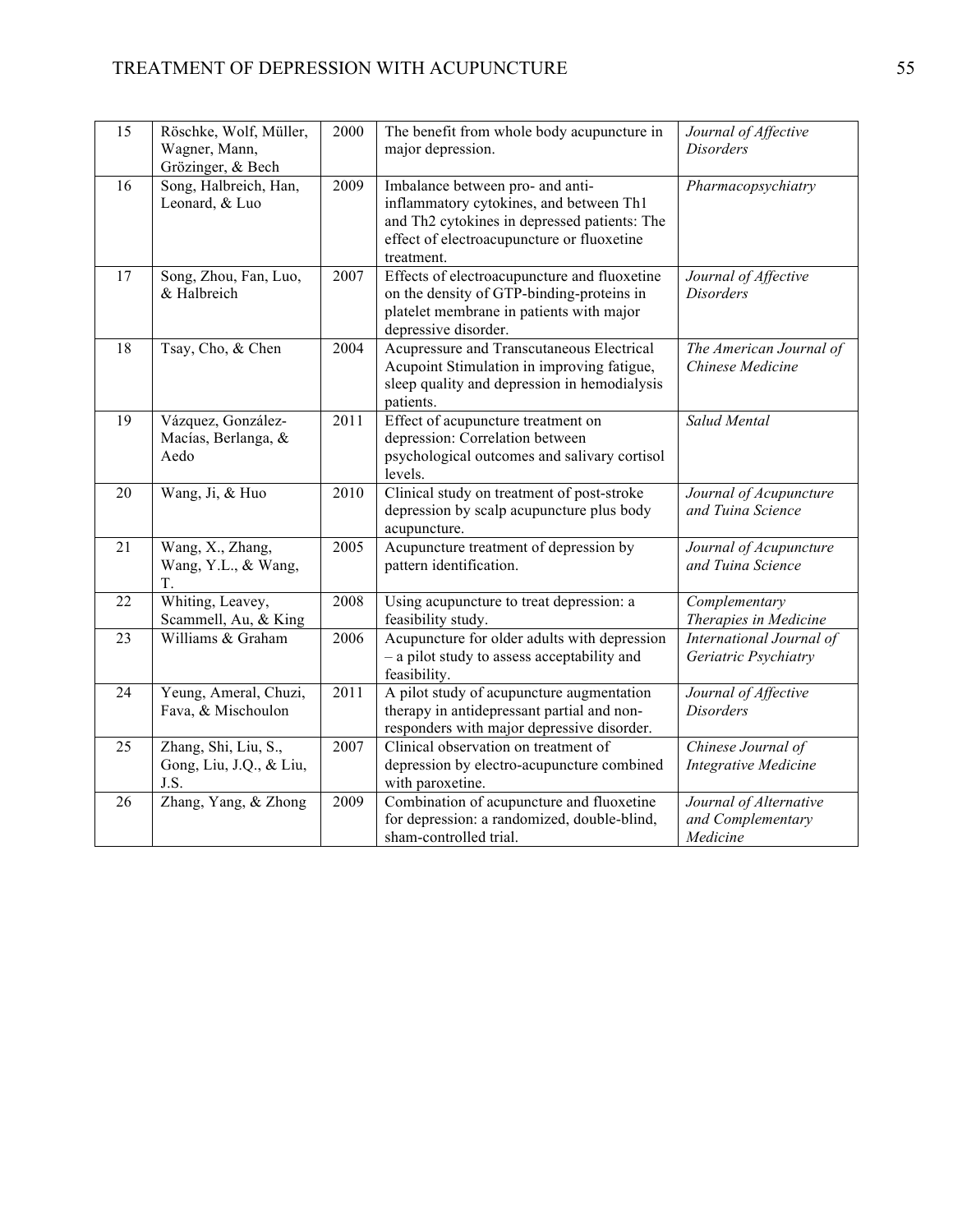| 15 | Röschke, Wolf, Müller, Wagner, Mann, Grözinger, & Bech | 2000 | The benefit from whole body acupuncture in major depression. | *Journal of Affective Disorders* |
|---|---|---|---|---|
| 16 | Song, Halbreich, Han, Leonard, & Luo | 2009 | Imbalance between pro- and anti-inflammatory cytokines, and between Th1 and Th2 cytokines in depressed patients: The effect of electroacupuncture or fluoxetine treatment. | *Pharmacopsychiatry* |
| 17 | Song, Zhou, Fan, Luo, & Halbreich | 2007 | Effects of electroacupuncture and fluoxetine on the density of GTP-binding-proteins in platelet membrane in patients with major depressive disorder. | *Journal of Affective Disorders* |
| 18 | Tsay, Cho, & Chen | 2004 | Acupressure and Transcutaneous Electrical Acupoint Stimulation in improving fatigue, sleep quality and depression in hemodialysis patients. | *The American Journal of Chinese Medicine* |
| 19 | Vázquez, González-Macías, Berlanga, & Aedo | 2011 | Effect of acupuncture treatment on depression: Correlation between psychological outcomes and salivary cortisol levels. | *Salud Mental* |
| 20 | Wang, Ji, & Huo | 2010 | Clinical study on treatment of post-stroke depression by scalp acupuncture plus body acupuncture. | *Journal of Acupuncture and Tuina Science* |
| 21 | Wang, X., Zhang, Wang, Y.L., & Wang, T. | 2005 | Acupuncture treatment of depression by pattern identification. | *Journal of Acupuncture and Tuina Science* |
| 22 | Whiting, Leavey, Scammell, Au, & King | 2008 | Using acupuncture to treat depression: a feasibility study. | *Complementary Therapies in Medicine* |
| 23 | Williams & Graham | 2006 | Acupuncture for older adults with depression – a pilot study to assess acceptability and feasibility. | *International Journal of Geriatric Psychiatry* |
| 24 | Yeung, Ameral, Chuzi, Fava, & Mischoulon | 2011 | A pilot study of acupuncture augmentation therapy in antidepressant partial and non-responders with major depressive disorder. | *Journal of Affective Disorders* |
| 25 | Zhang, Shi, Liu, S., Gong, Liu, J.Q., & Liu, J.S. | 2007 | Clinical observation on treatment of depression by electro-acupuncture combined with paroxetine. | *Chinese Journal of Integrative Medicine* |
| 26 | Zhang, Yang, & Zhong | 2009 | Combination of acupuncture and fluoxetine for depression: a randomized, double-blind, sham-controlled trial. | *Journal of Alternative and Complementary Medicine* |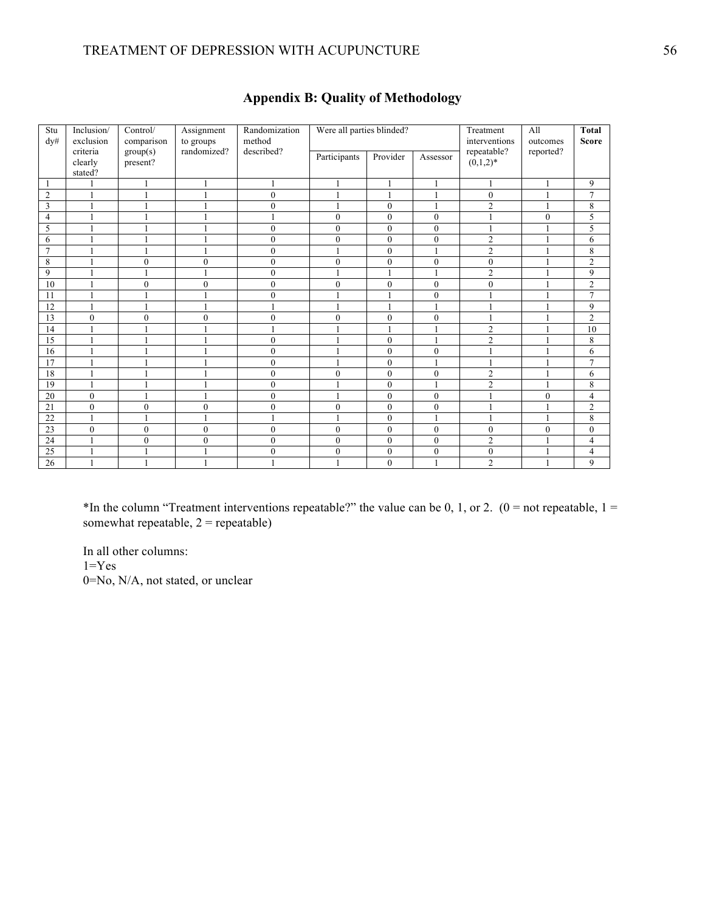## Appendix B: Quality of Methodology

| Study# | Inclusion/ exclusion criteria clearly stated? | Control/ comparison group(s) present? | Assignment to groups randomized? | Randomization method described? | Were all parties blinded? | | | Treatment interventions repeatable? (0,1,2)* | All outcomes reported? | **Total Score** |
|---|---|---|---|---|---|---|---|---|---|---|
| | | | | | Participants | Provider | Assessor | | | |
| 1 | 1 | 1 | 1 | 1 | 1 | 1 | 1 | 1 | 1 | 9 |
| 2 | 1 | 1 | 1 | 0 | 1 | 1 | 1 | 0 | 1 | 7 |
| 3 | 1 | 1 | 1 | 0 | 1 | 0 | 1 | 2 | 1 | 8 |
| 4 | 1 | 1 | 1 | 1 | 0 | 0 | 0 | 1 | 0 | 5 |
| 5 | 1 | 1 | 1 | 0 | 0 | 0 | 0 | 1 | 1 | 5 |
| 6 | 1 | 1 | 1 | 0 | 0 | 0 | 0 | 2 | 1 | 6 |
| 7 | 1 | 1 | 1 | 0 | 1 | 0 | 1 | 2 | 1 | 8 |
| 8 | 1 | 0 | 0 | 0 | 0 | 0 | 0 | 0 | 1 | 2 |
| 9 | 1 | 1 | 1 | 0 | 1 | 1 | 1 | 2 | 1 | 9 |
| 10 | 1 | 0 | 0 | 0 | 0 | 0 | 0 | 0 | 1 | 2 |
| 11 | 1 | 1 | 1 | 0 | 1 | 1 | 0 | 1 | 1 | 7 |
| 12 | 1 | 1 | 1 | 1 | 1 | 1 | 1 | 1 | 1 | 9 |
| 13 | 0 | 0 | 0 | 0 | 0 | 0 | 0 | 1 | 1 | 2 |
| 14 | 1 | 1 | 1 | 1 | 1 | 1 | 1 | 2 | 1 | 10 |
| 15 | 1 | 1 | 1 | 0 | 1 | 0 | 1 | 2 | 1 | 8 |
| 16 | 1 | 1 | 1 | 0 | 1 | 0 | 0 | 1 | 1 | 6 |
| 17 | 1 | 1 | 1 | 0 | 1 | 0 | 1 | 1 | 1 | 7 |
| 18 | 1 | 1 | 1 | 0 | 0 | 0 | 0 | 2 | 1 | 6 |
| 19 | 1 | 1 | 1 | 0 | 1 | 0 | 1 | 2 | 1 | 8 |
| 20 | 0 | 1 | 1 | 0 | 1 | 0 | 0 | 1 | 0 | 4 |
| 21 | 0 | 0 | 0 | 0 | 0 | 0 | 0 | 1 | 1 | 2 |
| 22 | 1 | 1 | 1 | 1 | 1 | 0 | 1 | 1 | 1 | 8 |
| 23 | 0 | 0 | 0 | 0 | 0 | 0 | 0 | 0 | 0 | 0 |
| 24 | 1 | 0 | 0 | 0 | 0 | 0 | 0 | 2 | 1 | 4 |
| 25 | 1 | 1 | 1 | 0 | 0 | 0 | 0 | 0 | 1 | 4 |
| 26 | 1 | 1 | 1 | 1 | 1 | 0 | 1 | 2 | 1 | 9 |

*In the column "Treatment interventions repeatable?" the value can be 0, 1, or 2. (0 = not repeatable, 1 = somewhat repeatable, 2 = repeatable)

In all other columns:
1=Yes
0=No, N/A, not stated, or unclear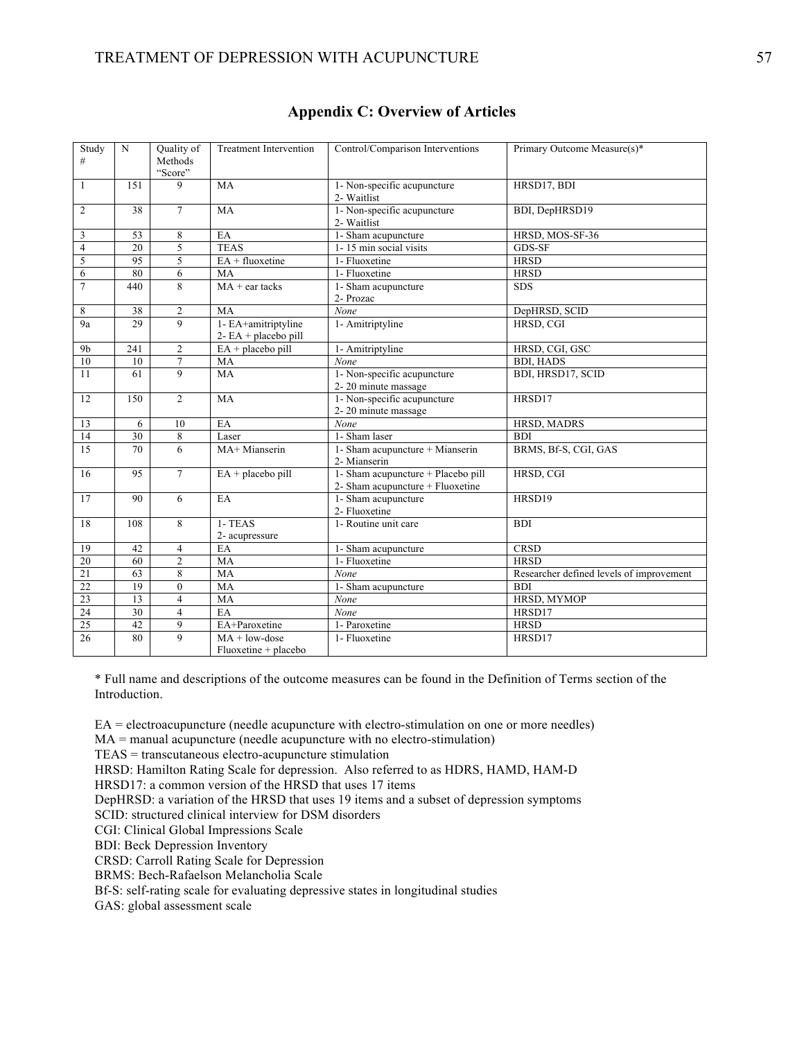# Appendix C: Overview of Articles

| Study # | N | Quality of Methods "Score" | Treatment Intervention | Control/Comparison Interventions | Primary Outcome Measure(s)* |
|---|---|---|---|---|---|
| 1 | 151 | 9 | MA | 1- Non-specific acupuncture<br>2- Waitlist | HRSD17, BDI |
| 2 | 38 | 7 | MA | 1- Non-specific acupuncture<br>2- Waitlist | BDI, DepHRSD19 |
| 3 | 53 | 8 | EA | 1- Sham acupuncture | HRSD, MOS-SF-36 |
| 4 | 20 | 5 | TEAS | 1- 15 min social visits | GDS-SF |
| 5 | 95 | 5 | EA + fluoxetine | 1- Fluoxetine | HRSD |
| 6 | 80 | 6 | MA | 1- Fluoxetine | HRSD |
| 7 | 440 | 8 | MA + ear tacks | 1- Sham acupuncture<br>2- Prozac | SDS |
| 8 | 38 | 2 | MA | *None* | DepHRSD, SCID |
| 9a | 29 | 9 | 1- EA+amitriptyline<br>2- EA + placebo pill | 1- Amitriptyline | HRSD, CGI |
| 9b | 241 | 2 | EA + placebo pill | 1- Amitriptyline | HRSD, CGI, GSC |
| 10 | 10 | 7 | MA | *None* | BDI, HADS |
| 11 | 61 | 9 | MA | 1- Non-specific acupuncture<br>2- 20 minute massage | BDI, HRSD17, SCID |
| 12 | 150 | 2 | MA | 1- Non-specific acupuncture<br>2- 20 minute massage | HRSD17 |
| 13 | 6 | 10 | EA | *None* | HRSD, MADRS |
| 14 | 30 | 8 | Laser | 1- Sham laser | BDI |
| 15 | 70 | 6 | MA+ Mianserin | 1- Sham acupuncture + Mianserin<br>2- Mianserin | BRMS, Bf-S, CGI, GAS |
| 16 | 95 | 7 | EA + placebo pill | 1- Sham acupuncture + Placebo pill<br>2- Sham acupuncture + Fluoxetine | HRSD, CGI |
| 17 | 90 | 6 | EA | 1- Sham acupuncture<br>2- Fluoxetine | HRSD19 |
| 18 | 108 | 8 | 1- TEAS<br>2- acupressure | 1- Routine unit care | BDI |
| 19 | 42 | 4 | EA | 1- Sham acupuncture | CRSD |
| 20 | 60 | 2 | MA | 1- Fluoxetine | HRSD |
| 21 | 63 | 8 | MA | *None* | Researcher defined levels of improvement |
| 22 | 19 | 0 | MA | 1- Sham acupuncture | BDI |
| 23 | 13 | 4 | MA | *None* | HRSD, MYMOP |
| 24 | 30 | 4 | EA | *None* | HRSD17 |
| 25 | 42 | 9 | EA+Paroxetine | 1- Paroxetine | HRSD |
| 26 | 80 | 9 | MA + low-dose Fluoxetine + placebo | 1- Fluoxetine | HRSD17 |

* Full name and descriptions of the outcome measures can be found in the Definition of Terms section of the Introduction.

EA = electroacupuncture (needle acupuncture with electro-stimulation on one or more needles)
MA = manual acupuncture (needle acupuncture with no electro-stimulation)
TEAS = transcutaneous electro-acupuncture stimulation
HRSD: Hamilton Rating Scale for depression. Also referred to as HDRS, HAMD, HAM-D
HRSD17: a common version of the HRSD that uses 17 items
DepHRSD: a variation of the HRSD that uses 19 items and a subset of depression symptoms
SCID: structured clinical interview for DSM disorders
CGI: Clinical Global Impressions Scale
BDI: Beck Depression Inventory
CRSD: Carroll Rating Scale for Depression
BRMS: Bech-Rafaelson Melancholia Scale
Bf-S: self-rating scale for evaluating depressive states in longitudinal studies
GAS: global assessment scale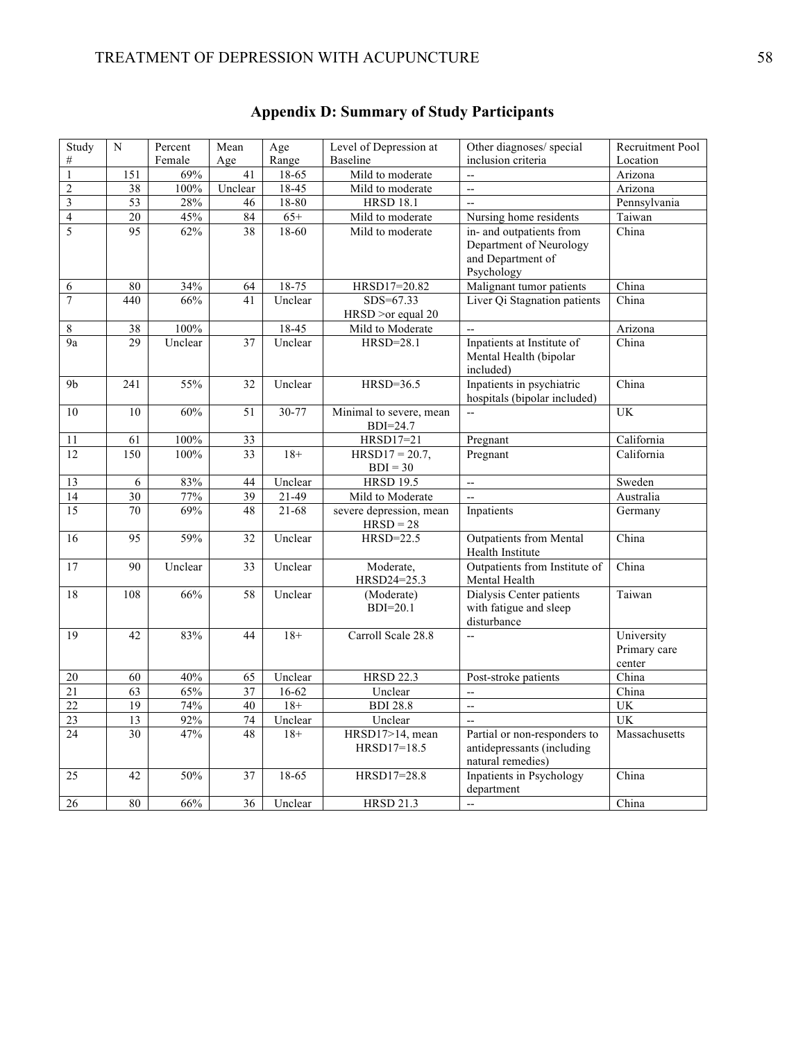## Appendix D: Summary of Study Participants

| Study # | N | Percent Female | Mean Age | Age Range | Level of Depression at Baseline | Other diagnoses/ special inclusion criteria | Recruitment Pool Location |
|---|---|---|---|---|---|---|---|
| 1 | 151 | 69% | 41 | 18-65 | Mild to moderate | -- | Arizona |
| 2 | 38 | 100% | Unclear | 18-45 | Mild to moderate | -- | Arizona |
| 3 | 53 | 28% | 46 | 18-80 | HRSD 18.1 | -- | Pennsylvania |
| 4 | 20 | 45% | 84 | 65+ | Mild to moderate | Nursing home residents | Taiwan |
| 5 | 95 | 62% | 38 | 18-60 | Mild to moderate | in- and outpatients from Department of Neurology and Department of Psychology | China |
| 6 | 80 | 34% | 64 | 18-75 | HRSD17=20.82 | Malignant tumor patients | China |
| 7 | 440 | 66% | 41 | Unclear | SDS=67.33 HRSD >or equal 20 | Liver Qi Stagnation patients | China |
| 8 | 38 | 100% | | 18-45 | Mild to Moderate | -- | Arizona |
| 9a | 29 | Unclear | 37 | Unclear | HRSD=28.1 | Inpatients at Institute of Mental Health (bipolar included) | China |
| 9b | 241 | 55% | 32 | Unclear | HRSD=36.5 | Inpatients in psychiatric hospitals (bipolar included) | China |
| 10 | 10 | 60% | 51 | 30-77 | Minimal to severe, mean BDI=24.7 | -- | UK |
| 11 | 61 | 100% | 33 | | HRSD17=21 | Pregnant | California |
| 12 | 150 | 100% | 33 | 18+ | HRSD17 = 20.7, BDI = 30 | Pregnant | California |
| 13 | 6 | 83% | 44 | Unclear | HRSD 19.5 | -- | Sweden |
| 14 | 30 | 77% | 39 | 21-49 | Mild to Moderate | -- | Australia |
| 15 | 70 | 69% | 48 | 21-68 | severe depression, mean HRSD = 28 | Inpatients | Germany |
| 16 | 95 | 59% | 32 | Unclear | HRSD=22.5 | Outpatients from Mental Health Institute | China |
| 17 | 90 | Unclear | 33 | Unclear | Moderate, HRSD24=25.3 | Outpatients from Institute of Mental Health | China |
| 18 | 108 | 66% | 58 | Unclear | (Moderate) BDI=20.1 | Dialysis Center patients with fatigue and sleep disturbance | Taiwan |
| 19 | 42 | 83% | 44 | 18+ | Carroll Scale 28.8 | -- | University Primary care center |
| 20 | 60 | 40% | 65 | Unclear | HRSD 22.3 | Post-stroke patients | China |
| 21 | 63 | 65% | 37 | 16-62 | Unclear | -- | China |
| 22 | 19 | 74% | 40 | 18+ | BDI 28.8 | -- | UK |
| 23 | 13 | 92% | 74 | Unclear | Unclear | -- | UK |
| 24 | 30 | 47% | 48 | 18+ | HRSD17>14, mean HRSD17=18.5 | Partial or non-responders to antidepressants (including natural remedies) | Massachusetts |
| 25 | 42 | 50% | 37 | 18-65 | HRSD17=28.8 | Inpatients in Psychology department | China |
| 26 | 80 | 66% | 36 | Unclear | HRSD 21.3 | -- | China |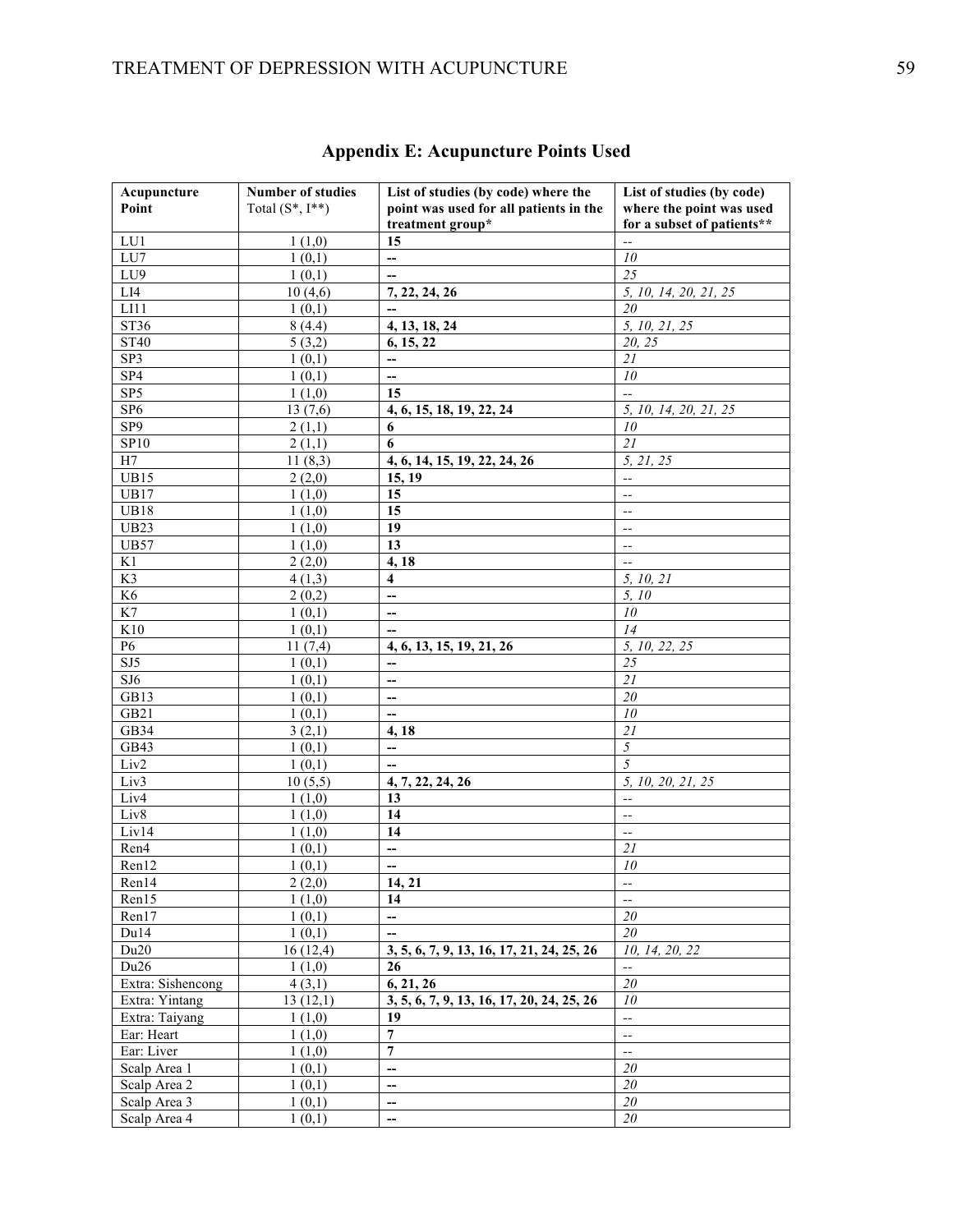## Appendix E: Acupuncture Points Used

| Acupuncture Point | Number of studies Total (S*, I**) | List of studies (by code) where the point was used for all patients in the treatment group* | List of studies (by code) where the point was used for a subset of patients** |
|---|---|---|---|
| LU1 | 1 (1,0) | **15** | -- |
| LU7 | 1 (0,1) | **--** | *10* |
| LU9 | 1 (0,1) | **--** | *25* |
| LI4 | 10 (4,6) | **7, 22, 24, 26** | *5, 10, 14, 20, 21, 25* |
| LI11 | 1 (0,1) | **--** | *20* |
| ST36 | 8 (4.4) | **4, 13, 18, 24** | *5, 10, 21, 25* |
| ST40 | 5 (3,2) | **6, 15, 22** | *20, 25* |
| SP3 | 1 (0,1) | **--** | *21* |
| SP4 | 1 (0,1) | **--** | *10* |
| SP5 | 1 (1,0) | **15** | -- |
| SP6 | 13 (7,6) | **4, 6, 15, 18, 19, 22, 24** | *5, 10, 14, 20, 21, 25* |
| SP9 | 2 (1,1) | **6** | *10* |
| SP10 | 2 (1,1) | **6** | *21* |
| H7 | 11 (8,3) | **4, 6, 14, 15, 19, 22, 24, 26** | *5, 21, 25* |
| UB15 | 2 (2,0) | **15, 19** | -- |
| UB17 | 1 (1,0) | **15** | -- |
| UB18 | 1 (1,0) | **15** | -- |
| UB23 | 1 (1,0) | **19** | -- |
| UB57 | 1 (1,0) | **13** | -- |
| K1 | 2 (2,0) | **4, 18** | -- |
| K3 | 4 (1,3) | **4** | *5, 10, 21* |
| K6 | 2 (0,2) | **--** | *5, 10* |
| K7 | 1 (0,1) | **--** | *10* |
| K10 | 1 (0,1) | **--** | *14* |
| P6 | 11 (7,4) | **4, 6, 13, 15, 19, 21, 26** | *5, 10, 22, 25* |
| SJ5 | 1 (0,1) | **--** | *25* |
| SJ6 | 1 (0,1) | **--** | *21* |
| GB13 | 1 (0,1) | **--** | *20* |
| GB21 | 1 (0,1) | **--** | *10* |
| GB34 | 3 (2,1) | **4, 18** | *21* |
| GB43 | 1 (0,1) | **--** | *5* |
| Liv2 | 1 (0,1) | **--** | *5* |
| Liv3 | 10 (5,5) | **4, 7, 22, 24, 26** | *5, 10, 20, 21, 25* |
| Liv4 | 1 (1,0) | **13** | -- |
| Liv8 | 1 (1,0) | **14** | -- |
| Liv14 | 1 (1,0) | **14** | -- |
| Ren4 | 1 (0,1) | **--** | *21* |
| Ren12 | 1 (0,1) | **--** | *10* |
| Ren14 | 2 (2,0) | **14, 21** | -- |
| Ren15 | 1 (1,0) | **14** | -- |
| Ren17 | 1 (0,1) | **--** | *20* |
| Du14 | 1 (0,1) | **--** | *20* |
| Du20 | 16 (12,4) | **3, 5, 6, 7, 9, 13, 16, 17, 21, 24, 25, 26** | *10, 14, 20, 22* |
| Du26 | 1 (1,0) | **26** | -- |
| Extra: Sishencong | 4 (3,1) | **6, 21, 26** | *20* |
| Extra: Yintang | 13 (12,1) | **3, 5, 6, 7, 9, 13, 16, 17, 20, 24, 25, 26** | *10* |
| Extra: Taiyang | 1 (1,0) | **19** | -- |
| Ear: Heart | 1 (1,0) | **7** | -- |
| Ear: Liver | 1 (1,0) | **7** | -- |
| Scalp Area 1 | 1 (0,1) | **--** | *20* |
| Scalp Area 2 | 1 (0,1) | **--** | *20* |
| Scalp Area 3 | 1 (0,1) | **--** | *20* |
| Scalp Area 4 | 1 (0,1) | **--** | *20* |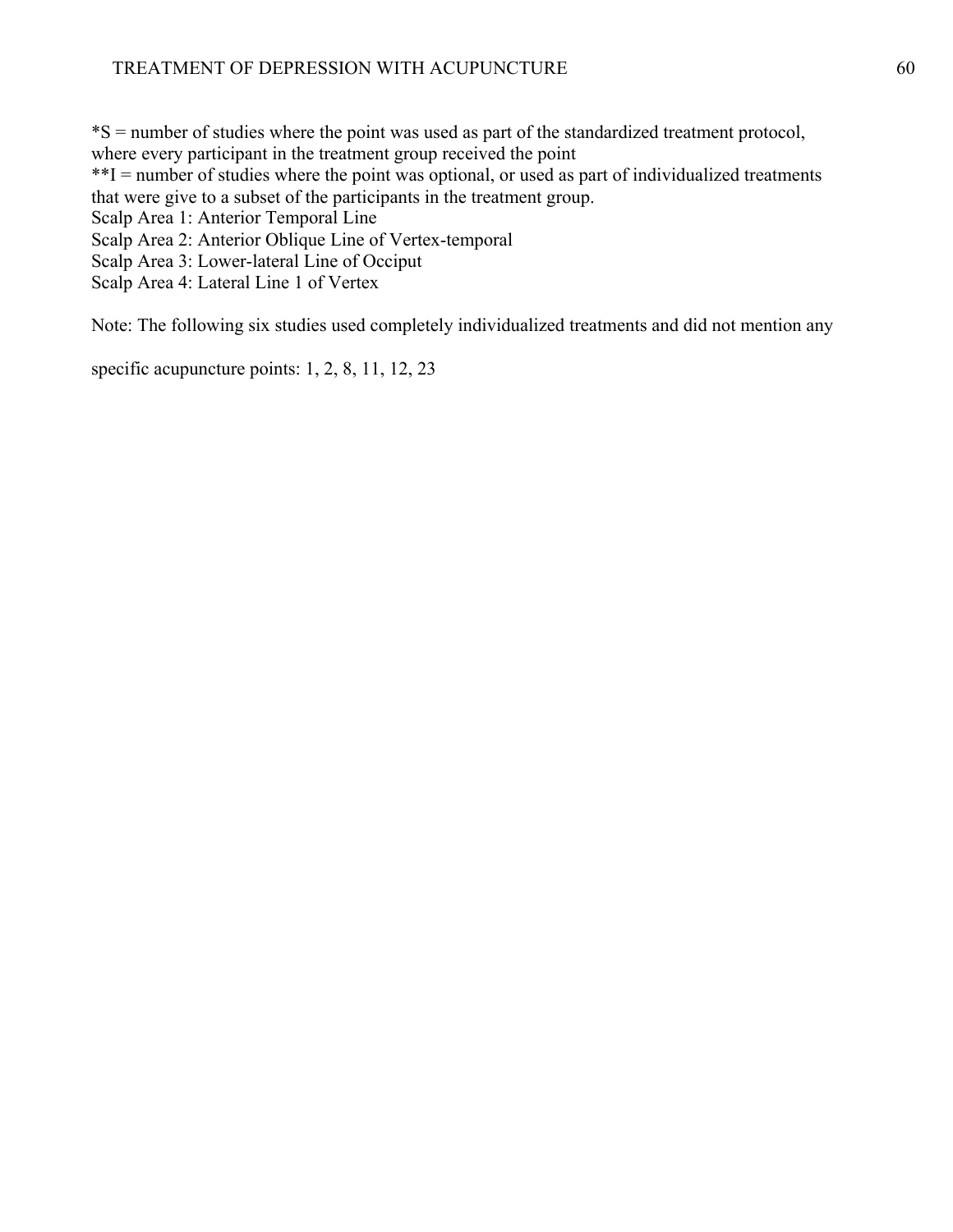*S = number of studies where the point was used as part of the standardized treatment protocol, where every participant in the treatment group received the point
**I = number of studies where the point was optional, or used as part of individualized treatments that were give to a subset of the participants in the treatment group.
Scalp Area 1: Anterior Temporal Line
Scalp Area 2: Anterior Oblique Line of Vertex-temporal
Scalp Area 3: Lower-lateral Line of Occiput
Scalp Area 4: Lateral Line 1 of Vertex

Note: The following six studies used completely individualized treatments and did not mention any specific acupuncture points: 1, 2, 8, 11, 12, 23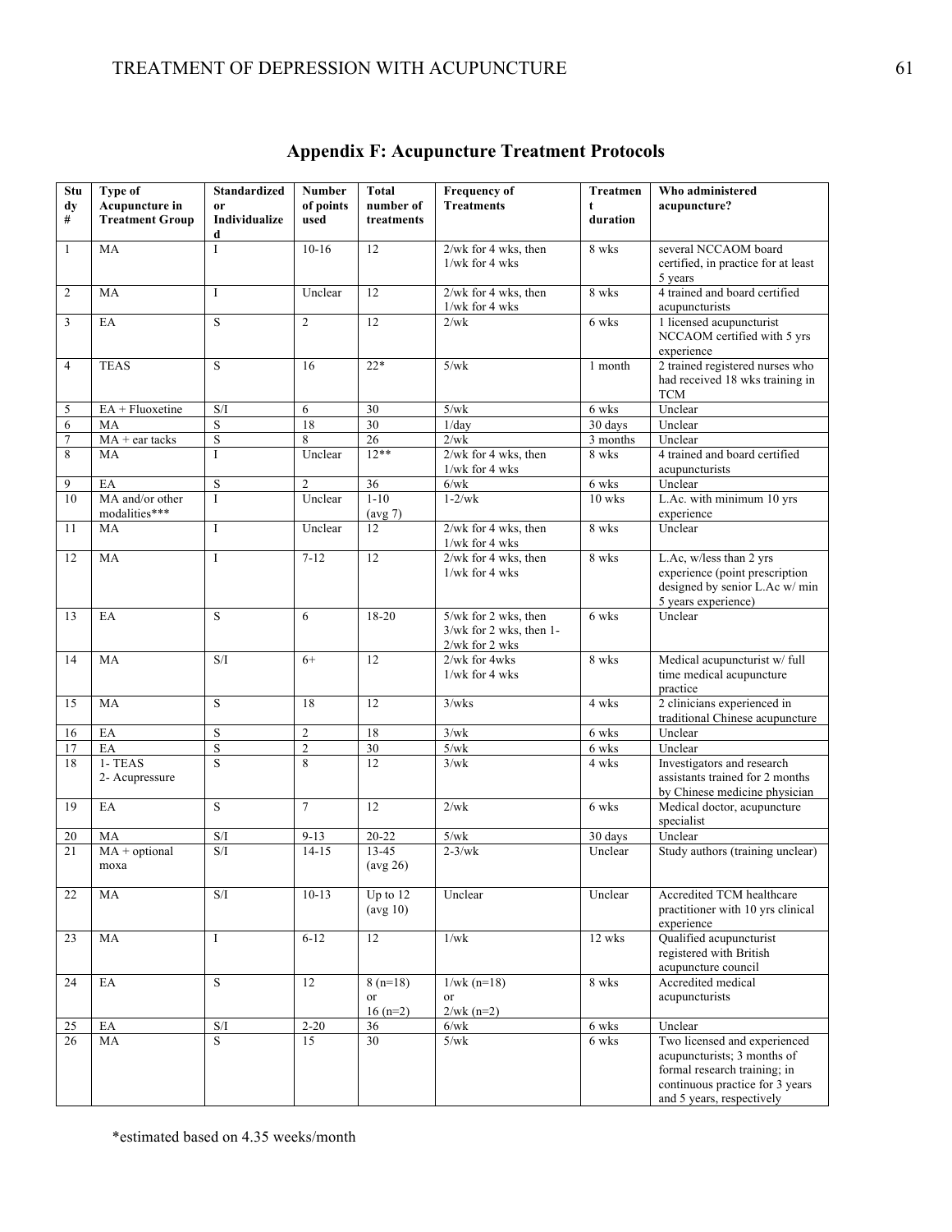## Appendix F: Acupuncture Treatment Protocols

| Study # | Type of Acupuncture in Treatment Group | Standardized or Individualized | Number of points used | Total number of treatments | Frequency of Treatments | Treatment duration | Who administered acupuncture? |
|---|---|---|---|---|---|---|---|
| 1 | MA | I | 10-16 | 12 | 2/wk for 4 wks, then 1/wk for 4 wks | 8 wks | several NCCAOM board certified, in practice for at least 5 years |
| 2 | MA | I | Unclear | 12 | 2/wk for 4 wks, then 1/wk for 4 wks | 8 wks | 4 trained and board certified acupuncturists |
| 3 | EA | S | 2 | 12 | 2/wk | 6 wks | 1 licensed acupuncturist NCCAOM certified with 5 yrs experience |
| 4 | TEAS | S | 16 | 22* | 5/wk | 1 month | 2 trained registered nurses who had received 18 wks training in TCM |
| 5 | EA + Fluoxetine | S/I | 6 | 30 | 5/wk | 6 wks | Unclear |
| 6 | MA | S | 18 | 30 | 1/day | 30 days | Unclear |
| 7 | MA + ear tacks | S | 8 | 26 | 2/wk | 3 months | Unclear |
| 8 | MA | I | Unclear | 12** | 2/wk for 4 wks, then 1/wk for 4 wks | 8 wks | 4 trained and board certified acupuncturists |
| 9 | EA | S | 2 | 36 | 6/wk | 6 wks | Unclear |
| 10 | MA and/or other modalities*** | I | Unclear | 1-10 (avg 7) | 1-2/wk | 10 wks | L.Ac. with minimum 10 yrs experience |
| 11 | MA | I | Unclear | 12 | 2/wk for 4 wks, then 1/wk for 4 wks | 8 wks | Unclear |
| 12 | MA | I | 7-12 | 12 | 2/wk for 4 wks, then 1/wk for 4 wks | 8 wks | L.Ac, w/less than 2 yrs experience (point prescription designed by senior L.Ac w/ min 5 years experience) |
| 13 | EA | S | 6 | 18-20 | 5/wk for 2 wks, then 3/wk for 2 wks, then 1-2/wk for 2 wks | 6 wks | Unclear |
| 14 | MA | S/I | 6+ | 12 | 2/wk for 4wks 1/wk for 4 wks | 8 wks | Medical acupuncturist w/ full time medical acupuncture practice |
| 15 | MA | S | 18 | 12 | 3/wks | 4 wks | 2 clinicians experienced in traditional Chinese acupuncture |
| 16 | EA | S | 2 | 18 | 3/wk | 6 wks | Unclear |
| 17 | EA | S | 2 | 30 | 5/wk | 6 wks | Unclear |
| 18 | 1- TEAS 2- Acupressure | S | 8 | 12 | 3/wk | 4 wks | Investigators and research assistants trained for 2 months by Chinese medicine physician |
| 19 | EA | S | 7 | 12 | 2/wk | 6 wks | Medical doctor, acupuncture specialist |
| 20 | MA | S/I | 9-13 | 20-22 | 5/wk | 30 days | Unclear |
| 21 | MA + optional moxa | S/I | 14-15 | 13-45 (avg 26) | 2-3/wk | Unclear | Study authors (training unclear) |
| 22 | MA | S/I | 10-13 | Up to 12 (avg 10) | Unclear | Unclear | Accredited TCM healthcare practitioner with 10 yrs clinical experience |
| 23 | MA | I | 6-12 | 12 | 1/wk | 12 wks | Qualified acupuncturist registered with British acupuncture council |
| 24 | EA | S | 12 | 8 (n=18) or 16 (n=2) | 1/wk (n=18) or 2/wk (n=2) | 8 wks | Accredited medical acupuncturists |
| 25 | EA | S/I | 2-20 | 36 | 6/wk | 6 wks | Unclear |
| 26 | MA | S | 15 | 30 | 5/wk | 6 wks | Two licensed and experienced acupuncturists; 3 months of formal research training; in continuous practice for 3 years and 5 years, respectively |

*estimated based on 4.35 weeks/month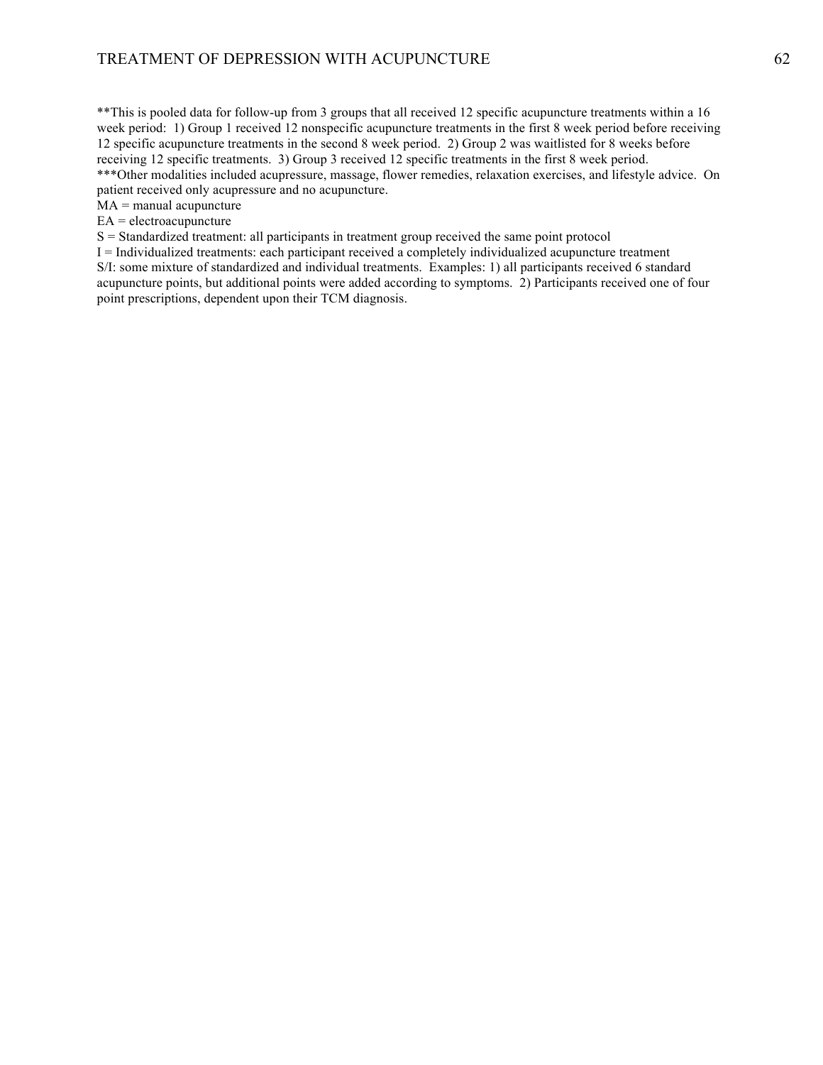**This is pooled data for follow-up from 3 groups that all received 12 specific acupuncture treatments within a 16 week period: 1) Group 1 received 12 nonspecific acupuncture treatments in the first 8 week period before receiving 12 specific acupuncture treatments in the second 8 week period. 2) Group 2 was waitlisted for 8 weeks before receiving 12 specific treatments. 3) Group 3 received 12 specific treatments in the first 8 week period.
***Other modalities included acupressure, massage, flower remedies, relaxation exercises, and lifestyle advice. On patient received only acupressure and no acupuncture.
MA = manual acupuncture
EA = electroacupuncture
S = Standardized treatment: all participants in treatment group received the same point protocol
I = Individualized treatments: each participant received a completely individualized acupuncture treatment
S/I: some mixture of standardized and individual treatments. Examples: 1) all participants received 6 standard acupuncture points, but additional points were added according to symptoms. 2) Participants received one of four point prescriptions, dependent upon their TCM diagnosis.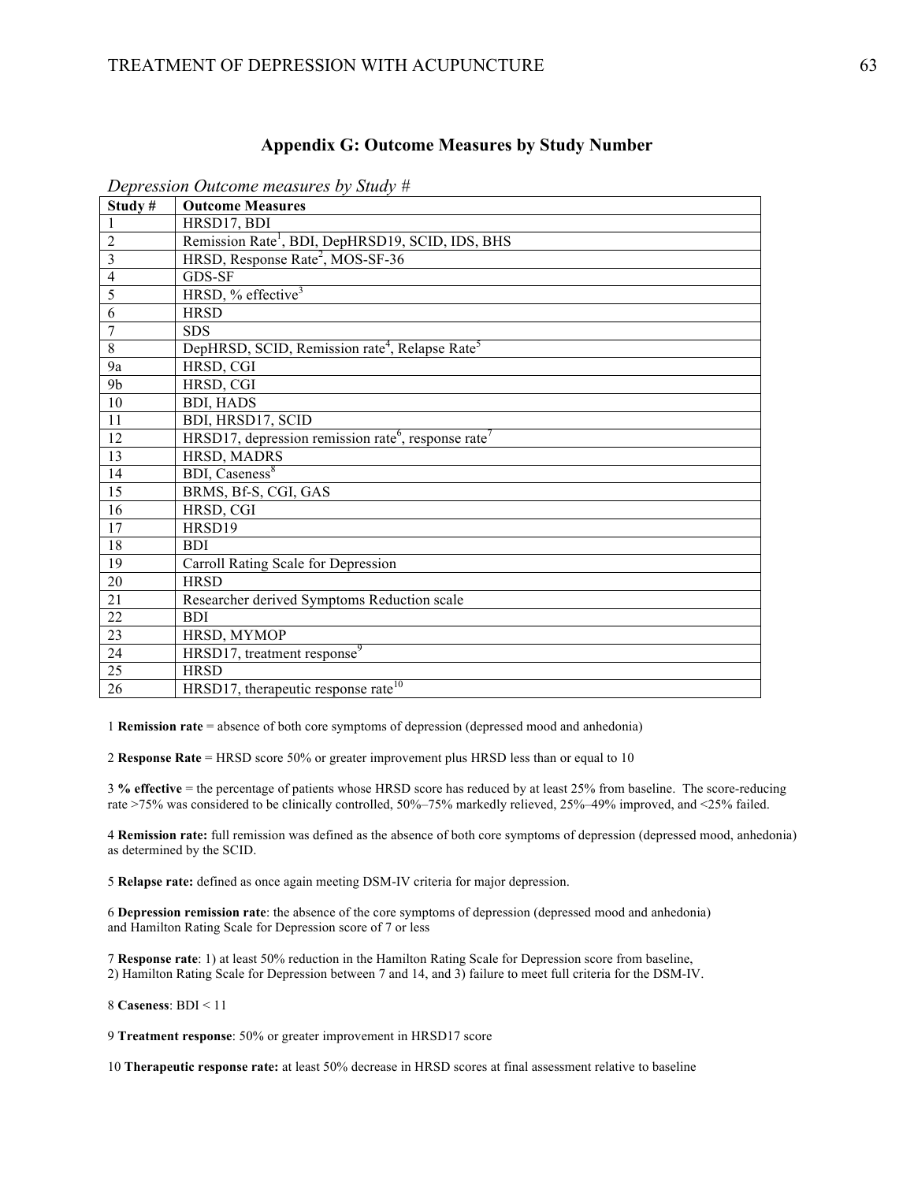## Appendix G: Outcome Measures by Study Number

*Depression Outcome measures by Study #*

| Study # | Outcome Measures |
|---|---|
| 1 | HRSD17, BDI |
| 2 | Remission Rate[1], BDI, DepHRSD19, SCID, IDS, BHS |
| 3 | HRSD, Response Rate[2], MOS-SF-36 |
| 4 | GDS-SF |
| 5 | HRSD, % effective[3] |
| 6 | HRSD |
| 7 | SDS |
| 8 | DepHRSD, SCID, Remission rate[4], Relapse Rate[5] |
| 9a | HRSD, CGI |
| 9b | HRSD, CGI |
| 10 | BDI, HADS |
| 11 | BDI, HRSD17, SCID |
| 12 | HRSD17, depression remission rate[6], response rate[7] |
| 13 | HRSD, MADRS |
| 14 | BDI, Caseness[8] |
| 15 | BRMS, Bf-S, CGI, GAS |
| 16 | HRSD, CGI |
| 17 | HRSD19 |
| 18 | BDI |
| 19 | Carroll Rating Scale for Depression |
| 20 | HRSD |
| 21 | Researcher derived Symptoms Reduction scale |
| 22 | BDI |
| 23 | HRSD, MYMOP |
| 24 | HRSD17, treatment response[9] |
| 25 | HRSD |
| 26 | HRSD17, therapeutic response rate[10] |

1 **Remission rate** = absence of both core symptoms of depression (depressed mood and anhedonia)

2 **Response Rate** = HRSD score 50% or greater improvement plus HRSD less than or equal to 10

3 **% effective** = the percentage of patients whose HRSD score has reduced by at least 25% from baseline. The score-reducing rate >75% was considered to be clinically controlled, 50%–75% markedly relieved, 25%–49% improved, and <25% failed.

4 **Remission rate:** full remission was defined as the absence of both core symptoms of depression (depressed mood, anhedonia) as determined by the SCID.

5 **Relapse rate:** defined as once again meeting DSM-IV criteria for major depression.

6 **Depression remission rate**: the absence of the core symptoms of depression (depressed mood and anhedonia) and Hamilton Rating Scale for Depression score of 7 or less

7 **Response rate**: 1) at least 50% reduction in the Hamilton Rating Scale for Depression score from baseline, 2) Hamilton Rating Scale for Depression between 7 and 14, and 3) failure to meet full criteria for the DSM-IV.

8 **Caseness**: BDI < 11

9 **Treatment response**: 50% or greater improvement in HRSD17 score

10 **Therapeutic response rate:** at least 50% decrease in HRSD scores at final assessment relative to baseline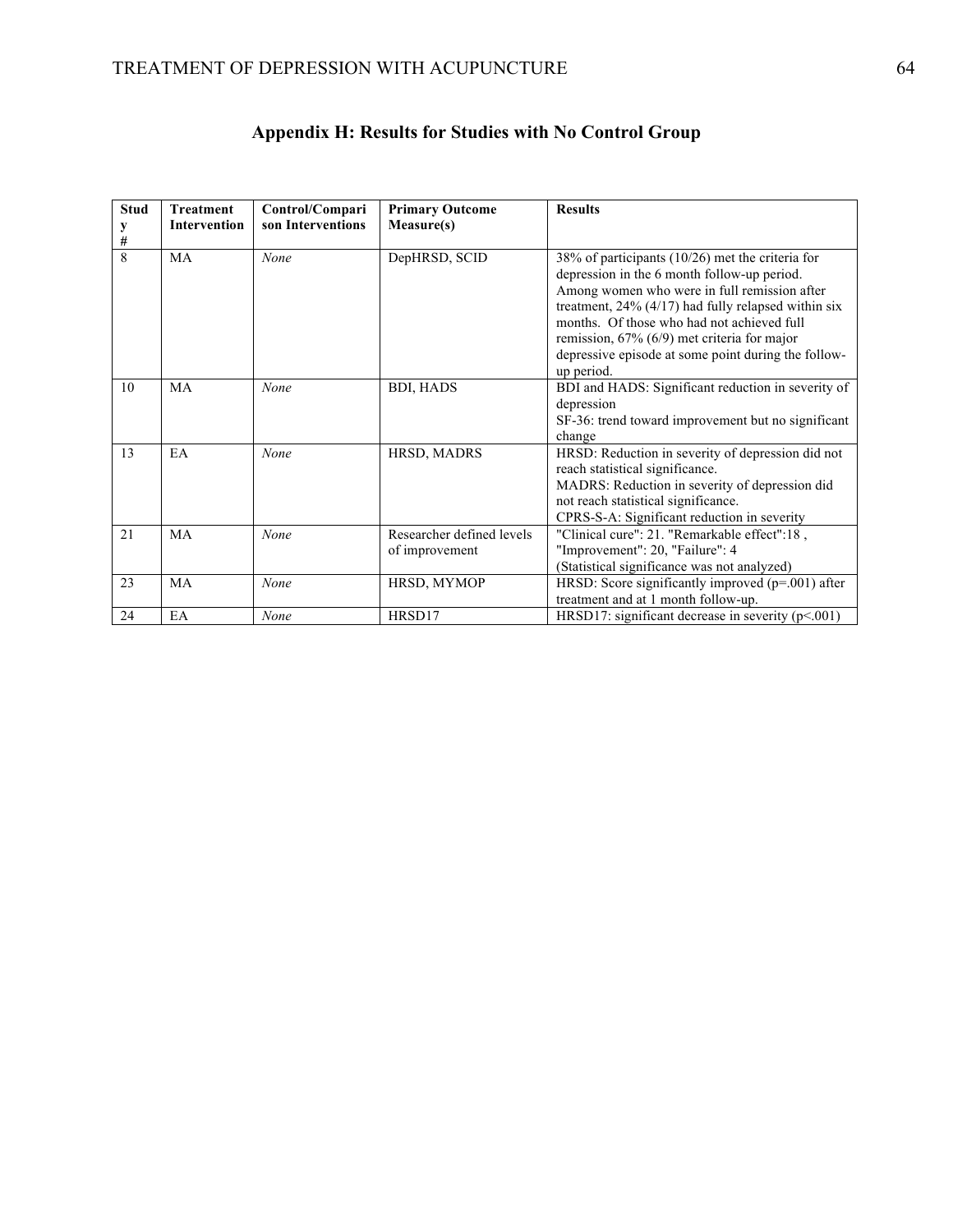## Appendix H: Results for Studies with No Control Group

| Study # | Treatment Intervention | Control/Comparison Interventions | Primary Outcome Measure(s) | Results |
|---|---|---|---|---|
| 8 | MA | *None* | DepHRSD, SCID | 38% of participants (10/26) met the criteria for depression in the 6 month follow-up period. Among women who were in full remission after treatment, 24% (4/17) had fully relapsed within six months. Of those who had not achieved full remission, 67% (6/9) met criteria for major depressive episode at some point during the follow-up period. |
| 10 | MA | *None* | BDI, HADS | BDI and HADS: Significant reduction in severity of depression<br>SF-36: trend toward improvement but no significant change |
| 13 | EA | *None* | HRSD, MADRS | HRSD: Reduction in severity of depression did not reach statistical significance.<br>MADRS: Reduction in severity of depression did not reach statistical significance.<br>CPRS-S-A: Significant reduction in severity |
| 21 | MA | *None* | Researcher defined levels of improvement | "Clinical cure": 21. "Remarkable effect":18 , "Improvement": 20, "Failure": 4<br>(Statistical significance was not analyzed) |
| 23 | MA | *None* | HRSD, MYMOP | HRSD: Score significantly improved ($p$=.001) after treatment and at 1 month follow-up. |
| 24 | EA | *None* | HRSD17 | HRSD17: significant decrease in severity ($p$<.001) |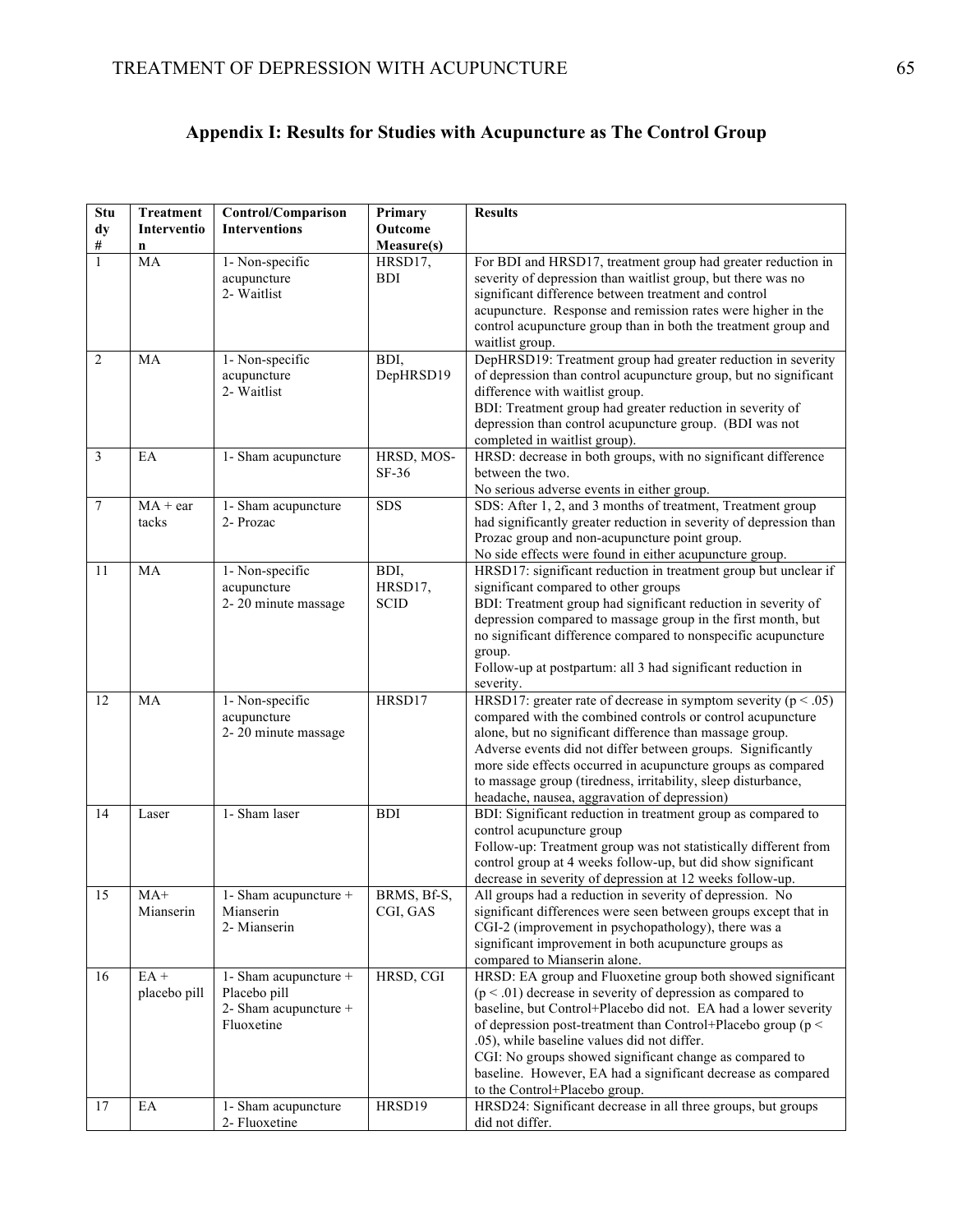## Appendix I: Results for Studies with Acupuncture as The Control Group

| Study # | Treatment Intervention | Control/Comparison Interventions | Primary Outcome Measure(s) | Results |
|---|---|---|---|---|
| 1 | MA | 1- Non-specific acupuncture<br>2- Waitlist | HRSD17, BDI | For BDI and HRSD17, treatment group had greater reduction in severity of depression than waitlist group, but there was no significant difference between treatment and control acupuncture. Response and remission rates were higher in the control acupuncture group than in both the treatment group and waitlist group. |
| 2 | MA | 1- Non-specific acupuncture<br>2- Waitlist | BDI, DepHRSD19 | DepHRSD19: Treatment group had greater reduction in severity of depression than control acupuncture group, but no significant difference with waitlist group.<br>BDI: Treatment group had greater reduction in severity of depression than control acupuncture group. (BDI was not completed in waitlist group). |
| 3 | EA | 1- Sham acupuncture | HRSD, MOS-SF-36 | HRSD: decrease in both groups, with no significant difference between the two.<br>No serious adverse events in either group. |
| 7 | MA + ear tacks | 1- Sham acupuncture<br>2- Prozac | SDS | SDS: After 1, 2, and 3 months of treatment, Treatment group had significantly greater reduction in severity of depression than Prozac group and non-acupuncture point group.<br>No side effects were found in either acupuncture group. |
| 11 | MA | 1- Non-specific acupuncture<br>2- 20 minute massage | BDI, HRSD17, SCID | HRSD17: significant reduction in treatment group but unclear if significant compared to other groups<br>BDI: Treatment group had significant reduction in severity of depression compared to massage group in the first month, but no significant difference compared to nonspecific acupuncture group.<br>Follow-up at postpartum: all 3 had significant reduction in severity. |
| 12 | MA | 1- Non-specific acupuncture<br>2- 20 minute massage | HRSD17 | HRSD17: greater rate of decrease in symptom severity ($p < .05$) compared with the combined controls or control acupuncture alone, but no significant difference than massage group.<br>Adverse events did not differ between groups. Significantly more side effects occurred in acupuncture groups as compared to massage group (tiredness, irritability, sleep disturbance, headache, nausea, aggravation of depression) |
| 14 | Laser | 1- Sham laser | BDI | BDI: Significant reduction in treatment group as compared to control acupuncture group<br>Follow-up: Treatment group was not statistically different from control group at 4 weeks follow-up, but did show significant decrease in severity of depression at 12 weeks follow-up. |
| 15 | MA+ Mianserin | 1- Sham acupuncture + Mianserin<br>2- Mianserin | BRMS, Bf-S, CGI, GAS | All groups had a reduction in severity of depression. No significant differences were seen between groups except that in CGI-2 (improvement in psychopathology), there was a significant improvement in both acupuncture groups as compared to Mianserin alone. |
| 16 | EA + placebo pill | 1- Sham acupuncture + Placebo pill<br>2- Sham acupuncture + Fluoxetine | HRSD, CGI | HRSD: EA group and Fluoxetine group both showed significant ($p < .01$) decrease in severity of depression as compared to baseline, but Control+Placebo did not. EA had a lower severity of depression post-treatment than Control+Placebo group ($p < .05$), while baseline values did not differ.<br>CGI: No groups showed significant change as compared to baseline. However, EA had a significant decrease as compared to the Control+Placebo group. |
| 17 | EA | 1- Sham acupuncture<br>2- Fluoxetine | HRSD19 | HRSD24: Significant decrease in all three groups, but groups did not differ. |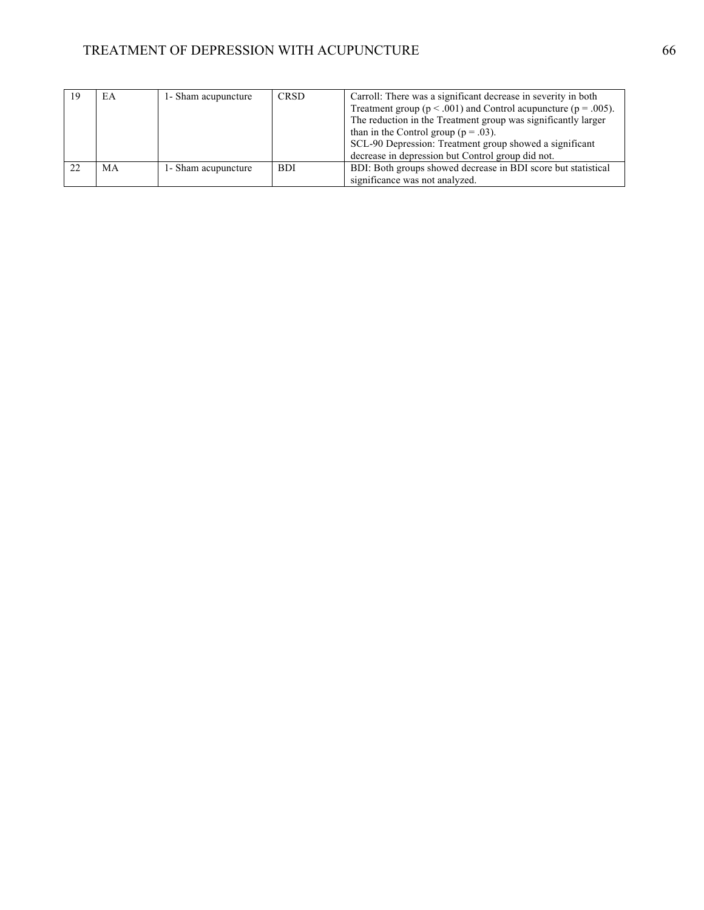| | | | | |
|---|---|---|---|---|
| 19 | EA | 1- Sham acupuncture | CRSD | Carroll: There was a significant decrease in severity in both Treatment group ($p < .001$) and Control acupuncture ($p = .005$). The reduction in the Treatment group was significantly larger than in the Control group ($p = .03$).<br>SCL-90 Depression: Treatment group showed a significant decrease in depression but Control group did not. |
| 22 | MA | 1- Sham acupuncture | BDI | BDI: Both groups showed decrease in BDI score but statistical significance was not analyzed. |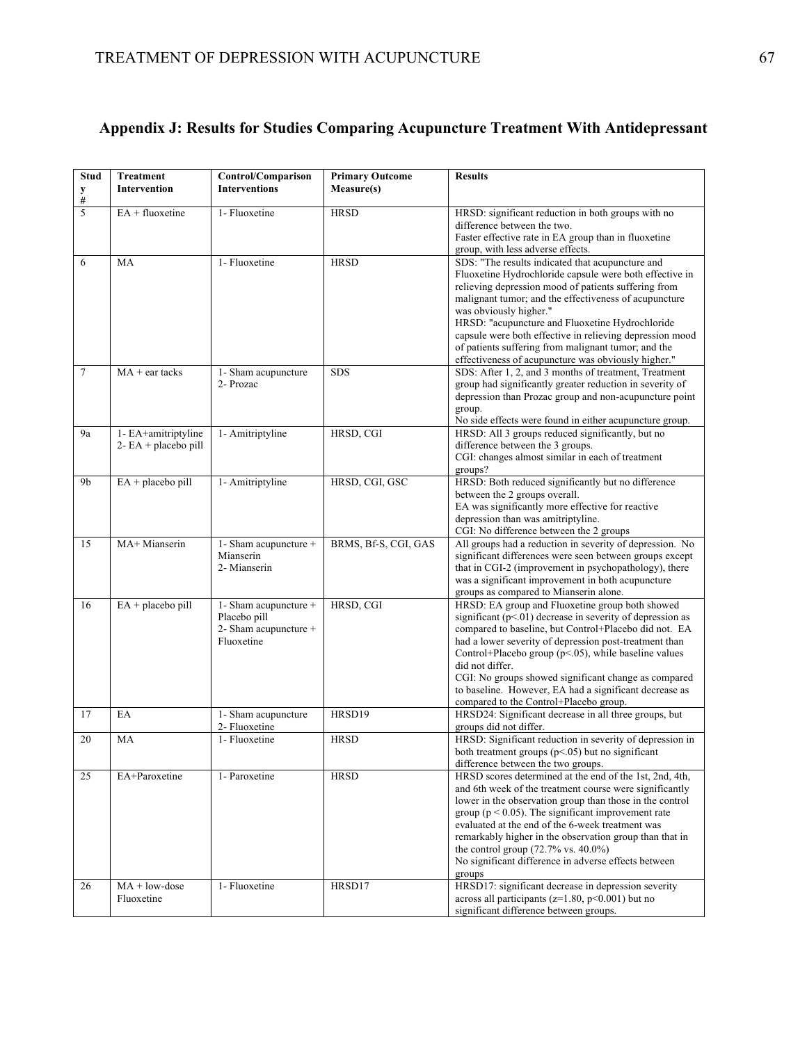## Appendix J: Results for Studies Comparing Acupuncture Treatment With Antidepressant

| Study # | Treatment Intervention | Control/Comparison Interventions | Primary Outcome Measure(s) | Results |
|---|---|---|---|---|
| 5 | EA + fluoxetine | 1- Fluoxetine | HRSD | HRSD: significant reduction in both groups with no difference between the two. Faster effective rate in EA group than in fluoxetine group, with less adverse effects. |
| 6 | MA | 1- Fluoxetine | HRSD | SDS: "The results indicated that acupuncture and Fluoxetine Hydrochloride capsule were both effective in relieving depression mood of patients suffering from malignant tumor; and the effectiveness of acupuncture was obviously higher." HRSD: "acupuncture and Fluoxetine Hydrochloride capsule were both effective in relieving depression mood of patients suffering from malignant tumor; and the effectiveness of acupuncture was obviously higher." |
| 7 | MA + ear tacks | 1- Sham acupuncture 2- Prozac | SDS | SDS: After 1, 2, and 3 months of treatment, Treatment group had significantly greater reduction in severity of depression than Prozac group and non-acupuncture point group. No side effects were found in either acupuncture group. |
| 9a | 1- EA+amitriptyline 2- EA + placebo pill | 1- Amitriptyline | HRSD, CGI | HRSD: All 3 groups reduced significantly, but no difference between the 3 groups. CGI: changes almost similar in each of treatment groups? |
| 9b | EA + placebo pill | 1- Amitriptyline | HRSD, CGI, GSC | HRSD: Both reduced significantly but no difference between the 2 groups overall. EA was significantly more effective for reactive depression than was amitriptyline. CGI: No difference between the 2 groups |
| 15 | MA+ Mianserin | 1- Sham acupuncture + Mianserin 2- Mianserin | BRMS, Bf-S, CGI, GAS | All groups had a reduction in severity of depression. No significant differences were seen between groups except that in CGI-2 (improvement in psychopathology), there was a significant improvement in both acupuncture groups as compared to Mianserin alone. |
| 16 | EA + placebo pill | 1- Sham acupuncture + Placebo pill 2- Sham acupuncture + Fluoxetine | HRSD, CGI | HRSD: EA group and Fluoxetine group both showed significant ($p<.01$) decrease in severity of depression as compared to baseline, but Control+Placebo did not. EA had a lower severity of depression post-treatment than Control+Placebo group ($p<.05$), while baseline values did not differ. CGI: No groups showed significant change as compared to baseline. However, EA had a significant decrease as compared to the Control+Placebo group. |
| 17 | EA | 1- Sham acupuncture 2- Fluoxetine | HRSD19 | HRSD24: Significant decrease in all three groups, but groups did not differ. |
| 20 | MA | 1- Fluoxetine | HRSD | HRSD: Significant reduction in severity of depression in both treatment groups ($p<.05$) but no significant difference between the two groups. |
| 25 | EA+Paroxetine | 1- Paroxetine | HRSD | HRSD scores determined at the end of the 1st, 2nd, 4th, and 6th week of the treatment course were significantly lower in the observation group than those in the control group ($p < 0.05$). The significant improvement rate evaluated at the end of the 6-week treatment was remarkably higher in the observation group than that in the control group (72.7% vs. 40.0%) No significant difference in adverse effects between groups |
| 26 | MA + low-dose Fluoxetine | 1- Fluoxetine | HRSD17 | HRSD17: significant decrease in depression severity across all participants ($z=1.80$, $p<0.001$) but no significant difference between groups. |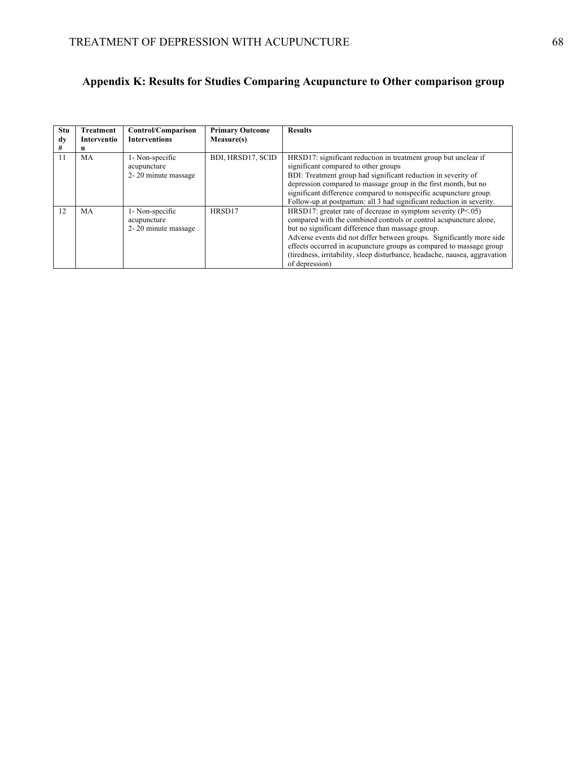## Appendix K: Results for Studies Comparing Acupuncture to Other comparison group

| Study # | Treatment Intervention | Control/Comparison Interventions | Primary Outcome Measure(s) | Results |
|---|---|---|---|---|
| 11 | MA | 1- Non-specific acupuncture<br>2- 20 minute massage | BDI, HRSD17, SCID | HRSD17: significant reduction in treatment group but unclear if significant compared to other groups<br>BDI: Treatment group had significant reduction in severity of depression compared to massage group in the first month, but no significant difference compared to nonspecific acupuncture group.<br>Follow-up at postpartum: all 3 had significant reduction in severity. |
| 12 | MA | 1- Non-specific acupuncture<br>2- 20 minute massage | HRSD17 | HRSD17: greater rate of decrease in symptom severity ($P<.05$) compared with the combined controls or control acupuncture alone, but no significant difference than massage group.<br>Adverse events did not differ between groups. Significantly more side effects occurred in acupuncture groups as compared to massage group (tiredness, irritability, sleep disturbance, headache, nausea, aggravation of depression) |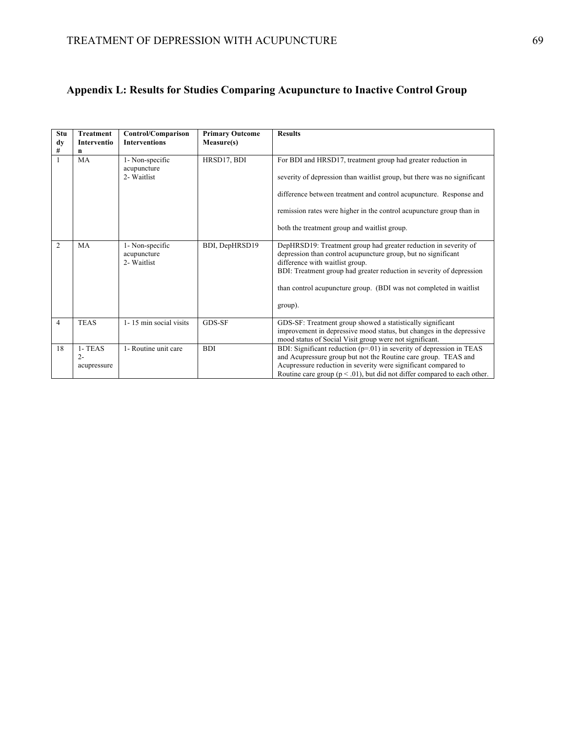## Appendix L: Results for Studies Comparing Acupuncture to Inactive Control Group

| Study # | Treatment Intervention | Control/Comparison Interventions | Primary Outcome Measure(s) | Results |
|---|---|---|---|---|
| 1 | MA | 1- Non-specific acupuncture<br>2- Waitlist | HRSD17, BDI | For BDI and HRSD17, treatment group had greater reduction in severity of depression than waitlist group, but there was no significant difference between treatment and control acupuncture. Response and remission rates were higher in the control acupuncture group than in both the treatment group and waitlist group. |
| 2 | MA | 1- Non-specific acupuncture<br>2- Waitlist | BDI, DepHRSD19 | DepHRSD19: Treatment group had greater reduction in severity of depression than control acupuncture group, but no significant difference with waitlist group.<br>BDI: Treatment group had greater reduction in severity of depression than control acupuncture group. (BDI was not completed in waitlist group). |
| 4 | TEAS | 1- 15 min social visits | GDS-SF | GDS-SF: Treatment group showed a statistically significant improvement in depressive mood status, but changes in the depressive mood status of Social Visit group were not significant. |
| 18 | 1- TEAS<br>2- acupressure | 1- Routine unit care | BDI | BDI: Significant reduction (p=.01) in severity of depression in TEAS and Acupressure group but not the Routine care group. TEAS and Acupressure reduction in severity were significant compared to Routine care group ($p < .01$), but did not differ compared to each other. |